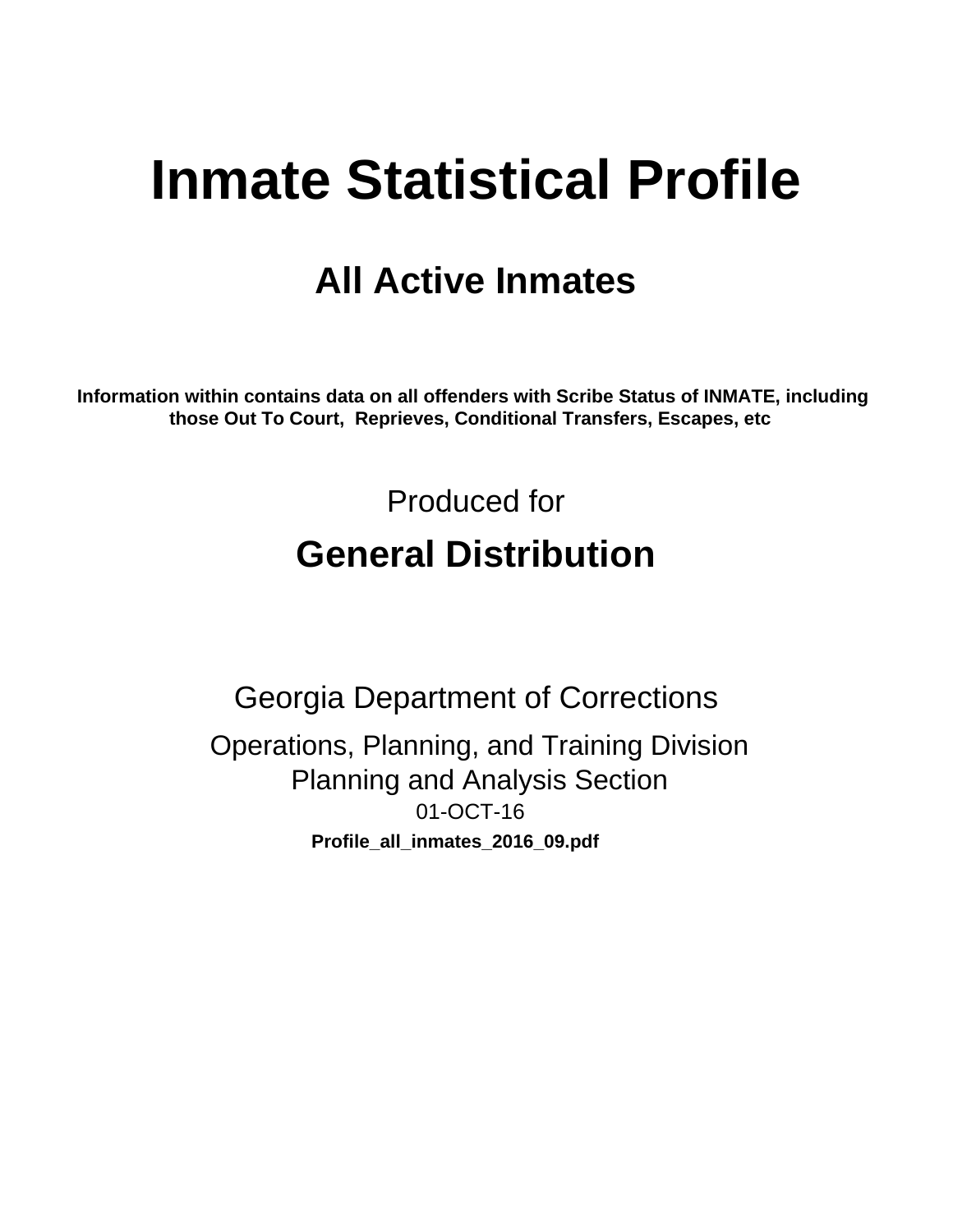# Inmate Statistical Profile

## All Active Inmates

**Information within contains data on all offenders with Scribe Status of INMATE, including those Out To Court, Reprieves, Conditional Transfers, Escapes, etc**

Produced for

## General Distribution

Georgia Department of Corrections

Operations, Planning, and Training Division
Planning and Analysis Section
01-OCT-16

**Profile_all_inmates_2016_09.pdf**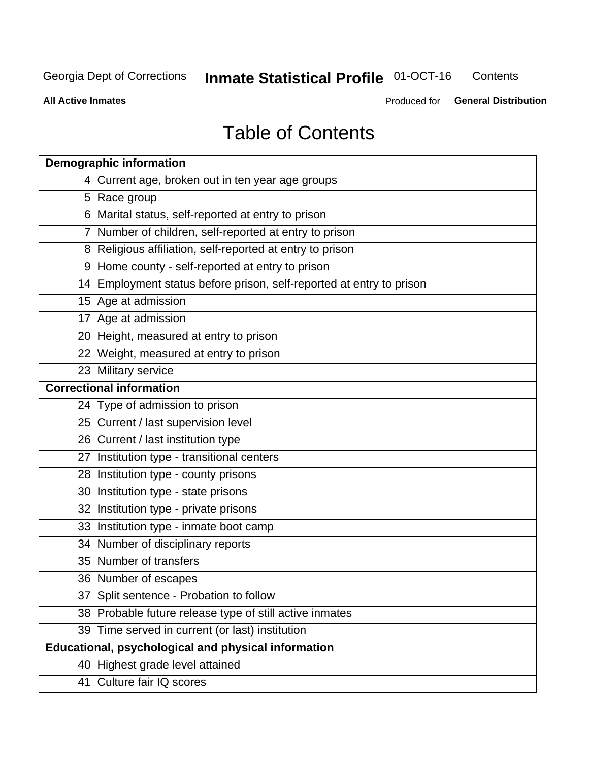Georgia Dept of Corrections **Inmate Statistical Profile** 01-OCT-16 Contents

**All Active Inmates** Produced for **General Distribution**

# Table of Contents

| **Demographic information** | |
|---|---|
| 4 | Current age, broken out in ten year age groups |
| 5 | Race group |
| 6 | Marital status, self-reported at entry to prison |
| 7 | Number of children, self-reported at entry to prison |
| 8 | Religious affiliation, self-reported at entry to prison |
| 9 | Home county - self-reported at entry to prison |
| 14 | Employment status before prison, self-reported at entry to prison |
| 15 | Age at admission |
| 17 | Age at admission |
| 20 | Height, measured at entry to prison |
| 22 | Weight, measured at entry to prison |
| 23 | Military service |
| **Correctional information** | |
| 24 | Type of admission to prison |
| 25 | Current / last supervision level |
| 26 | Current / last institution type |
| 27 | Institution type - transitional centers |
| 28 | Institution type - county prisons |
| 30 | Institution type - state prisons |
| 32 | Institution type - private prisons |
| 33 | Institution type - inmate boot camp |
| 34 | Number of disciplinary reports |
| 35 | Number of transfers |
| 36 | Number of escapes |
| 37 | Split sentence - Probation to follow |
| 38 | Probable future release type of still active inmates |
| 39 | Time served in current (or last) institution |
| **Educational, psychological and physical information** | |
| 40 | Highest grade level attained |
| 41 | Culture fair IQ scores |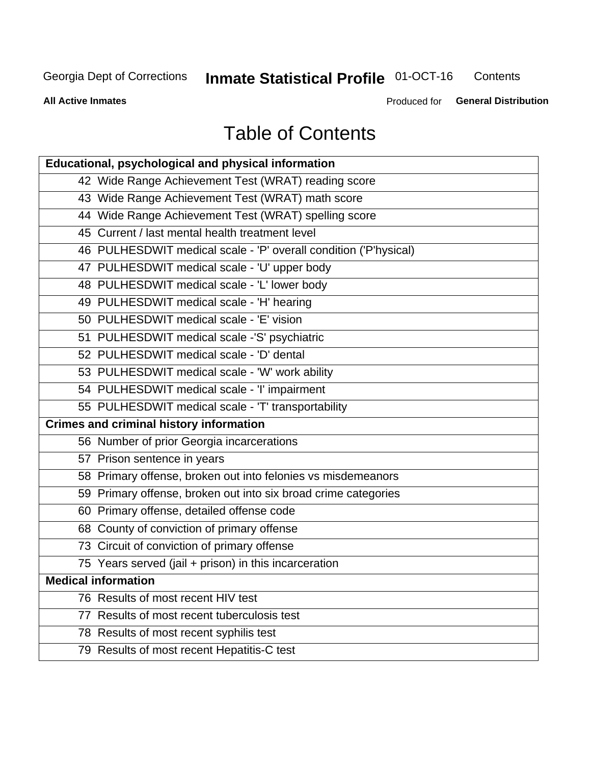# Table of Contents

| Educational, psychological and physical information |
|---|
| 42 Wide Range Achievement Test (WRAT) reading score |
| 43 Wide Range Achievement Test (WRAT) math score |
| 44 Wide Range Achievement Test (WRAT) spelling score |
| 45 Current / last mental health treatment level |
| 46 PULHESDWIT medical scale - 'P' overall condition ('P'hysical) |
| 47 PULHESDWIT medical scale - 'U' upper body |
| 48 PULHESDWIT medical scale - 'L' lower body |
| 49 PULHESDWIT medical scale - 'H' hearing |
| 50 PULHESDWIT medical scale - 'E' vision |
| 51 PULHESDWIT medical scale -'S' psychiatric |
| 52 PULHESDWIT medical scale - 'D' dental |
| 53 PULHESDWIT medical scale - 'W' work ability |
| 54 PULHESDWIT medical scale - 'I' impairment |
| 55 PULHESDWIT medical scale - 'T' transportability |
| **Crimes and criminal history information** |
| 56 Number of prior Georgia incarcerations |
| 57 Prison sentence in years |
| 58 Primary offense, broken out into felonies vs misdemeanors |
| 59 Primary offense, broken out into six broad crime categories |
| 60 Primary offense, detailed offense code |
| 68 County of conviction of primary offense |
| 73 Circuit of conviction of primary offense |
| 75 Years served (jail + prison) in this incarceration |
| **Medical information** |
| 76 Results of most recent HIV test |
| 77 Results of most recent tuberculosis test |
| 78 Results of most recent syphilis test |
| 79 Results of most recent Hepatitis-C test |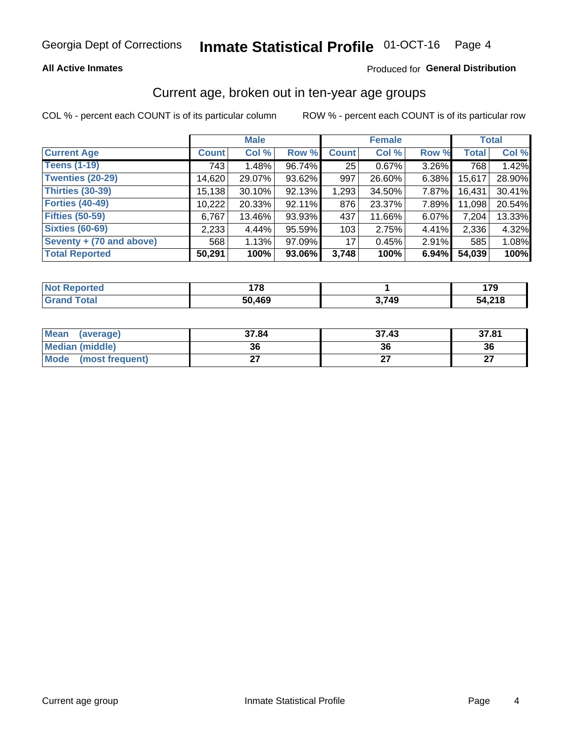Georgia Dept of Corrections **Inmate Statistical Profile** 01-OCT-16

**All Active Inmates**

Produced for **General Distribution**

## Current age, broken out in ten-year age groups

COL % - percent each COUNT is of its particular column ROW % - percent each COUNT is of its particular row

| | Male | | | Female | | | Total | |
|---|---|---|---|---|---|---|---|---|
| Current Age | Count | Col % | Row % | Count | Col % | Row % | Total | Col % |
| Teens (1-19) | 743 | 1.48% | 96.74% | 25 | 0.67% | 3.26% | 768 | 1.42% |
| Twenties (20-29) | 14,620 | 29.07% | 93.62% | 997 | 26.60% | 6.38% | 15,617 | 28.90% |
| Thirties (30-39) | 15,138 | 30.10% | 92.13% | 1,293 | 34.50% | 7.87% | 16,431 | 30.41% |
| Forties (40-49) | 10,222 | 20.33% | 92.11% | 876 | 23.37% | 7.89% | 11,098 | 20.54% |
| Fifties (50-59) | 6,767 | 13.46% | 93.93% | 437 | 11.66% | 6.07% | 7,204 | 13.33% |
| Sixties (60-69) | 2,233 | 4.44% | 95.59% | 103 | 2.75% | 4.41% | 2,336 | 4.32% |
| Seventy + (70 and above) | 568 | 1.13% | 97.09% | 17 | 0.45% | 2.91% | 585 | 1.08% |
| **Total Reported** | **50,291** | **100%** | **93.06%** | **3,748** | **100%** | **6.94%** | **54,039** | **100%** |

| | Male | Female | Total |
|---|---|---|---|
| Not Reported | 178 | 1 | 179 |
| Grand Total | 50,469 | 3,749 | 54,218 |

| | Male | Female | Total |
|---|---|---|---|
| Mean (average) | 37.84 | 37.43 | 37.81 |
| Median (middle) | 36 | 36 | 36 |
| Mode (most frequent) | 27 | 27 | 27 |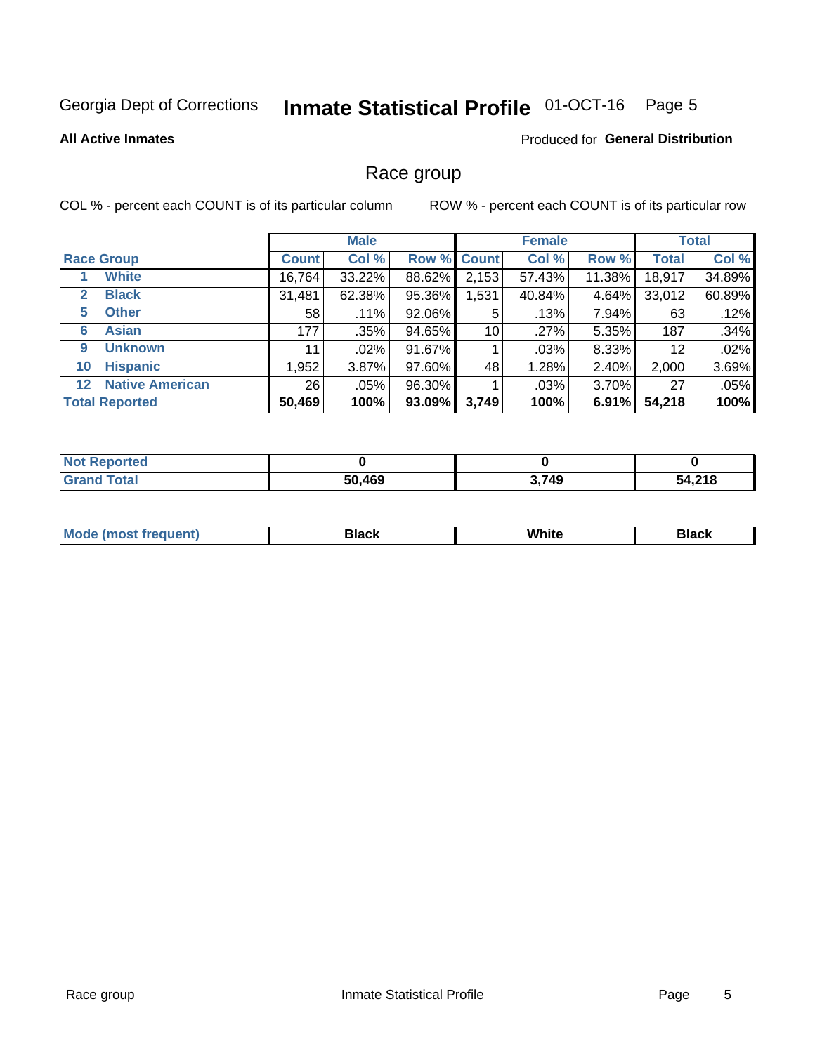Georgia Dept of Corrections **Inmate Statistical Profile** 01-OCT-16 Page 5

**All Active Inmates**

Produced for **General Distribution**

## Race group

COL % - percent each COUNT is of its particular column

ROW % - percent each COUNT is of its particular row

| | | Male | | | Female | | | Total | |
|---|---|---|---|---|---|---|---|---|---|
| **Race Group** | | **Count** | **Col %** | **Row %** | **Count** | **Col %** | **Row %** | **Total** | **Col %** |
| 1 | **White** | 16,764 | 33.22% | 88.62% | 2,153 | 57.43% | 11.38% | 18,917 | 34.89% |
| 2 | **Black** | 31,481 | 62.38% | 95.36% | 1,531 | 40.84% | 4.64% | 33,012 | 60.89% |
| 5 | **Other** | 58 | .11% | 92.06% | 5 | .13% | 7.94% | 63 | .12% |
| 6 | **Asian** | 177 | .35% | 94.65% | 10 | .27% | 5.35% | 187 | .34% |
| 9 | **Unknown** | 11 | .02% | 91.67% | 1 | .03% | 8.33% | 12 | .02% |
| 10 | **Hispanic** | 1,952 | 3.87% | 97.60% | 48 | 1.28% | 2.40% | 2,000 | 3.69% |
| 12 | **Native American** | 26 | .05% | 96.30% | 1 | .03% | 3.70% | 27 | .05% |
| **Total Reported** | | **50,469** | **100%** | **93.09%** | **3,749** | **100%** | **6.91%** | **54,218** | **100%** |

| | Male | Female | Total |
|---|---|---|---|
| **Not Reported** | **0** | **0** | **0** |
| **Grand Total** | **50,469** | **3,749** | **54,218** |

| | Male | Female | Total |
|---|---|---|---|
| **Mode (most frequent)** | **Black** | **White** | **Black** |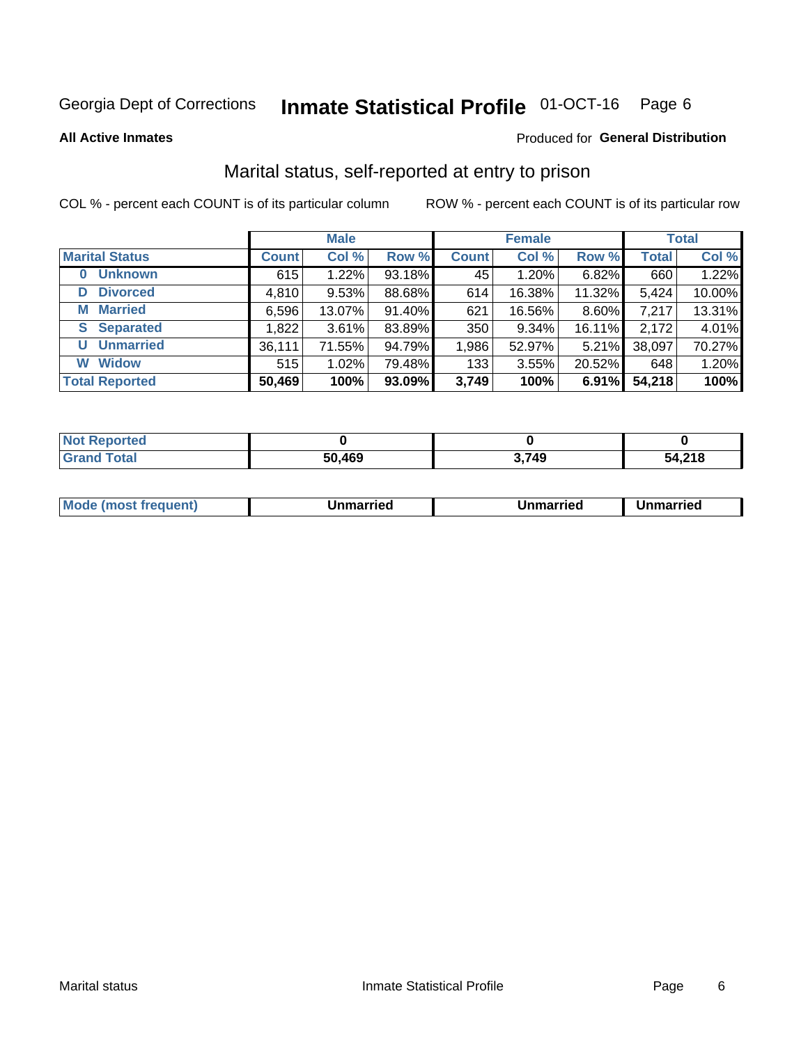Georgia Dept of Corrections **Inmate Statistical Profile** 01-OCT-16 Page 6

**All Active Inmates**

Produced for **General Distribution**

## Marital status, self-reported at entry to prison

COL % - percent each COUNT is of its particular column

ROW % - percent each COUNT is of its particular row

| | Male | | | Female | | | Total | |
|---|---|---|---|---|---|---|---|---|
| **Marital Status** | **Count** | **Col %** | **Row %** | **Count** | **Col %** | **Row %** | **Total** | **Col %** |
| **0 Unknown** | 615 | 1.22% | 93.18% | 45 | 1.20% | 6.82% | 660 | 1.22% |
| **D Divorced** | 4,810 | 9.53% | 88.68% | 614 | 16.38% | 11.32% | 5,424 | 10.00% |
| **M Married** | 6,596 | 13.07% | 91.40% | 621 | 16.56% | 8.60% | 7,217 | 13.31% |
| **S Separated** | 1,822 | 3.61% | 83.89% | 350 | 9.34% | 16.11% | 2,172 | 4.01% |
| **U Unmarried** | 36,111 | 71.55% | 94.79% | 1,986 | 52.97% | 5.21% | 38,097 | 70.27% |
| **W Widow** | 515 | 1.02% | 79.48% | 133 | 3.55% | 20.52% | 648 | 1.20% |
| **Total Reported** | **50,469** | **100%** | **93.09%** | **3,749** | **100%** | **6.91%** | **54,218** | **100%** |

| | Male | Female | Total |
|---|---|---|---|
| **Not Reported** | **0** | **0** | **0** |
| **Grand Total** | **50,469** | **3,749** | **54,218** |

| | Male | Female | Total |
|---|---|---|---|
| **Mode (most frequent)** | **Unmarried** | **Unmarried** | **Unmarried** |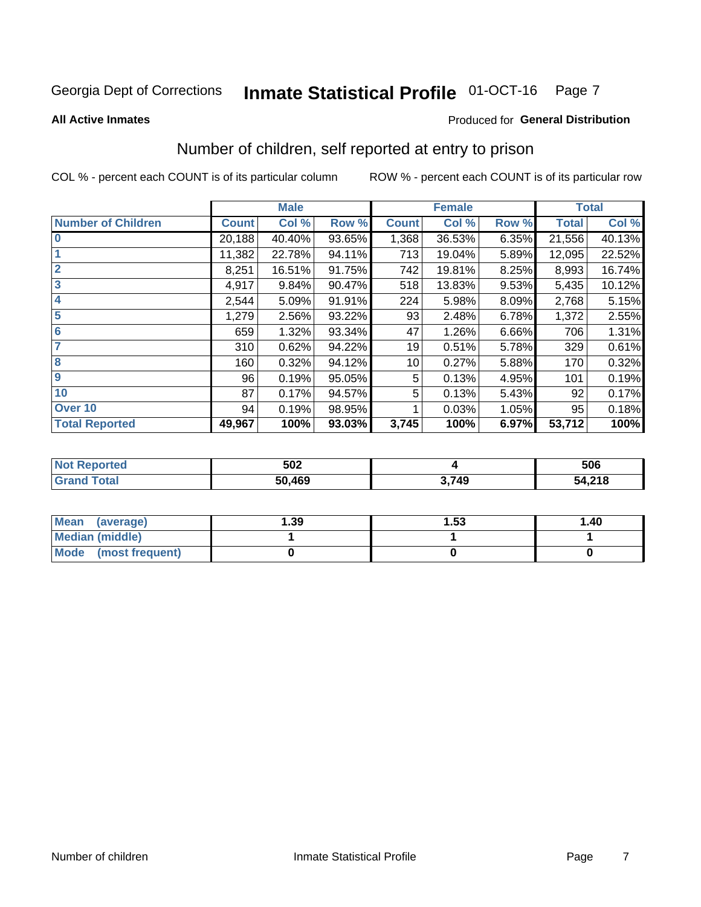Georgia Dept of Corrections **Inmate Statistical Profile** 01-OCT-16

**All Active Inmates**

Produced for **General Distribution**

## Number of children, self reported at entry to prison

COL % - percent each COUNT is of its particular column

ROW % - percent each COUNT is of its particular row

| | Male | | | Female | | | Total | |
|---|---|---|---|---|---|---|---|---|
| **Number of Children** | **Count** | **Col %** | **Row %** | **Count** | **Col %** | **Row %** | **Total** | **Col %** |
| **0** | 20,188 | 40.40% | 93.65% | 1,368 | 36.53% | 6.35% | 21,556 | 40.13% |
| **1** | 11,382 | 22.78% | 94.11% | 713 | 19.04% | 5.89% | 12,095 | 22.52% |
| **2** | 8,251 | 16.51% | 91.75% | 742 | 19.81% | 8.25% | 8,993 | 16.74% |
| **3** | 4,917 | 9.84% | 90.47% | 518 | 13.83% | 9.53% | 5,435 | 10.12% |
| **4** | 2,544 | 5.09% | 91.91% | 224 | 5.98% | 8.09% | 2,768 | 5.15% |
| **5** | 1,279 | 2.56% | 93.22% | 93 | 2.48% | 6.78% | 1,372 | 2.55% |
| **6** | 659 | 1.32% | 93.34% | 47 | 1.26% | 6.66% | 706 | 1.31% |
| **7** | 310 | 0.62% | 94.22% | 19 | 0.51% | 5.78% | 329 | 0.61% |
| **8** | 160 | 0.32% | 94.12% | 10 | 0.27% | 5.88% | 170 | 0.32% |
| **9** | 96 | 0.19% | 95.05% | 5 | 0.13% | 4.95% | 101 | 0.19% |
| **10** | 87 | 0.17% | 94.57% | 5 | 0.13% | 5.43% | 92 | 0.17% |
| **Over 10** | 94 | 0.19% | 98.95% | 1 | 0.03% | 1.05% | 95 | 0.18% |
| **Total Reported** | **49,967** | **100%** | **93.03%** | **3,745** | **100%** | **6.97%** | **53,712** | **100%** |

| | Male | Female | Total |
|---|---|---|---|
| **Not Reported** | **502** | **4** | **506** |
| **Grand Total** | **50,469** | **3,749** | **54,218** |

| | Male | Female | Total |
|---|---|---|---|
| **Mean (average)** | **1.39** | **1.53** | **1.40** |
| **Median (middle)** | **1** | **1** | **1** |
| **Mode (most frequent)** | **0** | **0** | **0** |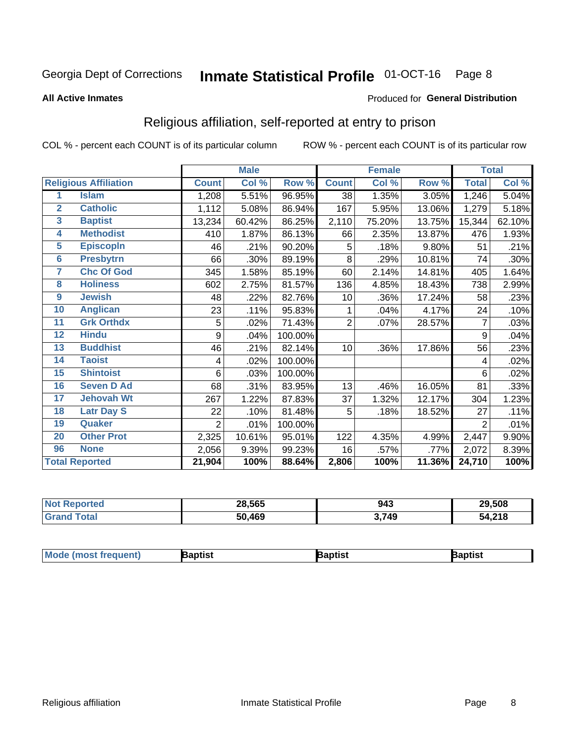Georgia Dept of Corrections **Inmate Statistical Profile** 01-OCT-16

**All Active Inmates**

Produced for **General Distribution**

## Religious affiliation, self-reported at entry to prison

COL % - percent each COUNT is of its particular column ROW % - percent each COUNT is of its particular row

| | | Male | | | Female | | | Total | |
|---|---|---|---|---|---|---|---|---|---|
| **Religious Affiliation** | | **Count** | **Col %** | **Row %** | **Count** | **Col %** | **Row %** | **Total** | **Col %** |
| 1 | Islam | 1,208 | 5.51% | 96.95% | 38 | 1.35% | 3.05% | 1,246 | 5.04% |
| 2 | Catholic | 1,112 | 5.08% | 86.94% | 167 | 5.95% | 13.06% | 1,279 | 5.18% |
| 3 | Baptist | 13,234 | 60.42% | 86.25% | 2,110 | 75.20% | 13.75% | 15,344 | 62.10% |
| 4 | Methodist | 410 | 1.87% | 86.13% | 66 | 2.35% | 13.87% | 476 | 1.93% |
| 5 | Episcopln | 46 | .21% | 90.20% | 5 | .18% | 9.80% | 51 | .21% |
| 6 | Presbytrn | 66 | .30% | 89.19% | 8 | .29% | 10.81% | 74 | .30% |
| 7 | Chc Of God | 345 | 1.58% | 85.19% | 60 | 2.14% | 14.81% | 405 | 1.64% |
| 8 | Holiness | 602 | 2.75% | 81.57% | 136 | 4.85% | 18.43% | 738 | 2.99% |
| 9 | Jewish | 48 | .22% | 82.76% | 10 | .36% | 17.24% | 58 | .23% |
| 10 | Anglican | 23 | .11% | 95.83% | 1 | .04% | 4.17% | 24 | .10% |
| 11 | Grk Orthdx | 5 | .02% | 71.43% | 2 | .07% | 28.57% | 7 | .03% |
| 12 | Hindu | 9 | .04% | 100.00% | | | | 9 | .04% |
| 13 | Buddhist | 46 | .21% | 82.14% | 10 | .36% | 17.86% | 56 | .23% |
| 14 | Taoist | 4 | .02% | 100.00% | | | | 4 | .02% |
| 15 | Shintoist | 6 | .03% | 100.00% | | | | 6 | .02% |
| 16 | Seven D Ad | 68 | .31% | 83.95% | 13 | .46% | 16.05% | 81 | .33% |
| 17 | Jehovah Wt | 267 | 1.22% | 87.83% | 37 | 1.32% | 12.17% | 304 | 1.23% |
| 18 | Latr Day S | 22 | .10% | 81.48% | 5 | .18% | 18.52% | 27 | .11% |
| 19 | Quaker | 2 | .01% | 100.00% | | | | 2 | .01% |
| 20 | Other Prot | 2,325 | 10.61% | 95.01% | 122 | 4.35% | 4.99% | 2,447 | 9.90% |
| 96 | None | 2,056 | 9.39% | 99.23% | 16 | .57% | .77% | 2,072 | 8.39% |
| **Total Reported** | | **21,904** | **100%** | **88.64%** | **2,806** | **100%** | **11.36%** | **24,710** | **100%** |

| | Male | Female | Total |
|---|---|---|---|
| Not Reported | 28,565 | 943 | 29,508 |
| Grand Total | 50,469 | 3,749 | 54,218 |

| | Male | Female | Total |
|---|---|---|---|
| Mode (most frequent) | Baptist | Baptist | Baptist |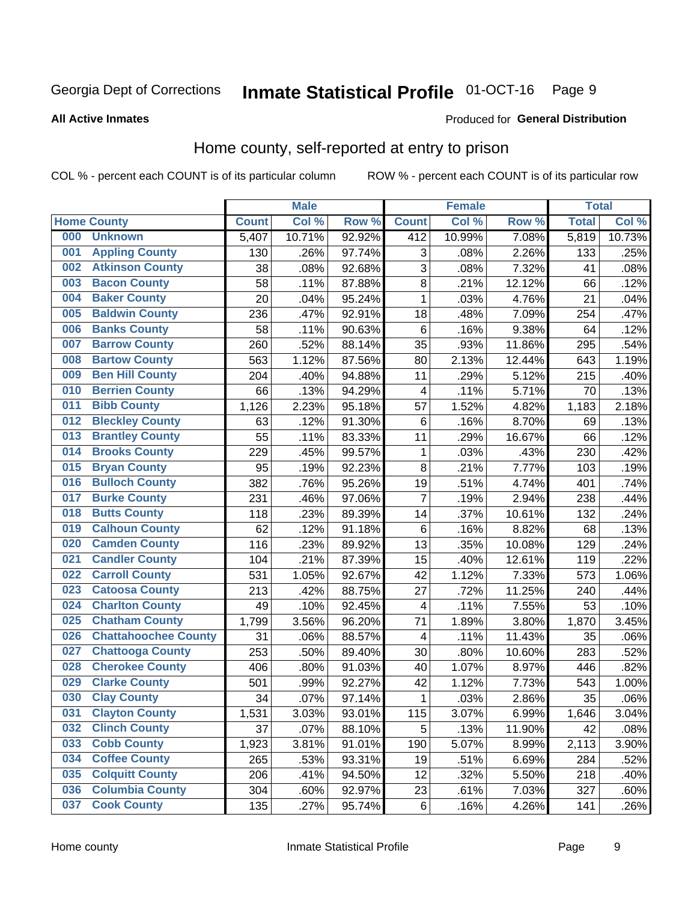Georgia Dept of Corrections **Inmate Statistical Profile** 01-OCT-16

**All Active Inmates**

Produced for **General Distribution**

## Home county, self-reported at entry to prison

COL % - percent each COUNT is of its particular column ROW % - percent each COUNT is of its particular row

| Home County | | Male | | | Female | | | Total | |
|---|---|---|---|---|---|---|---|---|---|
| | | Count | Col % | Row % | Count | Col % | Row % | Total | Col % |
| 000 | Unknown | 5,407 | 10.71% | 92.92% | 412 | 10.99% | 7.08% | 5,819 | 10.73% |
| 001 | Appling County | 130 | .26% | 97.74% | 3 | .08% | 2.26% | 133 | .25% |
| 002 | Atkinson County | 38 | .08% | 92.68% | 3 | .08% | 7.32% | 41 | .08% |
| 003 | Bacon County | 58 | .11% | 87.88% | 8 | .21% | 12.12% | 66 | .12% |
| 004 | Baker County | 20 | .04% | 95.24% | 1 | .03% | 4.76% | 21 | .04% |
| 005 | Baldwin County | 236 | .47% | 92.91% | 18 | .48% | 7.09% | 254 | .47% |
| 006 | Banks County | 58 | .11% | 90.63% | 6 | .16% | 9.38% | 64 | .12% |
| 007 | Barrow County | 260 | .52% | 88.14% | 35 | .93% | 11.86% | 295 | .54% |
| 008 | Bartow County | 563 | 1.12% | 87.56% | 80 | 2.13% | 12.44% | 643 | 1.19% |
| 009 | Ben Hill County | 204 | .40% | 94.88% | 11 | .29% | 5.12% | 215 | .40% |
| 010 | Berrien County | 66 | .13% | 94.29% | 4 | .11% | 5.71% | 70 | .13% |
| 011 | Bibb County | 1,126 | 2.23% | 95.18% | 57 | 1.52% | 4.82% | 1,183 | 2.18% |
| 012 | Bleckley County | 63 | .12% | 91.30% | 6 | .16% | 8.70% | 69 | .13% |
| 013 | Brantley County | 55 | .11% | 83.33% | 11 | .29% | 16.67% | 66 | .12% |
| 014 | Brooks County | 229 | .45% | 99.57% | 1 | .03% | .43% | 230 | .42% |
| 015 | Bryan County | 95 | .19% | 92.23% | 8 | .21% | 7.77% | 103 | .19% |
| 016 | Bulloch County | 382 | .76% | 95.26% | 19 | .51% | 4.74% | 401 | .74% |
| 017 | Burke County | 231 | .46% | 97.06% | 7 | .19% | 2.94% | 238 | .44% |
| 018 | Butts County | 118 | .23% | 89.39% | 14 | .37% | 10.61% | 132 | .24% |
| 019 | Calhoun County | 62 | .12% | 91.18% | 6 | .16% | 8.82% | 68 | .13% |
| 020 | Camden County | 116 | .23% | 89.92% | 13 | .35% | 10.08% | 129 | .24% |
| 021 | Candler County | 104 | .21% | 87.39% | 15 | .40% | 12.61% | 119 | .22% |
| 022 | Carroll County | 531 | 1.05% | 92.67% | 42 | 1.12% | 7.33% | 573 | 1.06% |
| 023 | Catoosa County | 213 | .42% | 88.75% | 27 | .72% | 11.25% | 240 | .44% |
| 024 | Charlton County | 49 | .10% | 92.45% | 4 | .11% | 7.55% | 53 | .10% |
| 025 | Chatham County | 1,799 | 3.56% | 96.20% | 71 | 1.89% | 3.80% | 1,870 | 3.45% |
| 026 | Chattahoochee County | 31 | .06% | 88.57% | 4 | .11% | 11.43% | 35 | .06% |
| 027 | Chattooga County | 253 | .50% | 89.40% | 30 | .80% | 10.60% | 283 | .52% |
| 028 | Cherokee County | 406 | .80% | 91.03% | 40 | 1.07% | 8.97% | 446 | .82% |
| 029 | Clarke County | 501 | .99% | 92.27% | 42 | 1.12% | 7.73% | 543 | 1.00% |
| 030 | Clay County | 34 | .07% | 97.14% | 1 | .03% | 2.86% | 35 | .06% |
| 031 | Clayton County | 1,531 | 3.03% | 93.01% | 115 | 3.07% | 6.99% | 1,646 | 3.04% |
| 032 | Clinch County | 37 | .07% | 88.10% | 5 | .13% | 11.90% | 42 | .08% |
| 033 | Cobb County | 1,923 | 3.81% | 91.01% | 190 | 5.07% | 8.99% | 2,113 | 3.90% |
| 034 | Coffee County | 265 | .53% | 93.31% | 19 | .51% | 6.69% | 284 | .52% |
| 035 | Colquitt County | 206 | .41% | 94.50% | 12 | .32% | 5.50% | 218 | .40% |
| 036 | Columbia County | 304 | .60% | 92.97% | 23 | .61% | 7.03% | 327 | .60% |
| 037 | Cook County | 135 | .27% | 95.74% | 6 | .16% | 4.26% | 141 | .26% |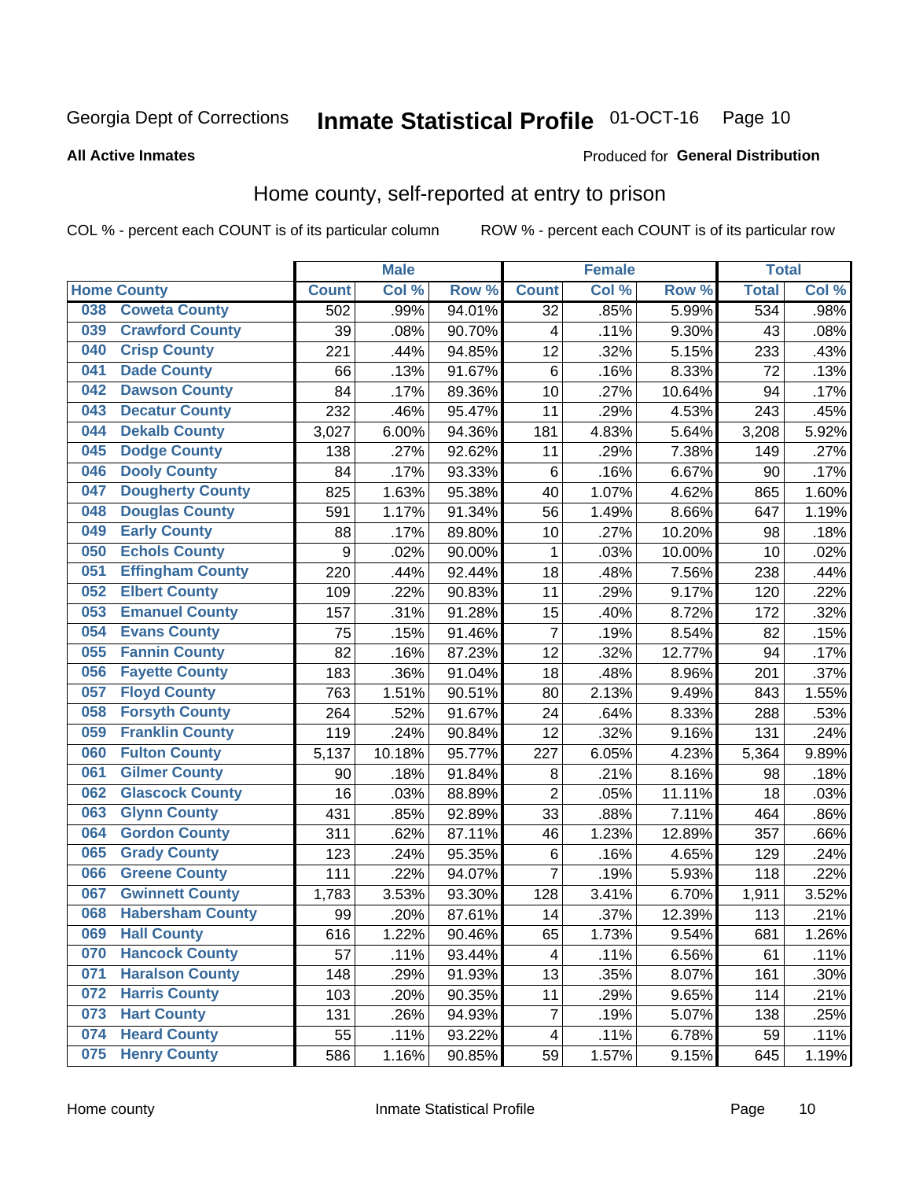Georgia Dept of Corrections

# Inmate Statistical Profile 01-OCT-16

**All Active Inmates**

Produced for **General Distribution**

## Home county, self-reported at entry to prison

COL % - percent each COUNT is of its particular column ROW % - percent each COUNT is of its particular row

| Home County | | Male | | | Female | | | Total | |
|---|---|---|---|---|---|---|---|---|---|
| | | Count | Col % | Row % | Count | Col % | Row % | Total | Col % |
| 038 | Coweta County | 502 | .99% | 94.01% | 32 | .85% | 5.99% | 534 | .98% |
| 039 | Crawford County | 39 | .08% | 90.70% | 4 | .11% | 9.30% | 43 | .08% |
| 040 | Crisp County | 221 | .44% | 94.85% | 12 | .32% | 5.15% | 233 | .43% |
| 041 | Dade County | 66 | .13% | 91.67% | 6 | .16% | 8.33% | 72 | .13% |
| 042 | Dawson County | 84 | .17% | 89.36% | 10 | .27% | 10.64% | 94 | .17% |
| 043 | Decatur County | 232 | .46% | 95.47% | 11 | .29% | 4.53% | 243 | .45% |
| 044 | Dekalb County | 3,027 | 6.00% | 94.36% | 181 | 4.83% | 5.64% | 3,208 | 5.92% |
| 045 | Dodge County | 138 | .27% | 92.62% | 11 | .29% | 7.38% | 149 | .27% |
| 046 | Dooly County | 84 | .17% | 93.33% | 6 | .16% | 6.67% | 90 | .17% |
| 047 | Dougherty County | 825 | 1.63% | 95.38% | 40 | 1.07% | 4.62% | 865 | 1.60% |
| 048 | Douglas County | 591 | 1.17% | 91.34% | 56 | 1.49% | 8.66% | 647 | 1.19% |
| 049 | Early County | 88 | .17% | 89.80% | 10 | .27% | 10.20% | 98 | .18% |
| 050 | Echols County | 9 | .02% | 90.00% | 1 | .03% | 10.00% | 10 | .02% |
| 051 | Effingham County | 220 | .44% | 92.44% | 18 | .48% | 7.56% | 238 | .44% |
| 052 | Elbert County | 109 | .22% | 90.83% | 11 | .29% | 9.17% | 120 | .22% |
| 053 | Emanuel County | 157 | .31% | 91.28% | 15 | .40% | 8.72% | 172 | .32% |
| 054 | Evans County | 75 | .15% | 91.46% | 7 | .19% | 8.54% | 82 | .15% |
| 055 | Fannin County | 82 | .16% | 87.23% | 12 | .32% | 12.77% | 94 | .17% |
| 056 | Fayette County | 183 | .36% | 91.04% | 18 | .48% | 8.96% | 201 | .37% |
| 057 | Floyd County | 763 | 1.51% | 90.51% | 80 | 2.13% | 9.49% | 843 | 1.55% |
| 058 | Forsyth County | 264 | .52% | 91.67% | 24 | .64% | 8.33% | 288 | .53% |
| 059 | Franklin County | 119 | .24% | 90.84% | 12 | .32% | 9.16% | 131 | .24% |
| 060 | Fulton County | 5,137 | 10.18% | 95.77% | 227 | 6.05% | 4.23% | 5,364 | 9.89% |
| 061 | Gilmer County | 90 | .18% | 91.84% | 8 | .21% | 8.16% | 98 | .18% |
| 062 | Glascock County | 16 | .03% | 88.89% | 2 | .05% | 11.11% | 18 | .03% |
| 063 | Glynn County | 431 | .85% | 92.89% | 33 | .88% | 7.11% | 464 | .86% |
| 064 | Gordon County | 311 | .62% | 87.11% | 46 | 1.23% | 12.89% | 357 | .66% |
| 065 | Grady County | 123 | .24% | 95.35% | 6 | .16% | 4.65% | 129 | .24% |
| 066 | Greene County | 111 | .22% | 94.07% | 7 | .19% | 5.93% | 118 | .22% |
| 067 | Gwinnett County | 1,783 | 3.53% | 93.30% | 128 | 3.41% | 6.70% | 1,911 | 3.52% |
| 068 | Habersham County | 99 | .20% | 87.61% | 14 | .37% | 12.39% | 113 | .21% |
| 069 | Hall County | 616 | 1.22% | 90.46% | 65 | 1.73% | 9.54% | 681 | 1.26% |
| 070 | Hancock County | 57 | .11% | 93.44% | 4 | .11% | 6.56% | 61 | .11% |
| 071 | Haralson County | 148 | .29% | 91.93% | 13 | .35% | 8.07% | 161 | .30% |
| 072 | Harris County | 103 | .20% | 90.35% | 11 | .29% | 9.65% | 114 | .21% |
| 073 | Hart County | 131 | .26% | 94.93% | 7 | .19% | 5.07% | 138 | .25% |
| 074 | Heard County | 55 | .11% | 93.22% | 4 | .11% | 6.78% | 59 | .11% |
| 075 | Henry County | 586 | 1.16% | 90.85% | 59 | 1.57% | 9.15% | 645 | 1.19% |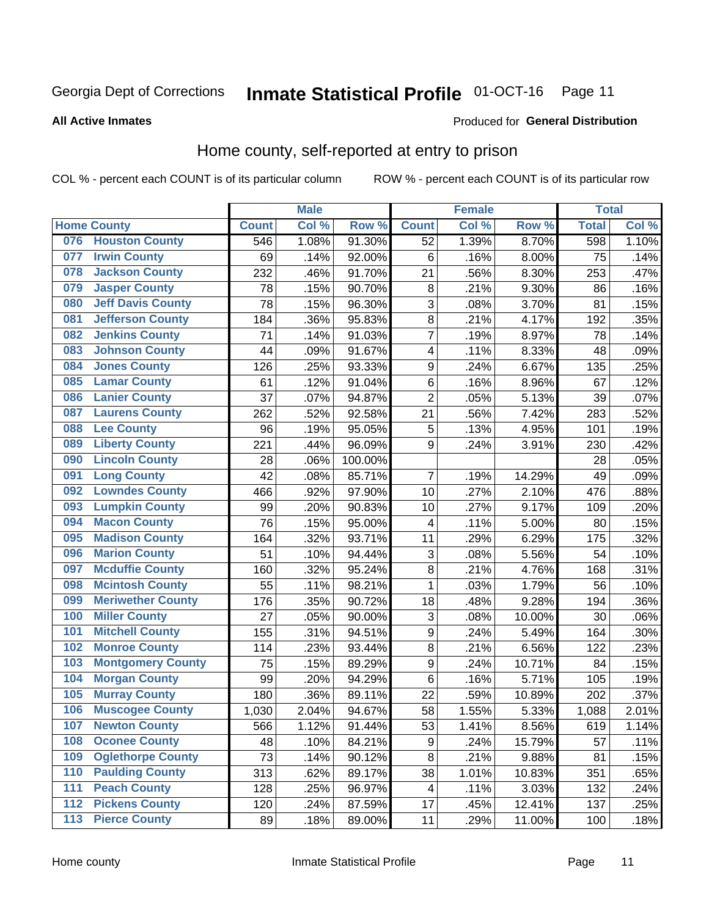Georgia Dept of Corrections **Inmate Statistical Profile** 01-OCT-16

**All Active Inmates**

Produced for **General Distribution**

## Home county, self-reported at entry to prison

COL % - percent each COUNT is of its particular column ROW % - percent each COUNT is of its particular row

| Home County | | Male | | | Female | | | Total | |
|---|---|---|---|---|---|---|---|---|---|
| | | Count | Col % | Row % | Count | Col % | Row % | Total | Col % |
| 076 | Houston County | 546 | 1.08% | 91.30% | 52 | 1.39% | 8.70% | 598 | 1.10% |
| 077 | Irwin County | 69 | .14% | 92.00% | 6 | .16% | 8.00% | 75 | .14% |
| 078 | Jackson County | 232 | .46% | 91.70% | 21 | .56% | 8.30% | 253 | .47% |
| 079 | Jasper County | 78 | .15% | 90.70% | 8 | .21% | 9.30% | 86 | .16% |
| 080 | Jeff Davis County | 78 | .15% | 96.30% | 3 | .08% | 3.70% | 81 | .15% |
| 081 | Jefferson County | 184 | .36% | 95.83% | 8 | .21% | 4.17% | 192 | .35% |
| 082 | Jenkins County | 71 | .14% | 91.03% | 7 | .19% | 8.97% | 78 | .14% |
| 083 | Johnson County | 44 | .09% | 91.67% | 4 | .11% | 8.33% | 48 | .09% |
| 084 | Jones County | 126 | .25% | 93.33% | 9 | .24% | 6.67% | 135 | .25% |
| 085 | Lamar County | 61 | .12% | 91.04% | 6 | .16% | 8.96% | 67 | .12% |
| 086 | Lanier County | 37 | .07% | 94.87% | 2 | .05% | 5.13% | 39 | .07% |
| 087 | Laurens County | 262 | .52% | 92.58% | 21 | .56% | 7.42% | 283 | .52% |
| 088 | Lee County | 96 | .19% | 95.05% | 5 | .13% | 4.95% | 101 | .19% |
| 089 | Liberty County | 221 | .44% | 96.09% | 9 | .24% | 3.91% | 230 | .42% |
| 090 | Lincoln County | 28 | .06% | 100.00% | | | | 28 | .05% |
| 091 | Long County | 42 | .08% | 85.71% | 7 | .19% | 14.29% | 49 | .09% |
| 092 | Lowndes County | 466 | .92% | 97.90% | 10 | .27% | 2.10% | 476 | .88% |
| 093 | Lumpkin County | 99 | .20% | 90.83% | 10 | .27% | 9.17% | 109 | .20% |
| 094 | Macon County | 76 | .15% | 95.00% | 4 | .11% | 5.00% | 80 | .15% |
| 095 | Madison County | 164 | .32% | 93.71% | 11 | .29% | 6.29% | 175 | .32% |
| 096 | Marion County | 51 | .10% | 94.44% | 3 | .08% | 5.56% | 54 | .10% |
| 097 | Mcduffie County | 160 | .32% | 95.24% | 8 | .21% | 4.76% | 168 | .31% |
| 098 | Mcintosh County | 55 | .11% | 98.21% | 1 | .03% | 1.79% | 56 | .10% |
| 099 | Meriwether County | 176 | .35% | 90.72% | 18 | .48% | 9.28% | 194 | .36% |
| 100 | Miller County | 27 | .05% | 90.00% | 3 | .08% | 10.00% | 30 | .06% |
| 101 | Mitchell County | 155 | .31% | 94.51% | 9 | .24% | 5.49% | 164 | .30% |
| 102 | Monroe County | 114 | .23% | 93.44% | 8 | .21% | 6.56% | 122 | .23% |
| 103 | Montgomery County | 75 | .15% | 89.29% | 9 | .24% | 10.71% | 84 | .15% |
| 104 | Morgan County | 99 | .20% | 94.29% | 6 | .16% | 5.71% | 105 | .19% |
| 105 | Murray County | 180 | .36% | 89.11% | 22 | .59% | 10.89% | 202 | .37% |
| 106 | Muscogee County | 1,030 | 2.04% | 94.67% | 58 | 1.55% | 5.33% | 1,088 | 2.01% |
| 107 | Newton County | 566 | 1.12% | 91.44% | 53 | 1.41% | 8.56% | 619 | 1.14% |
| 108 | Oconee County | 48 | .10% | 84.21% | 9 | .24% | 15.79% | 57 | .11% |
| 109 | Oglethorpe County | 73 | .14% | 90.12% | 8 | .21% | 9.88% | 81 | .15% |
| 110 | Paulding County | 313 | .62% | 89.17% | 38 | 1.01% | 10.83% | 351 | .65% |
| 111 | Peach County | 128 | .25% | 96.97% | 4 | .11% | 3.03% | 132 | .24% |
| 112 | Pickens County | 120 | .24% | 87.59% | 17 | .45% | 12.41% | 137 | .25% |
| 113 | Pierce County | 89 | .18% | 89.00% | 11 | .29% | 11.00% | 100 | .18% |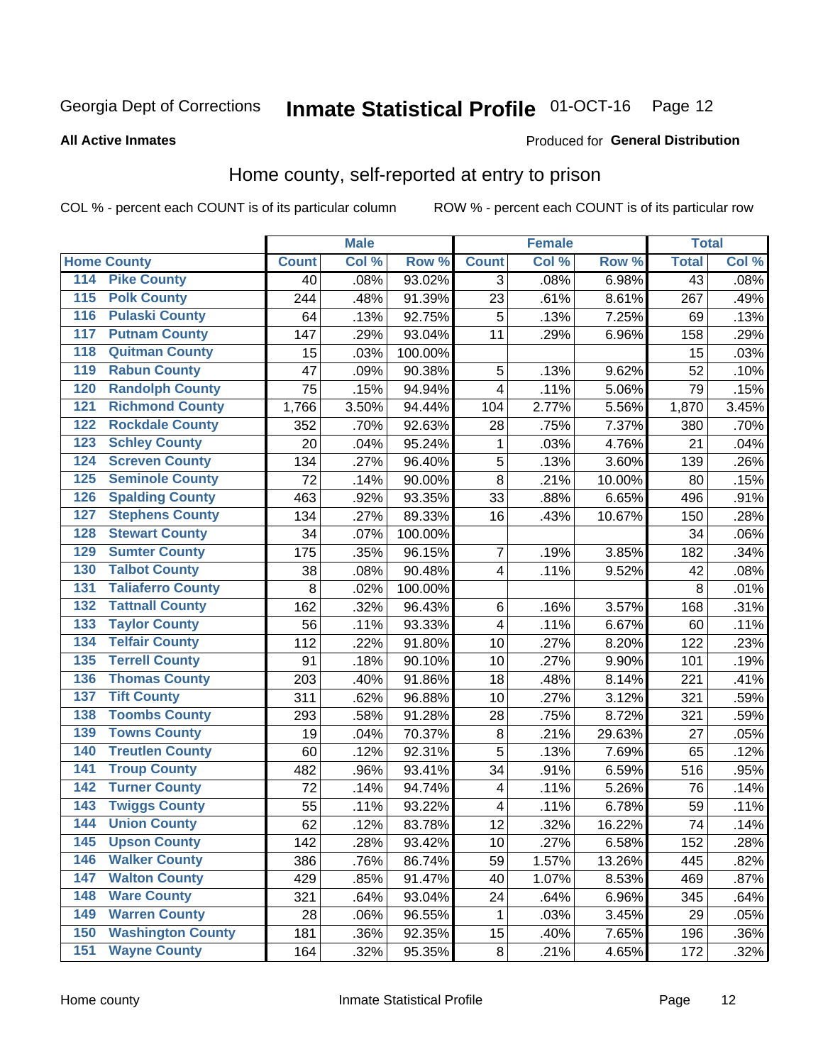Georgia Dept of Corrections **Inmate Statistical Profile** 01-OCT-16 Page 12

**All Active Inmates**

Produced for **General Distribution**

## Home county, self-reported at entry to prison

COL % - percent each COUNT is of its particular column ROW % - percent each COUNT is of its particular row

| Home County | | Male | | | Female | | | Total | |
|---|---|---|---|---|---|---|---|---|---|
| | | Count | Col % | Row % | Count | Col % | Row % | Total | Col % |
| 114 | Pike County | 40 | .08% | 93.02% | 3 | .08% | 6.98% | 43 | .08% |
| 115 | Polk County | 244 | .48% | 91.39% | 23 | .61% | 8.61% | 267 | .49% |
| 116 | Pulaski County | 64 | .13% | 92.75% | 5 | .13% | 7.25% | 69 | .13% |
| 117 | Putnam County | 147 | .29% | 93.04% | 11 | .29% | 6.96% | 158 | .29% |
| 118 | Quitman County | 15 | .03% | 100.00% | | | | 15 | .03% |
| 119 | Rabun County | 47 | .09% | 90.38% | 5 | .13% | 9.62% | 52 | .10% |
| 120 | Randolph County | 75 | .15% | 94.94% | 4 | .11% | 5.06% | 79 | .15% |
| 121 | Richmond County | 1,766 | 3.50% | 94.44% | 104 | 2.77% | 5.56% | 1,870 | 3.45% |
| 122 | Rockdale County | 352 | .70% | 92.63% | 28 | .75% | 7.37% | 380 | .70% |
| 123 | Schley County | 20 | .04% | 95.24% | 1 | .03% | 4.76% | 21 | .04% |
| 124 | Screven County | 134 | .27% | 96.40% | 5 | .13% | 3.60% | 139 | .26% |
| 125 | Seminole County | 72 | .14% | 90.00% | 8 | .21% | 10.00% | 80 | .15% |
| 126 | Spalding County | 463 | .92% | 93.35% | 33 | .88% | 6.65% | 496 | .91% |
| 127 | Stephens County | 134 | .27% | 89.33% | 16 | .43% | 10.67% | 150 | .28% |
| 128 | Stewart County | 34 | .07% | 100.00% | | | | 34 | .06% |
| 129 | Sumter County | 175 | .35% | 96.15% | 7 | .19% | 3.85% | 182 | .34% |
| 130 | Talbot County | 38 | .08% | 90.48% | 4 | .11% | 9.52% | 42 | .08% |
| 131 | Taliaferro County | 8 | .02% | 100.00% | | | | 8 | .01% |
| 132 | Tattnall County | 162 | .32% | 96.43% | 6 | .16% | 3.57% | 168 | .31% |
| 133 | Taylor County | 56 | .11% | 93.33% | 4 | .11% | 6.67% | 60 | .11% |
| 134 | Telfair County | 112 | .22% | 91.80% | 10 | .27% | 8.20% | 122 | .23% |
| 135 | Terrell County | 91 | .18% | 90.10% | 10 | .27% | 9.90% | 101 | .19% |
| 136 | Thomas County | 203 | .40% | 91.86% | 18 | .48% | 8.14% | 221 | .41% |
| 137 | Tift County | 311 | .62% | 96.88% | 10 | .27% | 3.12% | 321 | .59% |
| 138 | Toombs County | 293 | .58% | 91.28% | 28 | .75% | 8.72% | 321 | .59% |
| 139 | Towns County | 19 | .04% | 70.37% | 8 | .21% | 29.63% | 27 | .05% |
| 140 | Treutlen County | 60 | .12% | 92.31% | 5 | .13% | 7.69% | 65 | .12% |
| 141 | Troup County | 482 | .96% | 93.41% | 34 | .91% | 6.59% | 516 | .95% |
| 142 | Turner County | 72 | .14% | 94.74% | 4 | .11% | 5.26% | 76 | .14% |
| 143 | Twiggs County | 55 | .11% | 93.22% | 4 | .11% | 6.78% | 59 | .11% |
| 144 | Union County | 62 | .12% | 83.78% | 12 | .32% | 16.22% | 74 | .14% |
| 145 | Upson County | 142 | .28% | 93.42% | 10 | .27% | 6.58% | 152 | .28% |
| 146 | Walker County | 386 | .76% | 86.74% | 59 | 1.57% | 13.26% | 445 | .82% |
| 147 | Walton County | 429 | .85% | 91.47% | 40 | 1.07% | 8.53% | 469 | .87% |
| 148 | Ware County | 321 | .64% | 93.04% | 24 | .64% | 6.96% | 345 | .64% |
| 149 | Warren County | 28 | .06% | 96.55% | 1 | .03% | 3.45% | 29 | .05% |
| 150 | Washington County | 181 | .36% | 92.35% | 15 | .40% | 7.65% | 196 | .36% |
| 151 | Wayne County | 164 | .32% | 95.35% | 8 | .21% | 4.65% | 172 | .32% |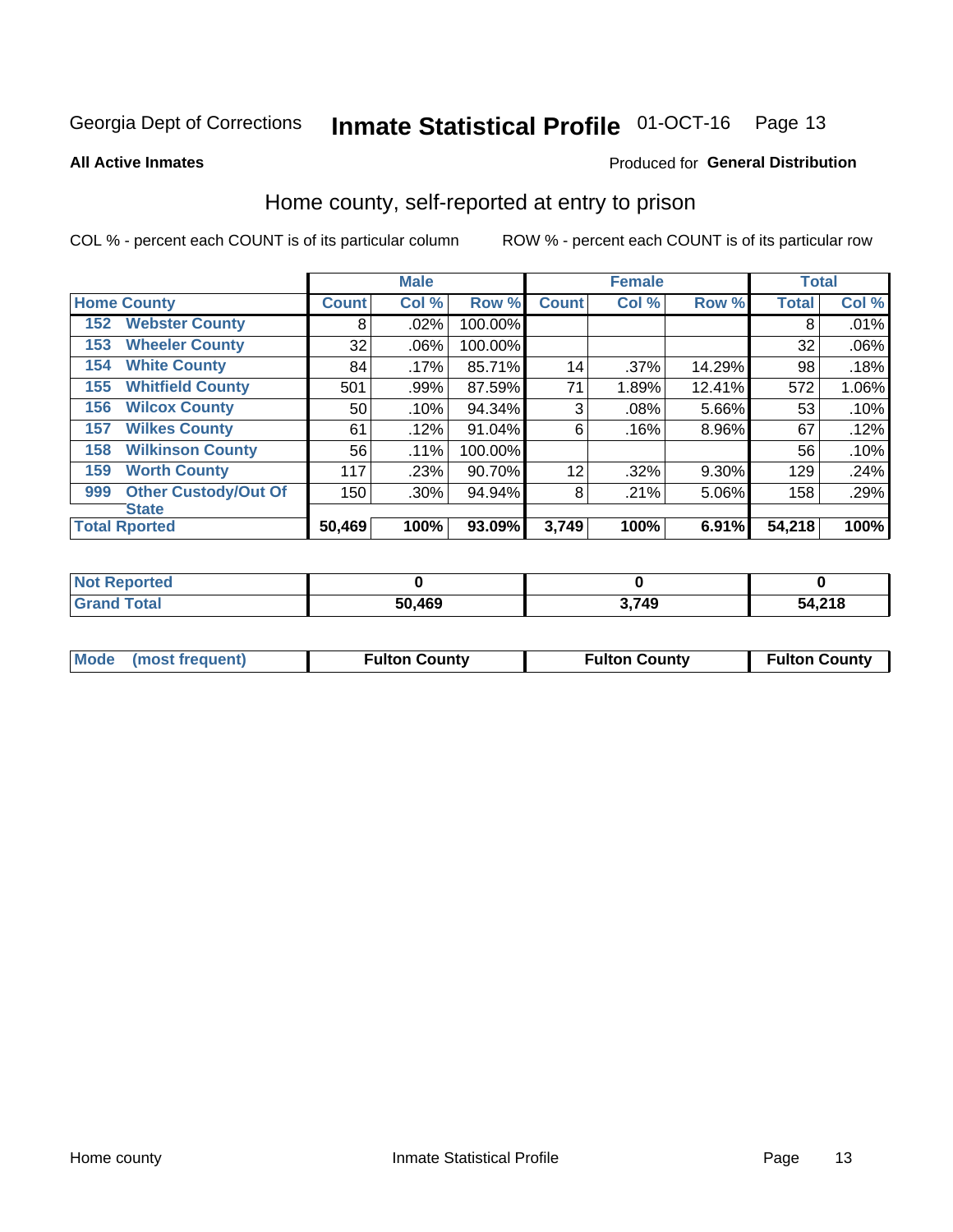Georgia Dept of Corrections **Inmate Statistical Profile** 01-OCT-16

**All Active Inmates**

Produced for **General Distribution**

## Home county, self-reported at entry to prison

COL % - percent each COUNT is of its particular column ROW % - percent each COUNT is of its particular row

| Home County | | Male | | | Female | | | Total | |
|---|---|---|---|---|---|---|---|---|---|
| | | Count | Col % | Row % | Count | Col % | Row % | Total | Col % |
| 152 | Webster County | 8 | .02% | 100.00% | | | | 8 | .01% |
| 153 | Wheeler County | 32 | .06% | 100.00% | | | | 32 | .06% |
| 154 | White County | 84 | .17% | 85.71% | 14 | .37% | 14.29% | 98 | .18% |
| 155 | Whitfield County | 501 | .99% | 87.59% | 71 | 1.89% | 12.41% | 572 | 1.06% |
| 156 | Wilcox County | 50 | .10% | 94.34% | 3 | .08% | 5.66% | 53 | .10% |
| 157 | Wilkes County | 61 | .12% | 91.04% | 6 | .16% | 8.96% | 67 | .12% |
| 158 | Wilkinson County | 56 | .11% | 100.00% | | | | 56 | .10% |
| 159 | Worth County | 117 | .23% | 90.70% | 12 | .32% | 9.30% | 129 | .24% |
| 999 | Other Custody/Out Of State | 150 | .30% | 94.94% | 8 | .21% | 5.06% | 158 | .29% |
| **Total Rported** | | **50,469** | **100%** | **93.09%** | **3,749** | **100%** | **6.91%** | **54,218** | **100%** |

| | Male | Female | Total |
|---|---|---|---|
| Not Reported | **0** | **0** | **0** |
| Grand Total | **50,469** | **3,749** | **54,218** |

| | Male | Female | Total |
|---|---|---|---|
| Mode (most frequent) | **Fulton County** | **Fulton County** | **Fulton County** |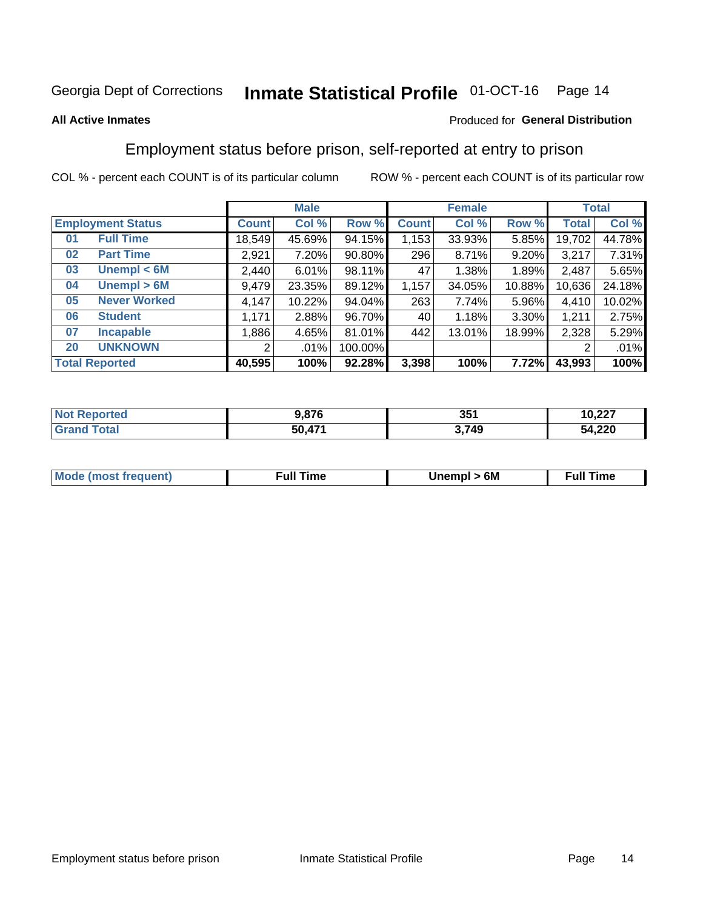Georgia Dept of Corrections **Inmate Statistical Profile** 01-OCT-16

**All Active Inmates**

Produced for **General Distribution**

## Employment status before prison, self-reported at entry to prison

COL % - percent each COUNT is of its particular column    ROW % - percent each COUNT is of its particular row

| Employment Status | | Male | | | Female | | | Total | |
|---|---|---|---|---|---|---|---|---|---|
| | | Count | Col % | Row % | Count | Col % | Row % | Total | Col % |
| 01 | Full Time | 18,549 | 45.69% | 94.15% | 1,153 | 33.93% | 5.85% | 19,702 | 44.78% |
| 02 | Part Time | 2,921 | 7.20% | 90.80% | 296 | 8.71% | 9.20% | 3,217 | 7.31% |
| 03 | Unempl < 6M | 2,440 | 6.01% | 98.11% | 47 | 1.38% | 1.89% | 2,487 | 5.65% |
| 04 | Unempl > 6M | 9,479 | 23.35% | 89.12% | 1,157 | 34.05% | 10.88% | 10,636 | 24.18% |
| 05 | Never Worked | 4,147 | 10.22% | 94.04% | 263 | 7.74% | 5.96% | 4,410 | 10.02% |
| 06 | Student | 1,171 | 2.88% | 96.70% | 40 | 1.18% | 3.30% | 1,211 | 2.75% |
| 07 | Incapable | 1,886 | 4.65% | 81.01% | 442 | 13.01% | 18.99% | 2,328 | 5.29% |
| 20 | UNKNOWN | 2 | .01% | 100.00% | | | | 2 | .01% |
| **Total Reported** | | **40,595** | **100%** | **92.28%** | **3,398** | **100%** | **7.72%** | **43,993** | **100%** |

| | Male | Female | Total |
|---|---|---|---|
| Not Reported | **9,876** | **351** | **10,227** |
| Grand Total | **50,471** | **3,749** | **54,220** |

| | Male | Female | Total |
|---|---|---|---|
| Mode (most frequent) | **Full Time** | **Unempl > 6M** | **Full Time** |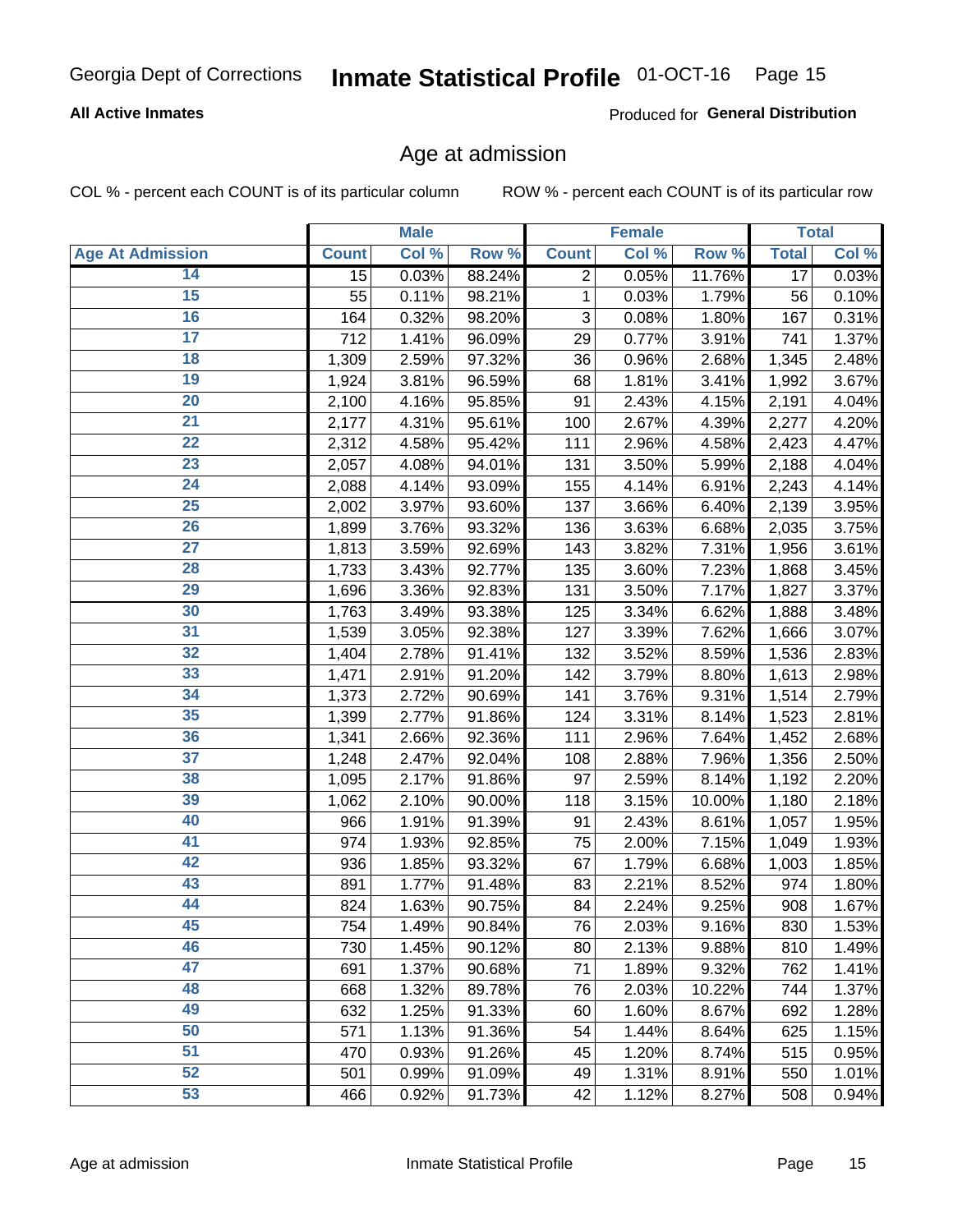# Age at admission

**All Active Inmates** — Produced for **General Distribution**

COL % - percent each COUNT is of its particular column

ROW % - percent each COUNT is of its particular row

| | Male | | | Female | | | Total | |
|---|---|---|---|---|---|---|---|---|
| **Age At Admission** | **Count** | **Col %** | **Row %** | **Count** | **Col %** | **Row %** | **Total** | **Col %** |
| 14 | 15 | 0.03% | 88.24% | 2 | 0.05% | 11.76% | 17 | 0.03% |
| 15 | 55 | 0.11% | 98.21% | 1 | 0.03% | 1.79% | 56 | 0.10% |
| 16 | 164 | 0.32% | 98.20% | 3 | 0.08% | 1.80% | 167 | 0.31% |
| 17 | 712 | 1.41% | 96.09% | 29 | 0.77% | 3.91% | 741 | 1.37% |
| 18 | 1,309 | 2.59% | 97.32% | 36 | 0.96% | 2.68% | 1,345 | 2.48% |
| 19 | 1,924 | 3.81% | 96.59% | 68 | 1.81% | 3.41% | 1,992 | 3.67% |
| 20 | 2,100 | 4.16% | 95.85% | 91 | 2.43% | 4.15% | 2,191 | 4.04% |
| 21 | 2,177 | 4.31% | 95.61% | 100 | 2.67% | 4.39% | 2,277 | 4.20% |
| 22 | 2,312 | 4.58% | 95.42% | 111 | 2.96% | 4.58% | 2,423 | 4.47% |
| 23 | 2,057 | 4.08% | 94.01% | 131 | 3.50% | 5.99% | 2,188 | 4.04% |
| 24 | 2,088 | 4.14% | 93.09% | 155 | 4.14% | 6.91% | 2,243 | 4.14% |
| 25 | 2,002 | 3.97% | 93.60% | 137 | 3.66% | 6.40% | 2,139 | 3.95% |
| 26 | 1,899 | 3.76% | 93.32% | 136 | 3.63% | 6.68% | 2,035 | 3.75% |
| 27 | 1,813 | 3.59% | 92.69% | 143 | 3.82% | 7.31% | 1,956 | 3.61% |
| 28 | 1,733 | 3.43% | 92.77% | 135 | 3.60% | 7.23% | 1,868 | 3.45% |
| 29 | 1,696 | 3.36% | 92.83% | 131 | 3.50% | 7.17% | 1,827 | 3.37% |
| 30 | 1,763 | 3.49% | 93.38% | 125 | 3.34% | 6.62% | 1,888 | 3.48% |
| 31 | 1,539 | 3.05% | 92.38% | 127 | 3.39% | 7.62% | 1,666 | 3.07% |
| 32 | 1,404 | 2.78% | 91.41% | 132 | 3.52% | 8.59% | 1,536 | 2.83% |
| 33 | 1,471 | 2.91% | 91.20% | 142 | 3.79% | 8.80% | 1,613 | 2.98% |
| 34 | 1,373 | 2.72% | 90.69% | 141 | 3.76% | 9.31% | 1,514 | 2.79% |
| 35 | 1,399 | 2.77% | 91.86% | 124 | 3.31% | 8.14% | 1,523 | 2.81% |
| 36 | 1,341 | 2.66% | 92.36% | 111 | 2.96% | 7.64% | 1,452 | 2.68% |
| 37 | 1,248 | 2.47% | 92.04% | 108 | 2.88% | 7.96% | 1,356 | 2.50% |
| 38 | 1,095 | 2.17% | 91.86% | 97 | 2.59% | 8.14% | 1,192 | 2.20% |
| 39 | 1,062 | 2.10% | 90.00% | 118 | 3.15% | 10.00% | 1,180 | 2.18% |
| 40 | 966 | 1.91% | 91.39% | 91 | 2.43% | 8.61% | 1,057 | 1.95% |
| 41 | 974 | 1.93% | 92.85% | 75 | 2.00% | 7.15% | 1,049 | 1.93% |
| 42 | 936 | 1.85% | 93.32% | 67 | 1.79% | 6.68% | 1,003 | 1.85% |
| 43 | 891 | 1.77% | 91.48% | 83 | 2.21% | 8.52% | 974 | 1.80% |
| 44 | 824 | 1.63% | 90.75% | 84 | 2.24% | 9.25% | 908 | 1.67% |
| 45 | 754 | 1.49% | 90.84% | 76 | 2.03% | 9.16% | 830 | 1.53% |
| 46 | 730 | 1.45% | 90.12% | 80 | 2.13% | 9.88% | 810 | 1.49% |
| 47 | 691 | 1.37% | 90.68% | 71 | 1.89% | 9.32% | 762 | 1.41% |
| 48 | 668 | 1.32% | 89.78% | 76 | 2.03% | 10.22% | 744 | 1.37% |
| 49 | 632 | 1.25% | 91.33% | 60 | 1.60% | 8.67% | 692 | 1.28% |
| 50 | 571 | 1.13% | 91.36% | 54 | 1.44% | 8.64% | 625 | 1.15% |
| 51 | 470 | 0.93% | 91.26% | 45 | 1.20% | 8.74% | 515 | 0.95% |
| 52 | 501 | 0.99% | 91.09% | 49 | 1.31% | 8.91% | 550 | 1.01% |
| 53 | 466 | 0.92% | 91.73% | 42 | 1.12% | 8.27% | 508 | 0.94% |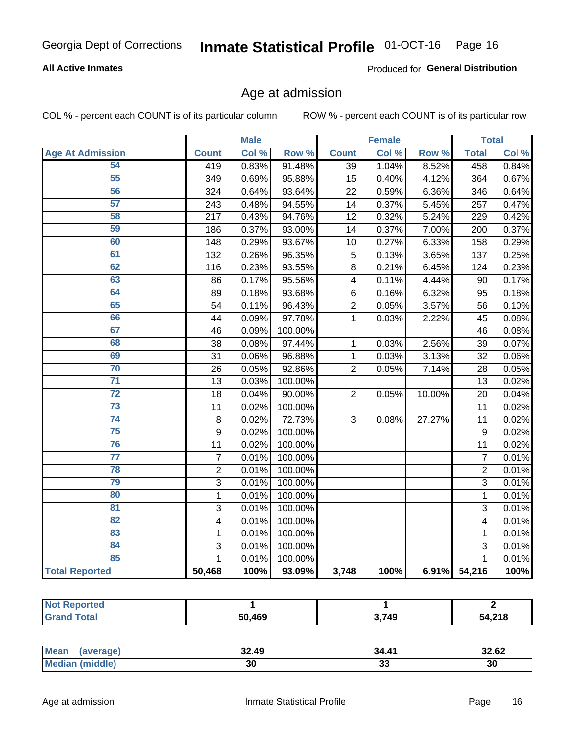Georgia Dept of Corrections **Inmate Statistical Profile** 01-OCT-16 Page 16

**All Active Inmates**

Produced for **General Distribution**

## Age at admission

COL % - percent each COUNT is of its particular column ROW % - percent each COUNT is of its particular row

| Age At Admission | Male | | | Female | | | Total | |
|---|---|---|---|---|---|---|---|---|
| | Count | Col % | Row % | Count | Col % | Row % | Total | Col % |
| 54 | 419 | 0.83% | 91.48% | 39 | 1.04% | 8.52% | 458 | 0.84% |
| 55 | 349 | 0.69% | 95.88% | 15 | 0.40% | 4.12% | 364 | 0.67% |
| 56 | 324 | 0.64% | 93.64% | 22 | 0.59% | 6.36% | 346 | 0.64% |
| 57 | 243 | 0.48% | 94.55% | 14 | 0.37% | 5.45% | 257 | 0.47% |
| 58 | 217 | 0.43% | 94.76% | 12 | 0.32% | 5.24% | 229 | 0.42% |
| 59 | 186 | 0.37% | 93.00% | 14 | 0.37% | 7.00% | 200 | 0.37% |
| 60 | 148 | 0.29% | 93.67% | 10 | 0.27% | 6.33% | 158 | 0.29% |
| 61 | 132 | 0.26% | 96.35% | 5 | 0.13% | 3.65% | 137 | 0.25% |
| 62 | 116 | 0.23% | 93.55% | 8 | 0.21% | 6.45% | 124 | 0.23% |
| 63 | 86 | 0.17% | 95.56% | 4 | 0.11% | 4.44% | 90 | 0.17% |
| 64 | 89 | 0.18% | 93.68% | 6 | 0.16% | 6.32% | 95 | 0.18% |
| 65 | 54 | 0.11% | 96.43% | 2 | 0.05% | 3.57% | 56 | 0.10% |
| 66 | 44 | 0.09% | 97.78% | 1 | 0.03% | 2.22% | 45 | 0.08% |
| 67 | 46 | 0.09% | 100.00% | | | | 46 | 0.08% |
| 68 | 38 | 0.08% | 97.44% | 1 | 0.03% | 2.56% | 39 | 0.07% |
| 69 | 31 | 0.06% | 96.88% | 1 | 0.03% | 3.13% | 32 | 0.06% |
| 70 | 26 | 0.05% | 92.86% | 2 | 0.05% | 7.14% | 28 | 0.05% |
| 71 | 13 | 0.03% | 100.00% | | | | 13 | 0.02% |
| 72 | 18 | 0.04% | 90.00% | 2 | 0.05% | 10.00% | 20 | 0.04% |
| 73 | 11 | 0.02% | 100.00% | | | | 11 | 0.02% |
| 74 | 8 | 0.02% | 72.73% | 3 | 0.08% | 27.27% | 11 | 0.02% |
| 75 | 9 | 0.02% | 100.00% | | | | 9 | 0.02% |
| 76 | 11 | 0.02% | 100.00% | | | | 11 | 0.02% |
| 77 | 7 | 0.01% | 100.00% | | | | 7 | 0.01% |
| 78 | 2 | 0.01% | 100.00% | | | | 2 | 0.01% |
| 79 | 3 | 0.01% | 100.00% | | | | 3 | 0.01% |
| 80 | 1 | 0.01% | 100.00% | | | | 1 | 0.01% |
| 81 | 3 | 0.01% | 100.00% | | | | 3 | 0.01% |
| 82 | 4 | 0.01% | 100.00% | | | | 4 | 0.01% |
| 83 | 1 | 0.01% | 100.00% | | | | 1 | 0.01% |
| 84 | 3 | 0.01% | 100.00% | | | | 3 | 0.01% |
| 85 | 1 | 0.01% | 100.00% | | | | 1 | 0.01% |
| **Total Reported** | **50,468** | **100%** | **93.09%** | **3,748** | **100%** | **6.91%** | **54,216** | **100%** |

| | Male | Female | Total |
|---|---|---|---|
| Not Reported | 1 | 1 | 2 |
| Grand Total | 50,469 | 3,749 | 54,218 |

| | Male | Female | Total |
|---|---|---|---|
| Mean (average) | 32.49 | 34.41 | 32.62 |
| Median (middle) | 30 | 33 | 30 |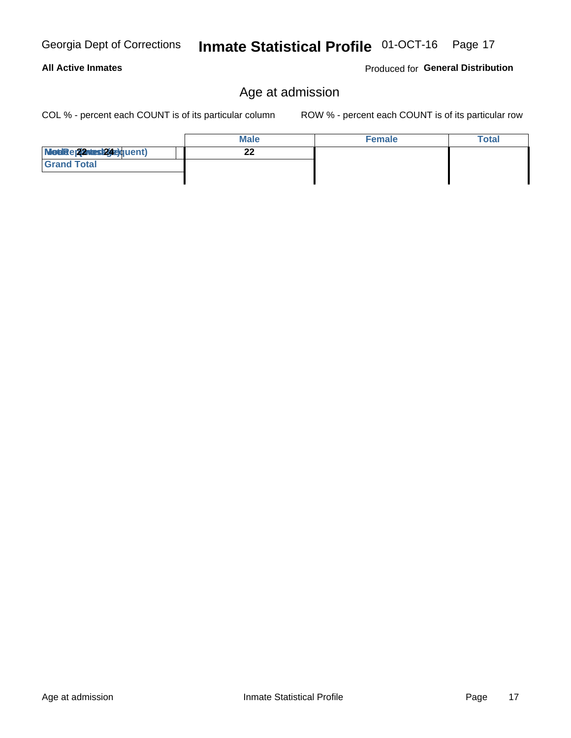## Age at admission

COL % - percent each COUNT is of its particular column

ROW % - percent each COUNT is of its particular row

| | Male | Female | Total |
|---|---|---|---|
| Mode (most frequent) | 22 | | |
| Grand Total | | | |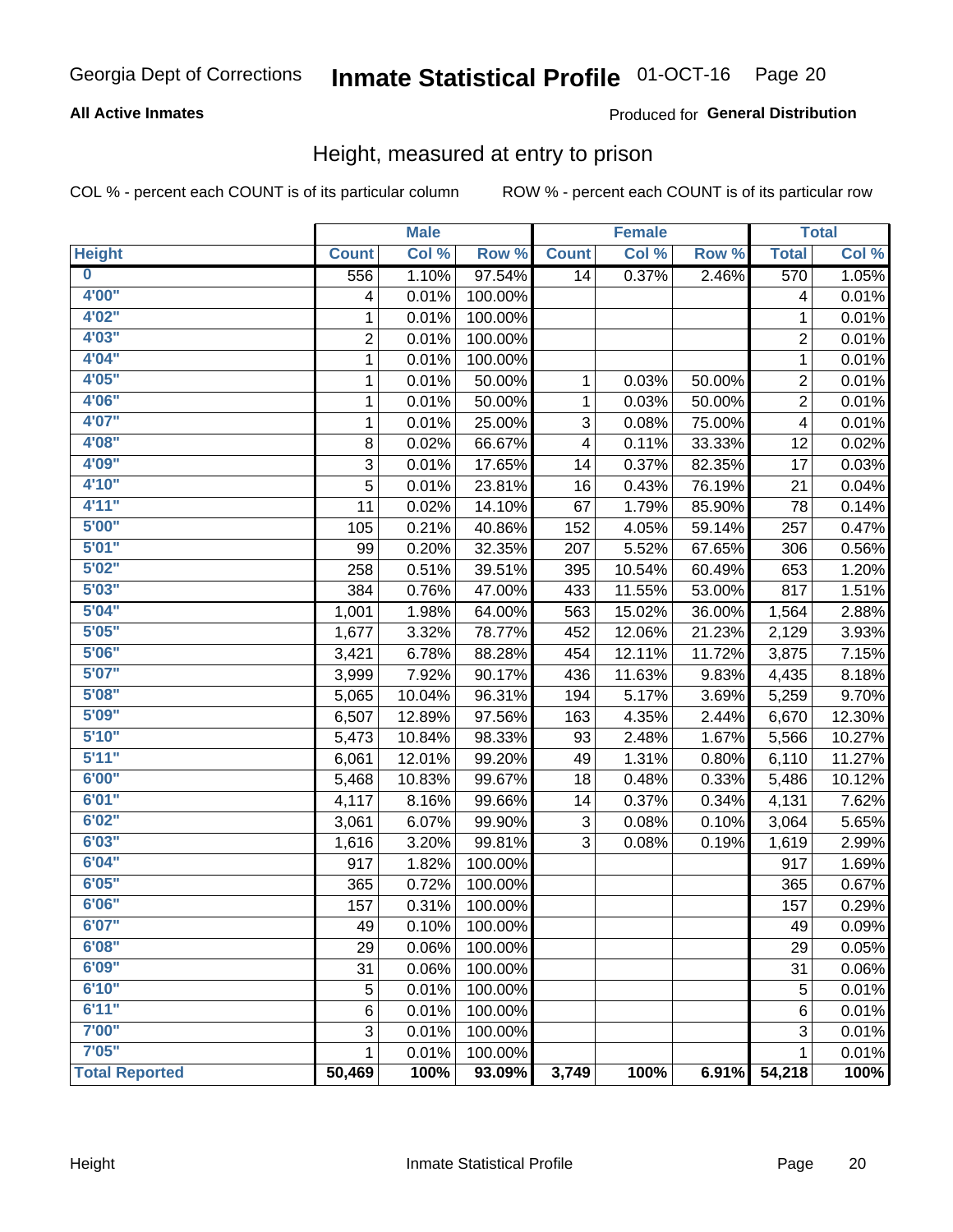Georgia Dept of Corrections **Inmate Statistical Profile** 01-OCT-16 Page 20

**All Active Inmates**

Produced for **General Distribution**

## Height, measured at entry to prison

COL % - percent each COUNT is of its particular column ROW % - percent each COUNT is of its particular row

| | Male | | | Female | | | Total | |
|---|---|---|---|---|---|---|---|---|
| **Height** | **Count** | **Col %** | **Row %** | **Count** | **Col %** | **Row %** | **Total** | **Col %** |
| **0** | 556 | 1.10% | 97.54% | 14 | 0.37% | 2.46% | 570 | 1.05% |
| **4'00"** | 4 | 0.01% | 100.00% | | | | 4 | 0.01% |
| **4'02"** | 1 | 0.01% | 100.00% | | | | 1 | 0.01% |
| **4'03"** | 2 | 0.01% | 100.00% | | | | 2 | 0.01% |
| **4'04"** | 1 | 0.01% | 100.00% | | | | 1 | 0.01% |
| **4'05"** | 1 | 0.01% | 50.00% | 1 | 0.03% | 50.00% | 2 | 0.01% |
| **4'06"** | 1 | 0.01% | 50.00% | 1 | 0.03% | 50.00% | 2 | 0.01% |
| **4'07"** | 1 | 0.01% | 25.00% | 3 | 0.08% | 75.00% | 4 | 0.01% |
| **4'08"** | 8 | 0.02% | 66.67% | 4 | 0.11% | 33.33% | 12 | 0.02% |
| **4'09"** | 3 | 0.01% | 17.65% | 14 | 0.37% | 82.35% | 17 | 0.03% |
| **4'10"** | 5 | 0.01% | 23.81% | 16 | 0.43% | 76.19% | 21 | 0.04% |
| **4'11"** | 11 | 0.02% | 14.10% | 67 | 1.79% | 85.90% | 78 | 0.14% |
| **5'00"** | 105 | 0.21% | 40.86% | 152 | 4.05% | 59.14% | 257 | 0.47% |
| **5'01"** | 99 | 0.20% | 32.35% | 207 | 5.52% | 67.65% | 306 | 0.56% |
| **5'02"** | 258 | 0.51% | 39.51% | 395 | 10.54% | 60.49% | 653 | 1.20% |
| **5'03"** | 384 | 0.76% | 47.00% | 433 | 11.55% | 53.00% | 817 | 1.51% |
| **5'04"** | 1,001 | 1.98% | 64.00% | 563 | 15.02% | 36.00% | 1,564 | 2.88% |
| **5'05"** | 1,677 | 3.32% | 78.77% | 452 | 12.06% | 21.23% | 2,129 | 3.93% |
| **5'06"** | 3,421 | 6.78% | 88.28% | 454 | 12.11% | 11.72% | 3,875 | 7.15% |
| **5'07"** | 3,999 | 7.92% | 90.17% | 436 | 11.63% | 9.83% | 4,435 | 8.18% |
| **5'08"** | 5,065 | 10.04% | 96.31% | 194 | 5.17% | 3.69% | 5,259 | 9.70% |
| **5'09"** | 6,507 | 12.89% | 97.56% | 163 | 4.35% | 2.44% | 6,670 | 12.30% |
| **5'10"** | 5,473 | 10.84% | 98.33% | 93 | 2.48% | 1.67% | 5,566 | 10.27% |
| **5'11"** | 6,061 | 12.01% | 99.20% | 49 | 1.31% | 0.80% | 6,110 | 11.27% |
| **6'00"** | 5,468 | 10.83% | 99.67% | 18 | 0.48% | 0.33% | 5,486 | 10.12% |
| **6'01"** | 4,117 | 8.16% | 99.66% | 14 | 0.37% | 0.34% | 4,131 | 7.62% |
| **6'02"** | 3,061 | 6.07% | 99.90% | 3 | 0.08% | 0.10% | 3,064 | 5.65% |
| **6'03"** | 1,616 | 3.20% | 99.81% | 3 | 0.08% | 0.19% | 1,619 | 2.99% |
| **6'04"** | 917 | 1.82% | 100.00% | | | | 917 | 1.69% |
| **6'05"** | 365 | 0.72% | 100.00% | | | | 365 | 0.67% |
| **6'06"** | 157 | 0.31% | 100.00% | | | | 157 | 0.29% |
| **6'07"** | 49 | 0.10% | 100.00% | | | | 49 | 0.09% |
| **6'08"** | 29 | 0.06% | 100.00% | | | | 29 | 0.05% |
| **6'09"** | 31 | 0.06% | 100.00% | | | | 31 | 0.06% |
| **6'10"** | 5 | 0.01% | 100.00% | | | | 5 | 0.01% |
| **6'11"** | 6 | 0.01% | 100.00% | | | | 6 | 0.01% |
| **7'00"** | 3 | 0.01% | 100.00% | | | | 3 | 0.01% |
| **7'05"** | 1 | 0.01% | 100.00% | | | | 1 | 0.01% |
| **Total Reported** | **50,469** | **100%** | **93.09%** | **3,749** | **100%** | **6.91%** | **54,218** | **100%** |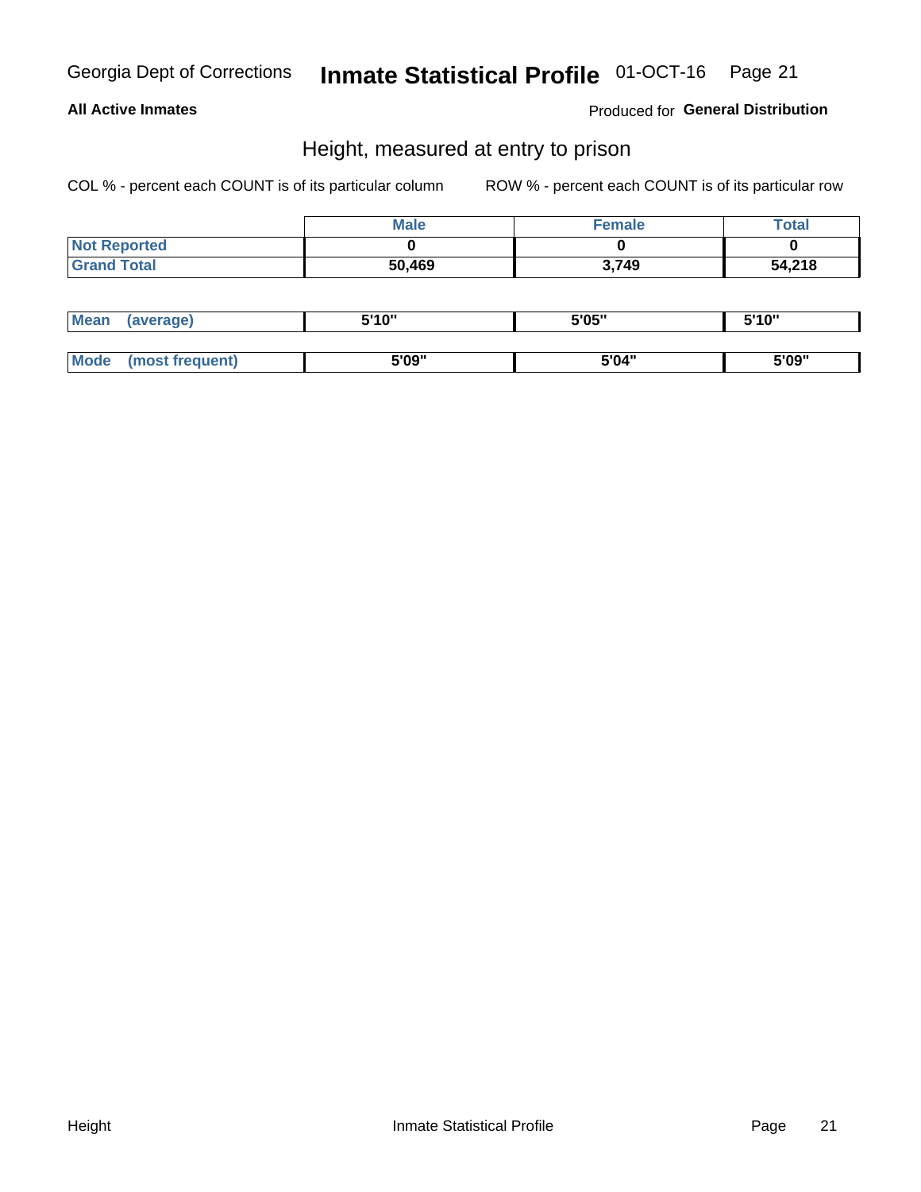Georgia Dept of Corrections **Inmate Statistical Profile** 01-OCT-16

**All Active Inmates**

Produced for **General Distribution**

## Height, measured at entry to prison

COL % - percent each COUNT is of its particular column

ROW % - percent each COUNT is of its particular row

| | Male | Female | Total |
|---|---|---|---|
| Not Reported | 0 | 0 | 0 |
| Grand Total | 50,469 | 3,749 | 54,218 |

| | Male | Female | Total |
|---|---|---|---|
| Mean (average) | 5'10" | 5'05" | 5'10" |
| Mode (most frequent) | 5'09" | 5'04" | 5'09" |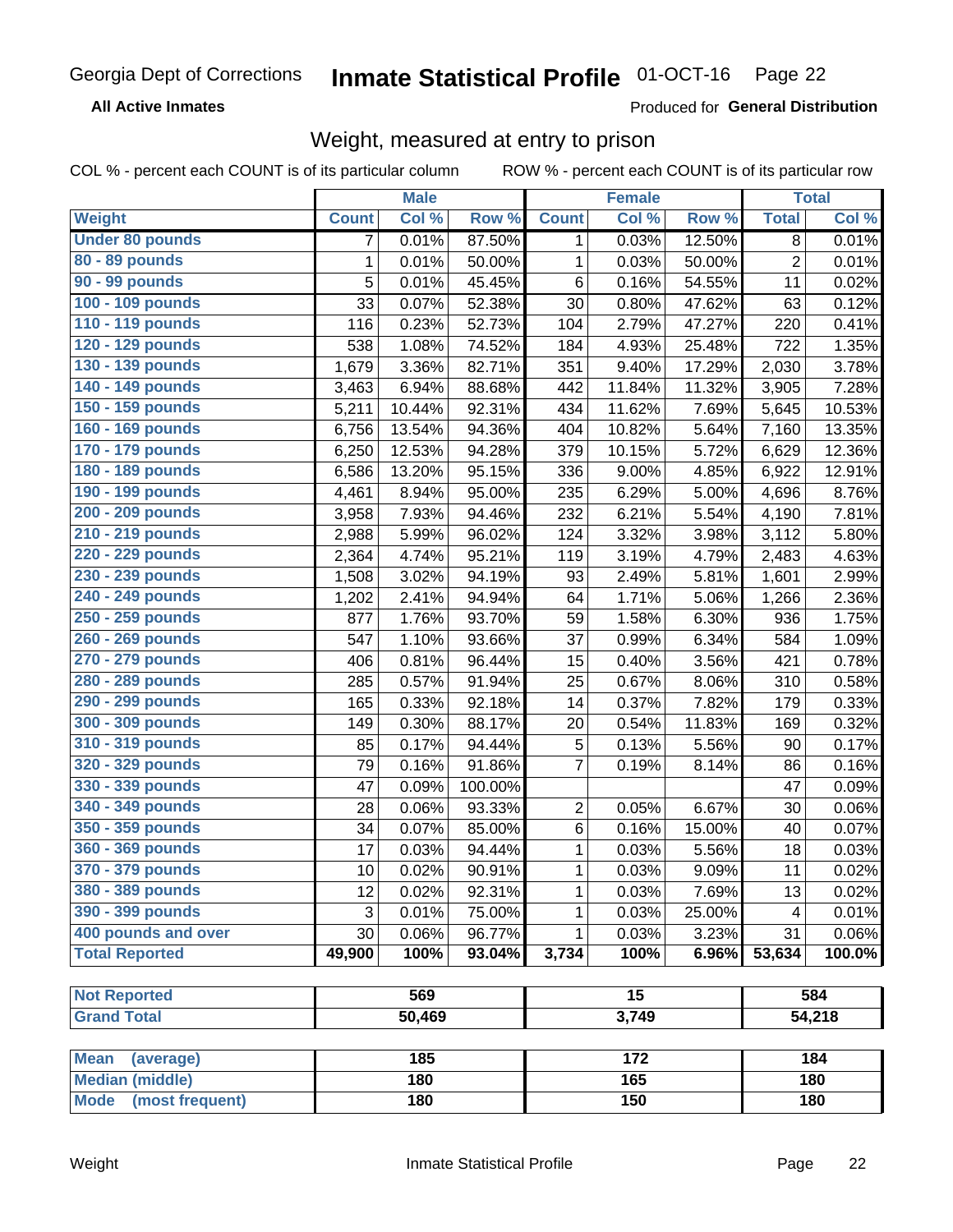Georgia Dept of Corrections **Inmate Statistical Profile** 01-OCT-16

**All Active Inmates**

Produced for **General Distribution**

## Weight, measured at entry to prison

COL % - percent each COUNT is of its particular column ROW % - percent each COUNT is of its particular row

| Weight | Male | | | Female | | | Total | |
|---|---|---|---|---|---|---|---|---|
| | Count | Col % | Row % | Count | Col % | Row % | Total | Col % |
| Under 80 pounds | 7 | 0.01% | 87.50% | 1 | 0.03% | 12.50% | 8 | 0.01% |
| 80 - 89 pounds | 1 | 0.01% | 50.00% | 1 | 0.03% | 50.00% | 2 | 0.01% |
| 90 - 99 pounds | 5 | 0.01% | 45.45% | 6 | 0.16% | 54.55% | 11 | 0.02% |
| 100 - 109 pounds | 33 | 0.07% | 52.38% | 30 | 0.80% | 47.62% | 63 | 0.12% |
| 110 - 119 pounds | 116 | 0.23% | 52.73% | 104 | 2.79% | 47.27% | 220 | 0.41% |
| 120 - 129 pounds | 538 | 1.08% | 74.52% | 184 | 4.93% | 25.48% | 722 | 1.35% |
| 130 - 139 pounds | 1,679 | 3.36% | 82.71% | 351 | 9.40% | 17.29% | 2,030 | 3.78% |
| 140 - 149 pounds | 3,463 | 6.94% | 88.68% | 442 | 11.84% | 11.32% | 3,905 | 7.28% |
| 150 - 159 pounds | 5,211 | 10.44% | 92.31% | 434 | 11.62% | 7.69% | 5,645 | 10.53% |
| 160 - 169 pounds | 6,756 | 13.54% | 94.36% | 404 | 10.82% | 5.64% | 7,160 | 13.35% |
| 170 - 179 pounds | 6,250 | 12.53% | 94.28% | 379 | 10.15% | 5.72% | 6,629 | 12.36% |
| 180 - 189 pounds | 6,586 | 13.20% | 95.15% | 336 | 9.00% | 4.85% | 6,922 | 12.91% |
| 190 - 199 pounds | 4,461 | 8.94% | 95.00% | 235 | 6.29% | 5.00% | 4,696 | 8.76% |
| 200 - 209 pounds | 3,958 | 7.93% | 94.46% | 232 | 6.21% | 5.54% | 4,190 | 7.81% |
| 210 - 219 pounds | 2,988 | 5.99% | 96.02% | 124 | 3.32% | 3.98% | 3,112 | 5.80% |
| 220 - 229 pounds | 2,364 | 4.74% | 95.21% | 119 | 3.19% | 4.79% | 2,483 | 4.63% |
| 230 - 239 pounds | 1,508 | 3.02% | 94.19% | 93 | 2.49% | 5.81% | 1,601 | 2.99% |
| 240 - 249 pounds | 1,202 | 2.41% | 94.94% | 64 | 1.71% | 5.06% | 1,266 | 2.36% |
| 250 - 259 pounds | 877 | 1.76% | 93.70% | 59 | 1.58% | 6.30% | 936 | 1.75% |
| 260 - 269 pounds | 547 | 1.10% | 93.66% | 37 | 0.99% | 6.34% | 584 | 1.09% |
| 270 - 279 pounds | 406 | 0.81% | 96.44% | 15 | 0.40% | 3.56% | 421 | 0.78% |
| 280 - 289 pounds | 285 | 0.57% | 91.94% | 25 | 0.67% | 8.06% | 310 | 0.58% |
| 290 - 299 pounds | 165 | 0.33% | 92.18% | 14 | 0.37% | 7.82% | 179 | 0.33% |
| 300 - 309 pounds | 149 | 0.30% | 88.17% | 20 | 0.54% | 11.83% | 169 | 0.32% |
| 310 - 319 pounds | 85 | 0.17% | 94.44% | 5 | 0.13% | 5.56% | 90 | 0.17% |
| 320 - 329 pounds | 79 | 0.16% | 91.86% | 7 | 0.19% | 8.14% | 86 | 0.16% |
| 330 - 339 pounds | 47 | 0.09% | 100.00% | | | | 47 | 0.09% |
| 340 - 349 pounds | 28 | 0.06% | 93.33% | 2 | 0.05% | 6.67% | 30 | 0.06% |
| 350 - 359 pounds | 34 | 0.07% | 85.00% | 6 | 0.16% | 15.00% | 40 | 0.07% |
| 360 - 369 pounds | 17 | 0.03% | 94.44% | 1 | 0.03% | 5.56% | 18 | 0.03% |
| 370 - 379 pounds | 10 | 0.02% | 90.91% | 1 | 0.03% | 9.09% | 11 | 0.02% |
| 380 - 389 pounds | 12 | 0.02% | 92.31% | 1 | 0.03% | 7.69% | 13 | 0.02% |
| 390 - 399 pounds | 3 | 0.01% | 75.00% | 1 | 0.03% | 25.00% | 4 | 0.01% |
| 400 pounds and over | 30 | 0.06% | 96.77% | 1 | 0.03% | 3.23% | 31 | 0.06% |
| **Total Reported** | **49,900** | **100%** | **93.04%** | **3,734** | **100%** | **6.96%** | **53,634** | **100.0%** |

| | Male | Female | Total |
|---|---|---|---|
| Not Reported | 569 | 15 | 584 |
| Grand Total | 50,469 | 3,749 | 54,218 |

| | Male | Female | Total |
|---|---|---|---|
| Mean (average) | 185 | 172 | 184 |
| Median (middle) | 180 | 165 | 180 |
| Mode (most frequent) | 180 | 150 | 180 |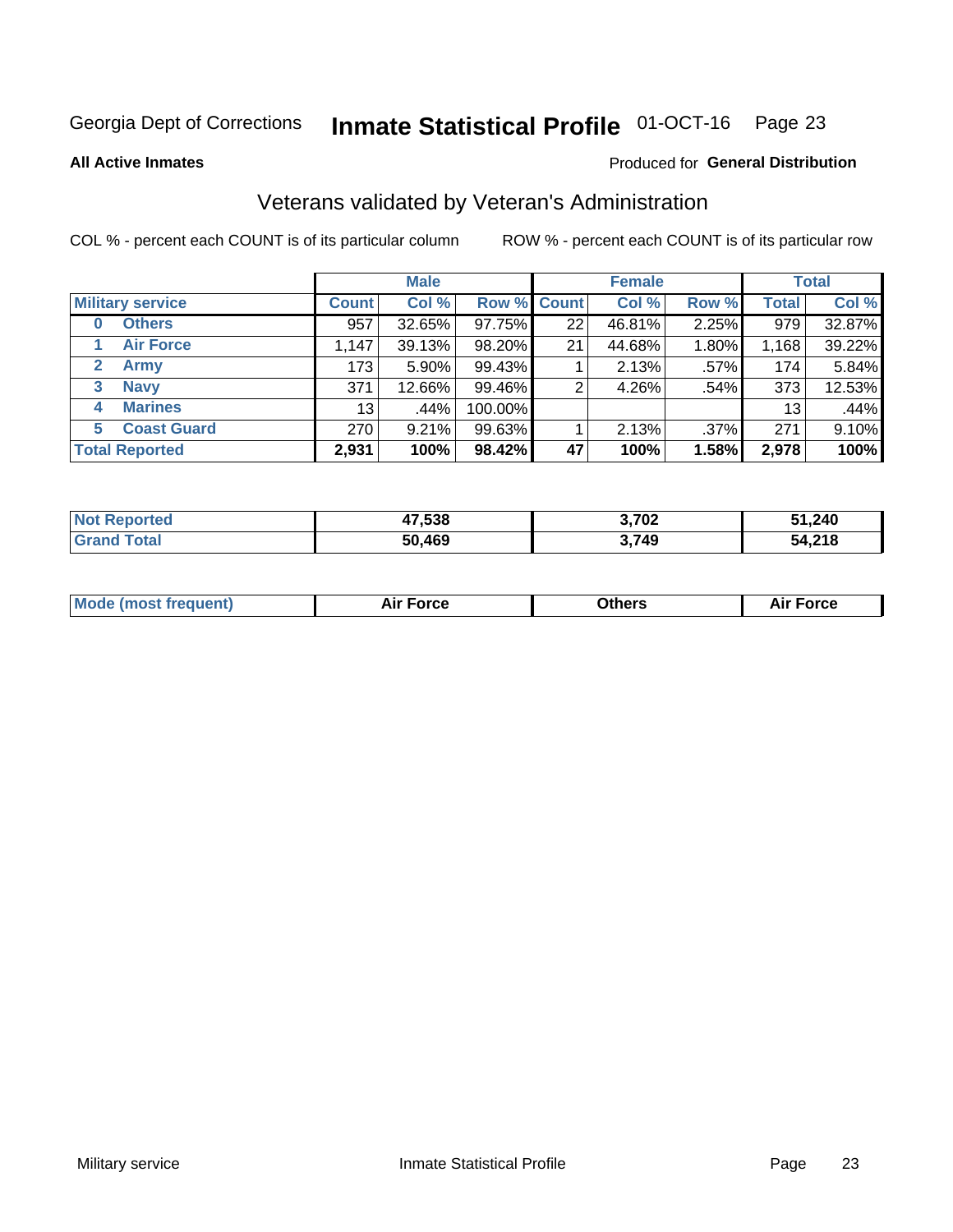Georgia Dept of Corrections **Inmate Statistical Profile** 01-OCT-16

**All Active Inmates**

Produced for **General Distribution**

## Veterans validated by Veteran's Administration

COL % - percent each COUNT is of its particular column

ROW % - percent each COUNT is of its particular row

| | Male | | | Female | | | Total | |
|---|---|---|---|---|---|---|---|---|
| **Military service** | **Count** | **Col %** | **Row %** | **Count** | **Col %** | **Row %** | **Total** | **Col %** |
| 0 Others | 957 | 32.65% | 97.75% | 22 | 46.81% | 2.25% | 979 | 32.87% |
| 1 Air Force | 1,147 | 39.13% | 98.20% | 21 | 44.68% | 1.80% | 1,168 | 39.22% |
| 2 Army | 173 | 5.90% | 99.43% | 1 | 2.13% | .57% | 174 | 5.84% |
| 3 Navy | 371 | 12.66% | 99.46% | 2 | 4.26% | .54% | 373 | 12.53% |
| 4 Marines | 13 | .44% | 100.00% | | | | 13 | .44% |
| 5 Coast Guard | 270 | 9.21% | 99.63% | 1 | 2.13% | .37% | 271 | 9.10% |
| **Total Reported** | **2,931** | **100%** | **98.42%** | **47** | **100%** | **1.58%** | **2,978** | **100%** |

| | Male | Female | Total |
|---|---|---|---|
| **Not Reported** | **47,538** | **3,702** | **51,240** |
| **Grand Total** | **50,469** | **3,749** | **54,218** |

| | Male | Female | Total |
|---|---|---|---|
| **Mode (most frequent)** | **Air Force** | **Others** | **Air Force** |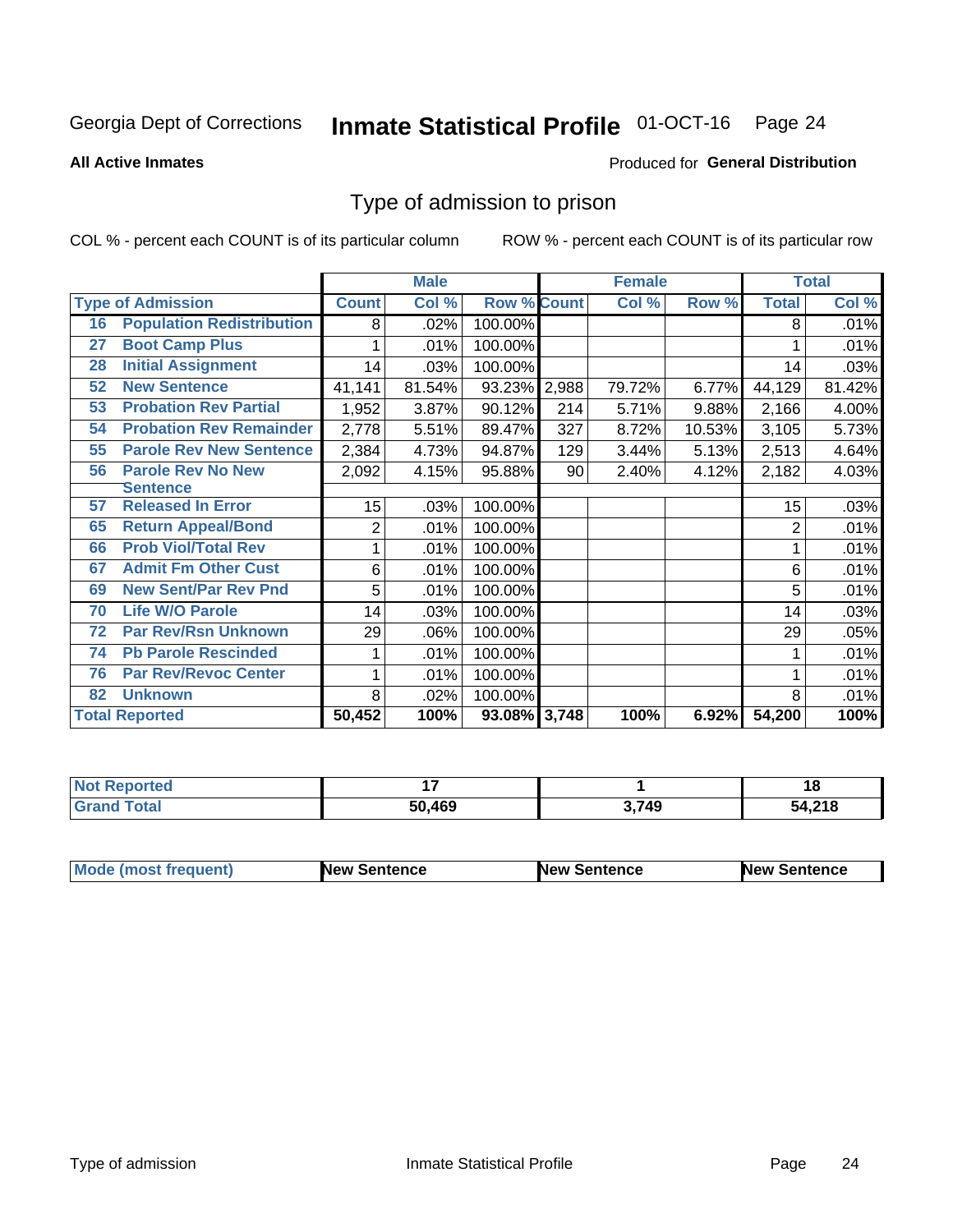Georgia Dept of Corrections **Inmate Statistical Profile** 01-OCT-16

**All Active Inmates**

Produced for **General Distribution**

## Type of admission to prison

COL % - percent each COUNT is of its particular column ROW % - percent each COUNT is of its particular row

| Type of Admission | Male Count | Male Col % | Male Row % | Female Count | Female Col % | Female Row % | Total | Total Col % |
|---|---|---|---|---|---|---|---|---|
| 16 Population Redistribution | 8 | .02% | 100.00% | | | | 8 | .01% |
| 27 Boot Camp Plus | 1 | .01% | 100.00% | | | | 1 | .01% |
| 28 Initial Assignment | 14 | .03% | 100.00% | | | | 14 | .03% |
| 52 New Sentence | 41,141 | 81.54% | 93.23% | 2,988 | 79.72% | 6.77% | 44,129 | 81.42% |
| 53 Probation Rev Partial | 1,952 | 3.87% | 90.12% | 214 | 5.71% | 9.88% | 2,166 | 4.00% |
| 54 Probation Rev Remainder | 2,778 | 5.51% | 89.47% | 327 | 8.72% | 10.53% | 3,105 | 5.73% |
| 55 Parole Rev New Sentence | 2,384 | 4.73% | 94.87% | 129 | 3.44% | 5.13% | 2,513 | 4.64% |
| 56 Parole Rev No New Sentence | 2,092 | 4.15% | 95.88% | 90 | 2.40% | 4.12% | 2,182 | 4.03% |
| 57 Released In Error | 15 | .03% | 100.00% | | | | 15 | .03% |
| 65 Return Appeal/Bond | 2 | .01% | 100.00% | | | | 2 | .01% |
| 66 Prob Viol/Total Rev | 1 | .01% | 100.00% | | | | 1 | .01% |
| 67 Admit Fm Other Cust | 6 | .01% | 100.00% | | | | 6 | .01% |
| 69 New Sent/Par Rev Pnd | 5 | .01% | 100.00% | | | | 5 | .01% |
| 70 Life W/O Parole | 14 | .03% | 100.00% | | | | 14 | .03% |
| 72 Par Rev/Rsn Unknown | 29 | .06% | 100.00% | | | | 29 | .05% |
| 74 Pb Parole Rescinded | 1 | .01% | 100.00% | | | | 1 | .01% |
| 76 Par Rev/Revoc Center | 1 | .01% | 100.00% | | | | 1 | .01% |
| 82 Unknown | 8 | .02% | 100.00% | | | | 8 | .01% |
| **Total Reported** | **50,452** | **100%** | **93.08%** | **3,748** | **100%** | **6.92%** | **54,200** | **100%** |

| | Male | Female | Total |
|---|---|---|---|
| Not Reported | 17 | 1 | 18 |
| Grand Total | 50,469 | 3,749 | 54,218 |

| | Male | Female | Total |
|---|---|---|---|
| Mode (most frequent) | New Sentence | New Sentence | New Sentence |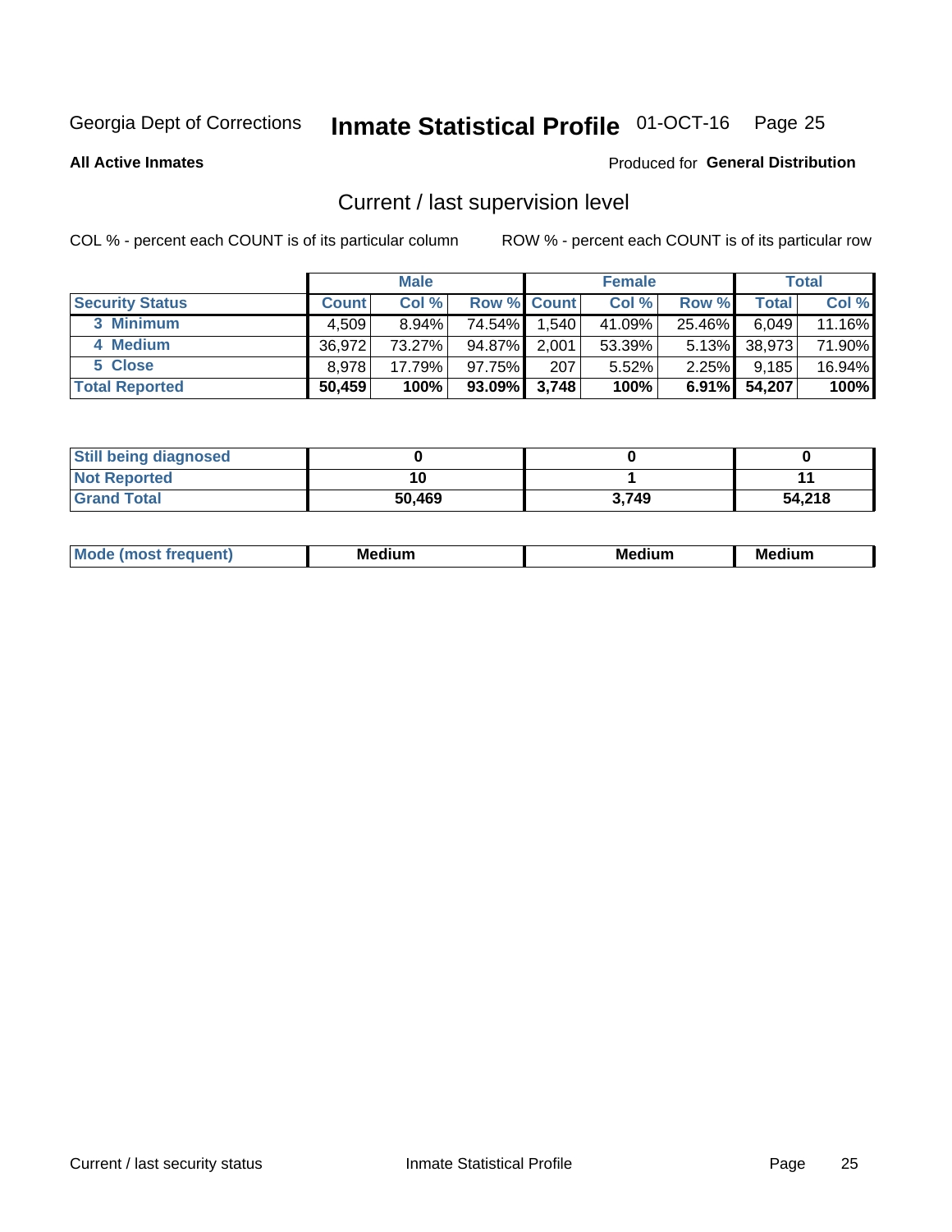Georgia Dept of Corrections **Inmate Statistical Profile** 01-OCT-16

**All Active Inmates**

Produced for **General Distribution**

## Current / last supervision level

COL % - percent each COUNT is of its particular column

ROW % - percent each COUNT is of its particular row

| | Male | | | Female | | | Total | |
|---|---|---|---|---|---|---|---|---|
| **Security Status** | **Count** | **Col %** | **Row %** | **Count** | **Col %** | **Row %** | **Total** | **Col %** |
| 3 Minimum | 4,509 | 8.94% | 74.54% | 1,540 | 41.09% | 25.46% | 6,049 | 11.16% |
| 4 Medium | 36,972 | 73.27% | 94.87% | 2,001 | 53.39% | 5.13% | 38,973 | 71.90% |
| 5 Close | 8,978 | 17.79% | 97.75% | 207 | 5.52% | 2.25% | 9,185 | 16.94% |
| **Total Reported** | **50,459** | **100%** | **93.09%** | **3,748** | **100%** | **6.91%** | **54,207** | **100%** |

| | Male | Female | Total |
|---|---|---|---|
| Still being diagnosed | 0 | 0 | 0 |
| Not Reported | 10 | 1 | 11 |
| Grand Total | 50,469 | 3,749 | 54,218 |

| | Male | Female | Total |
|---|---|---|---|
| Mode (most frequent) | Medium | Medium | Medium |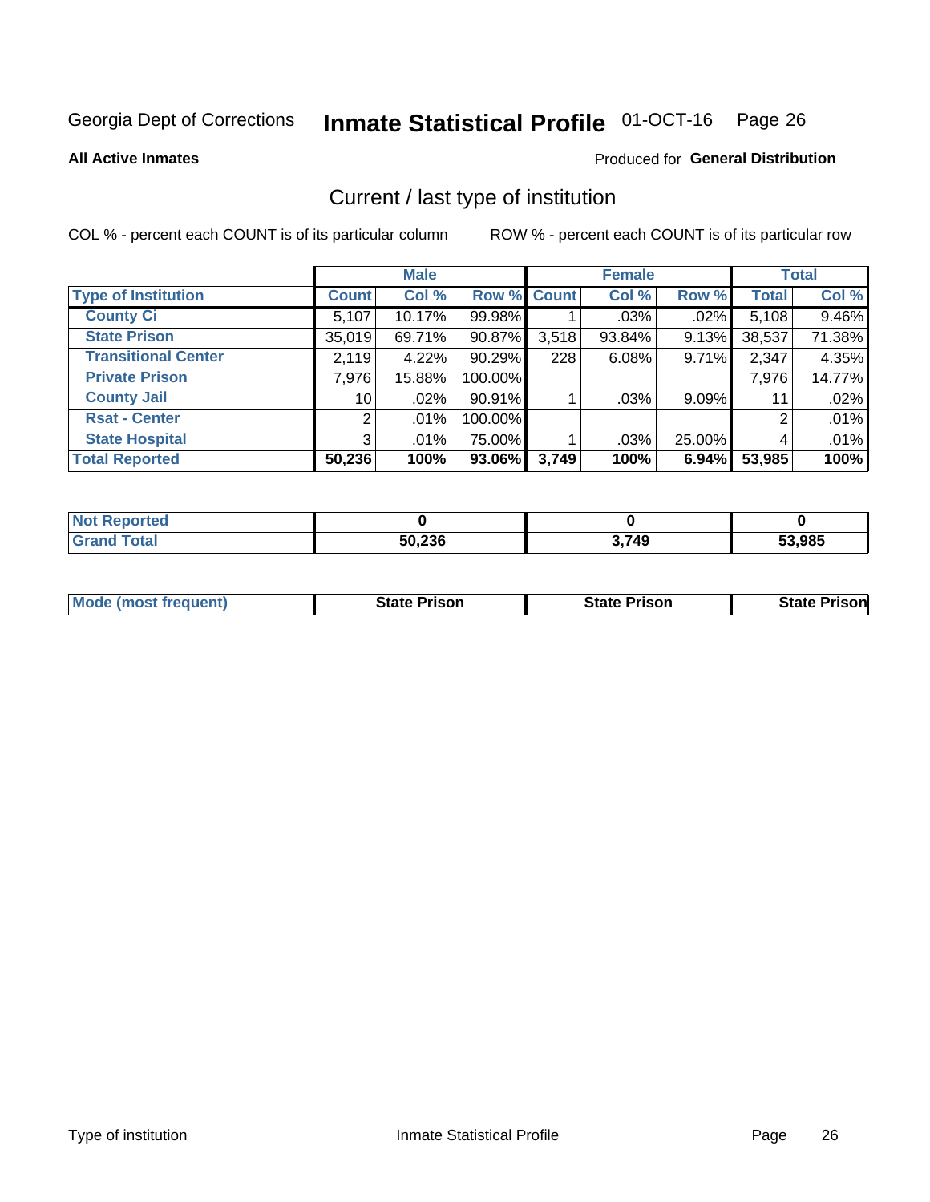Georgia Dept of Corrections **Inmate Statistical Profile** 01-OCT-16

**All Active Inmates**

Produced for **General Distribution**

## Current / last type of institution

COL % - percent each COUNT is of its particular column ROW % - percent each COUNT is of its particular row

| | Male | | | Female | | | Total | |
|---|---|---|---|---|---|---|---|---|
| **Type of Institution** | **Count** | **Col %** | **Row %** | **Count** | **Col %** | **Row %** | **Total** | **Col %** |
| **County Ci** | 5,107 | 10.17% | 99.98% | 1 | .03% | .02% | 5,108 | 9.46% |
| **State Prison** | 35,019 | 69.71% | 90.87% | 3,518 | 93.84% | 9.13% | 38,537 | 71.38% |
| **Transitional Center** | 2,119 | 4.22% | 90.29% | 228 | 6.08% | 9.71% | 2,347 | 4.35% |
| **Private Prison** | 7,976 | 15.88% | 100.00% | | | | 7,976 | 14.77% |
| **County Jail** | 10 | .02% | 90.91% | 1 | .03% | 9.09% | 11 | .02% |
| **Rsat - Center** | 2 | .01% | 100.00% | | | | 2 | .01% |
| **State Hospital** | 3 | .01% | 75.00% | 1 | .03% | 25.00% | 4 | .01% |
| **Total Reported** | **50,236** | **100%** | **93.06%** | **3,749** | **100%** | **6.94%** | **53,985** | **100%** |

| | Male | Female | Total |
|---|---|---|---|
| **Not Reported** | **0** | **0** | **0** |
| **Grand Total** | **50,236** | **3,749** | **53,985** |

| | Male | Female | Total |
|---|---|---|---|
| **Mode (most frequent)** | **State Prison** | **State Prison** | **State Prison** |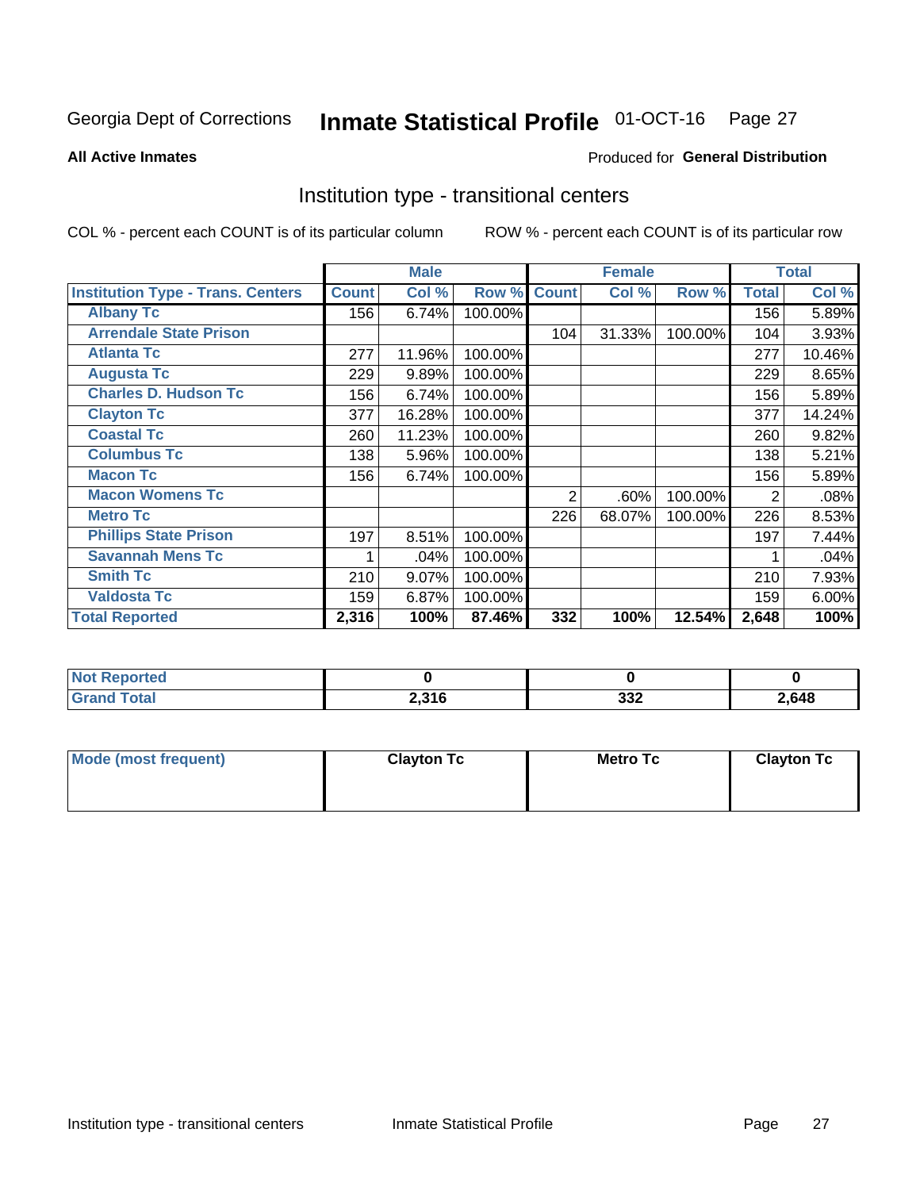Georgia Dept of Corrections **Inmate Statistical Profile** 01-OCT-16 Page 27

**All Active Inmates**

Produced for **General Distribution**

## Institution type - transitional centers

COL % - percent each COUNT is of its particular column    ROW % - percent each COUNT is of its particular row

| | Male | | | Female | | | Total | |
|---|---|---|---|---|---|---|---|---|
| **Institution Type - Trans. Centers** | **Count** | **Col %** | **Row %** | **Count** | **Col %** | **Row %** | **Total** | **Col %** |
| **Albany Tc** | 156 | 6.74% | 100.00% | | | | 156 | 5.89% |
| **Arrendale State Prison** | | | | 104 | 31.33% | 100.00% | 104 | 3.93% |
| **Atlanta Tc** | 277 | 11.96% | 100.00% | | | | 277 | 10.46% |
| **Augusta Tc** | 229 | 9.89% | 100.00% | | | | 229 | 8.65% |
| **Charles D. Hudson Tc** | 156 | 6.74% | 100.00% | | | | 156 | 5.89% |
| **Clayton Tc** | 377 | 16.28% | 100.00% | | | | 377 | 14.24% |
| **Coastal Tc** | 260 | 11.23% | 100.00% | | | | 260 | 9.82% |
| **Columbus Tc** | 138 | 5.96% | 100.00% | | | | 138 | 5.21% |
| **Macon Tc** | 156 | 6.74% | 100.00% | | | | 156 | 5.89% |
| **Macon Womens Tc** | | | | 2 | .60% | 100.00% | 2 | .08% |
| **Metro Tc** | | | | 226 | 68.07% | 100.00% | 226 | 8.53% |
| **Phillips State Prison** | 197 | 8.51% | 100.00% | | | | 197 | 7.44% |
| **Savannah Mens Tc** | 1 | .04% | 100.00% | | | | 1 | .04% |
| **Smith Tc** | 210 | 9.07% | 100.00% | | | | 210 | 7.93% |
| **Valdosta Tc** | 159 | 6.87% | 100.00% | | | | 159 | 6.00% |
| **Total Reported** | **2,316** | **100%** | **87.46%** | **332** | **100%** | **12.54%** | **2,648** | **100%** |

| | Male | Female | Total |
|---|---|---|---|
| **Not Reported** | **0** | **0** | **0** |
| **Grand Total** | **2,316** | **332** | **2,648** |

| | Male | Female | Total |
|---|---|---|---|
| **Mode (most frequent)** | **Clayton Tc** | **Metro Tc** | **Clayton Tc** |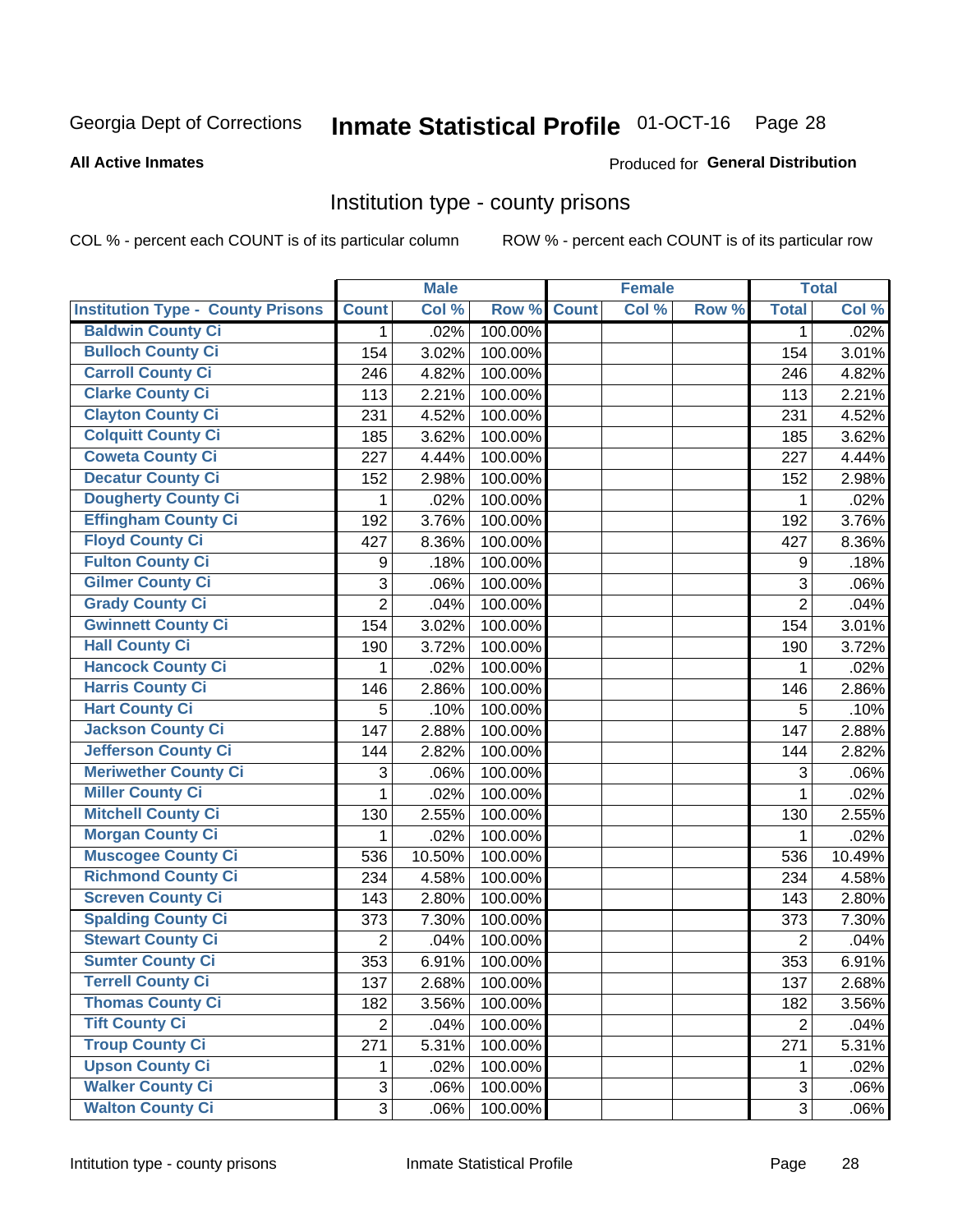Georgia Dept of Corrections **Inmate Statistical Profile** 01-OCT-16

**All Active Inmates**

Produced for **General Distribution**

## Institution type - county prisons

COL % - percent each COUNT is of its particular column

ROW % - percent each COUNT is of its particular row

| Institution Type - County Prisons | Male | | | Female | | | Total | |
|---|---|---|---|---|---|---|---|---|
| | Count | Col % | Row % | Count | Col % | Row % | Total | Col % |
| Baldwin County Ci | 1 | .02% | 100.00% | | | | 1 | .02% |
| Bulloch County Ci | 154 | 3.02% | 100.00% | | | | 154 | 3.01% |
| Carroll County Ci | 246 | 4.82% | 100.00% | | | | 246 | 4.82% |
| Clarke County Ci | 113 | 2.21% | 100.00% | | | | 113 | 2.21% |
| Clayton County Ci | 231 | 4.52% | 100.00% | | | | 231 | 4.52% |
| Colquitt County Ci | 185 | 3.62% | 100.00% | | | | 185 | 3.62% |
| Coweta County Ci | 227 | 4.44% | 100.00% | | | | 227 | 4.44% |
| Decatur County Ci | 152 | 2.98% | 100.00% | | | | 152 | 2.98% |
| Dougherty County Ci | 1 | .02% | 100.00% | | | | 1 | .02% |
| Effingham County Ci | 192 | 3.76% | 100.00% | | | | 192 | 3.76% |
| Floyd County Ci | 427 | 8.36% | 100.00% | | | | 427 | 8.36% |
| Fulton County Ci | 9 | .18% | 100.00% | | | | 9 | .18% |
| Gilmer County Ci | 3 | .06% | 100.00% | | | | 3 | .06% |
| Grady County Ci | 2 | .04% | 100.00% | | | | 2 | .04% |
| Gwinnett County Ci | 154 | 3.02% | 100.00% | | | | 154 | 3.01% |
| Hall County Ci | 190 | 3.72% | 100.00% | | | | 190 | 3.72% |
| Hancock County Ci | 1 | .02% | 100.00% | | | | 1 | .02% |
| Harris County Ci | 146 | 2.86% | 100.00% | | | | 146 | 2.86% |
| Hart County Ci | 5 | .10% | 100.00% | | | | 5 | .10% |
| Jackson County Ci | 147 | 2.88% | 100.00% | | | | 147 | 2.88% |
| Jefferson County Ci | 144 | 2.82% | 100.00% | | | | 144 | 2.82% |
| Meriwether County Ci | 3 | .06% | 100.00% | | | | 3 | .06% |
| Miller County Ci | 1 | .02% | 100.00% | | | | 1 | .02% |
| Mitchell County Ci | 130 | 2.55% | 100.00% | | | | 130 | 2.55% |
| Morgan County Ci | 1 | .02% | 100.00% | | | | 1 | .02% |
| Muscogee County Ci | 536 | 10.50% | 100.00% | | | | 536 | 10.49% |
| Richmond County Ci | 234 | 4.58% | 100.00% | | | | 234 | 4.58% |
| Screven County Ci | 143 | 2.80% | 100.00% | | | | 143 | 2.80% |
| Spalding County Ci | 373 | 7.30% | 100.00% | | | | 373 | 7.30% |
| Stewart County Ci | 2 | .04% | 100.00% | | | | 2 | .04% |
| Sumter County Ci | 353 | 6.91% | 100.00% | | | | 353 | 6.91% |
| Terrell County Ci | 137 | 2.68% | 100.00% | | | | 137 | 2.68% |
| Thomas County Ci | 182 | 3.56% | 100.00% | | | | 182 | 3.56% |
| Tift County Ci | 2 | .04% | 100.00% | | | | 2 | .04% |
| Troup County Ci | 271 | 5.31% | 100.00% | | | | 271 | 5.31% |
| Upson County Ci | 1 | .02% | 100.00% | | | | 1 | .02% |
| Walker County Ci | 3 | .06% | 100.00% | | | | 3 | .06% |
| Walton County Ci | 3 | .06% | 100.00% | | | | 3 | .06% |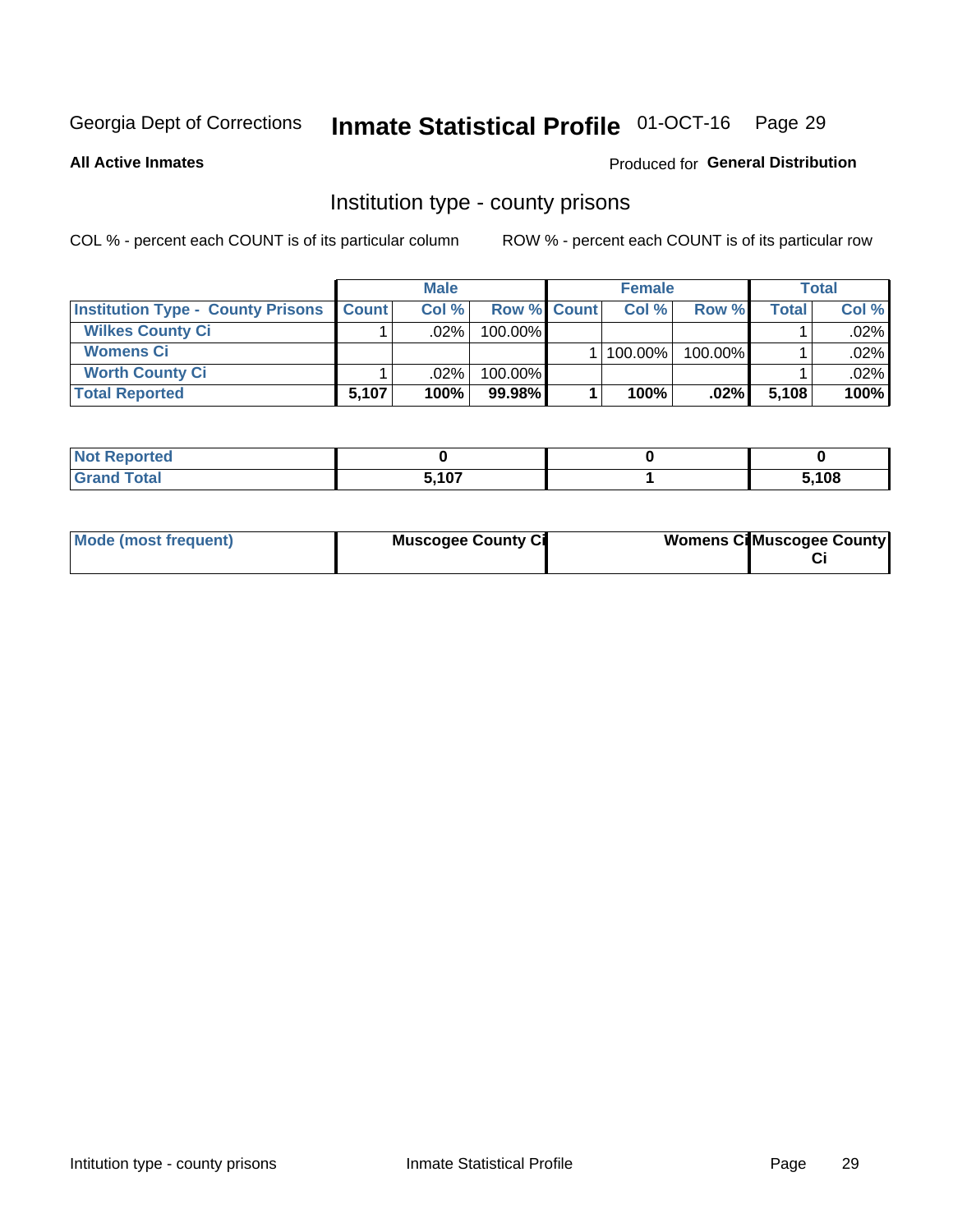Georgia Dept of Corrections **Inmate Statistical Profile** 01-OCT-16

**All Active Inmates**

Produced for **General Distribution**

## Institution type - county prisons

COL % - percent each COUNT is of its particular column

ROW % - percent each COUNT is of its particular row

| | Male | | | Female | | | Total | |
|---|---|---|---|---|---|---|---|---|
| **Institution Type - County Prisons** | **Count** | **Col %** | **Row %** | **Count** | **Col %** | **Row %** | **Total** | **Col %** |
| **Wilkes County Ci** | 1 | .02% | 100.00% | | | | 1 | .02% |
| **Womens Ci** | | | | 1 | 100.00% | 100.00% | 1 | .02% |
| **Worth County Ci** | 1 | .02% | 100.00% | | | | 1 | .02% |
| **Total Reported** | **5,107** | **100%** | **99.98%** | **1** | **100%** | **.02%** | **5,108** | **100%** |

| | Male | Female | Total |
|---|---|---|---|
| **Not Reported** | **0** | **0** | **0** |
| **Grand Total** | **5,107** | **1** | **5,108** |

| | Male | Female | Total |
|---|---|---|---|
| **Mode (most frequent)** | **Muscogee County Ci** | **Womens Ci** | **Muscogee County Ci** |

Intitution type - county prisons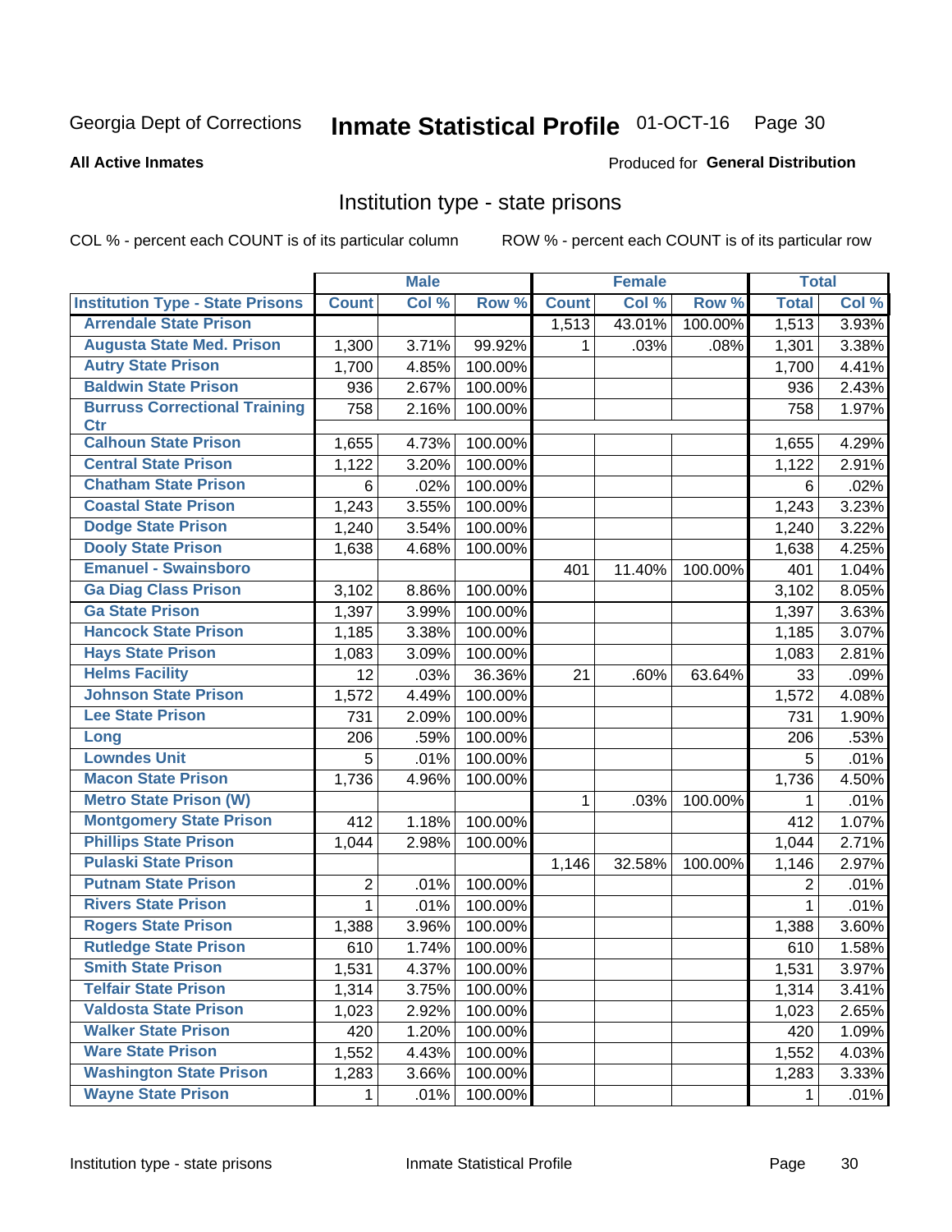Georgia Dept of Corrections **Inmate Statistical Profile** 01-OCT-16

**All Active Inmates**

Produced for **General Distribution**

## Institution type - state prisons

COL % - percent each COUNT is of its particular column

ROW % - percent each COUNT is of its particular row

| | Male | | | Female | | | Total | |
|---|---|---|---|---|---|---|---|---|
| **Institution Type - State Prisons** | **Count** | **Col %** | **Row %** | **Count** | **Col %** | **Row %** | **Total** | **Col %** |
| Arrendale State Prison | | | | 1,513 | 43.01% | 100.00% | 1,513 | 3.93% |
| Augusta State Med. Prison | 1,300 | 3.71% | 99.92% | 1 | .03% | .08% | 1,301 | 3.38% |
| Autry State Prison | 1,700 | 4.85% | 100.00% | | | | 1,700 | 4.41% |
| Baldwin State Prison | 936 | 2.67% | 100.00% | | | | 936 | 2.43% |
| Burruss Correctional Training Ctr | 758 | 2.16% | 100.00% | | | | 758 | 1.97% |
| Calhoun State Prison | 1,655 | 4.73% | 100.00% | | | | 1,655 | 4.29% |
| Central State Prison | 1,122 | 3.20% | 100.00% | | | | 1,122 | 2.91% |
| Chatham State Prison | 6 | .02% | 100.00% | | | | 6 | .02% |
| Coastal State Prison | 1,243 | 3.55% | 100.00% | | | | 1,243 | 3.23% |
| Dodge State Prison | 1,240 | 3.54% | 100.00% | | | | 1,240 | 3.22% |
| Dooly State Prison | 1,638 | 4.68% | 100.00% | | | | 1,638 | 4.25% |
| Emanuel - Swainsboro | | | | 401 | 11.40% | 100.00% | 401 | 1.04% |
| Ga Diag Class Prison | 3,102 | 8.86% | 100.00% | | | | 3,102 | 8.05% |
| Ga State Prison | 1,397 | 3.99% | 100.00% | | | | 1,397 | 3.63% |
| Hancock State Prison | 1,185 | 3.38% | 100.00% | | | | 1,185 | 3.07% |
| Hays State Prison | 1,083 | 3.09% | 100.00% | | | | 1,083 | 2.81% |
| Helms Facility | 12 | .03% | 36.36% | 21 | .60% | 63.64% | 33 | .09% |
| Johnson State Prison | 1,572 | 4.49% | 100.00% | | | | 1,572 | 4.08% |
| Lee State Prison | 731 | 2.09% | 100.00% | | | | 731 | 1.90% |
| Long | 206 | .59% | 100.00% | | | | 206 | .53% |
| Lowndes Unit | 5 | .01% | 100.00% | | | | 5 | .01% |
| Macon State Prison | 1,736 | 4.96% | 100.00% | | | | 1,736 | 4.50% |
| Metro State Prison (W) | | | | 1 | .03% | 100.00% | 1 | .01% |
| Montgomery State Prison | 412 | 1.18% | 100.00% | | | | 412 | 1.07% |
| Phillips State Prison | 1,044 | 2.98% | 100.00% | | | | 1,044 | 2.71% |
| Pulaski State Prison | | | | 1,146 | 32.58% | 100.00% | 1,146 | 2.97% |
| Putnam State Prison | 2 | .01% | 100.00% | | | | 2 | .01% |
| Rivers State Prison | 1 | .01% | 100.00% | | | | 1 | .01% |
| Rogers State Prison | 1,388 | 3.96% | 100.00% | | | | 1,388 | 3.60% |
| Rutledge State Prison | 610 | 1.74% | 100.00% | | | | 610 | 1.58% |
| Smith State Prison | 1,531 | 4.37% | 100.00% | | | | 1,531 | 3.97% |
| Telfair State Prison | 1,314 | 3.75% | 100.00% | | | | 1,314 | 3.41% |
| Valdosta State Prison | 1,023 | 2.92% | 100.00% | | | | 1,023 | 2.65% |
| Walker State Prison | 420 | 1.20% | 100.00% | | | | 420 | 1.09% |
| Ware State Prison | 1,552 | 4.43% | 100.00% | | | | 1,552 | 4.03% |
| Washington State Prison | 1,283 | 3.66% | 100.00% | | | | 1,283 | 3.33% |
| Wayne State Prison | 1 | .01% | 100.00% | | | | 1 | .01% |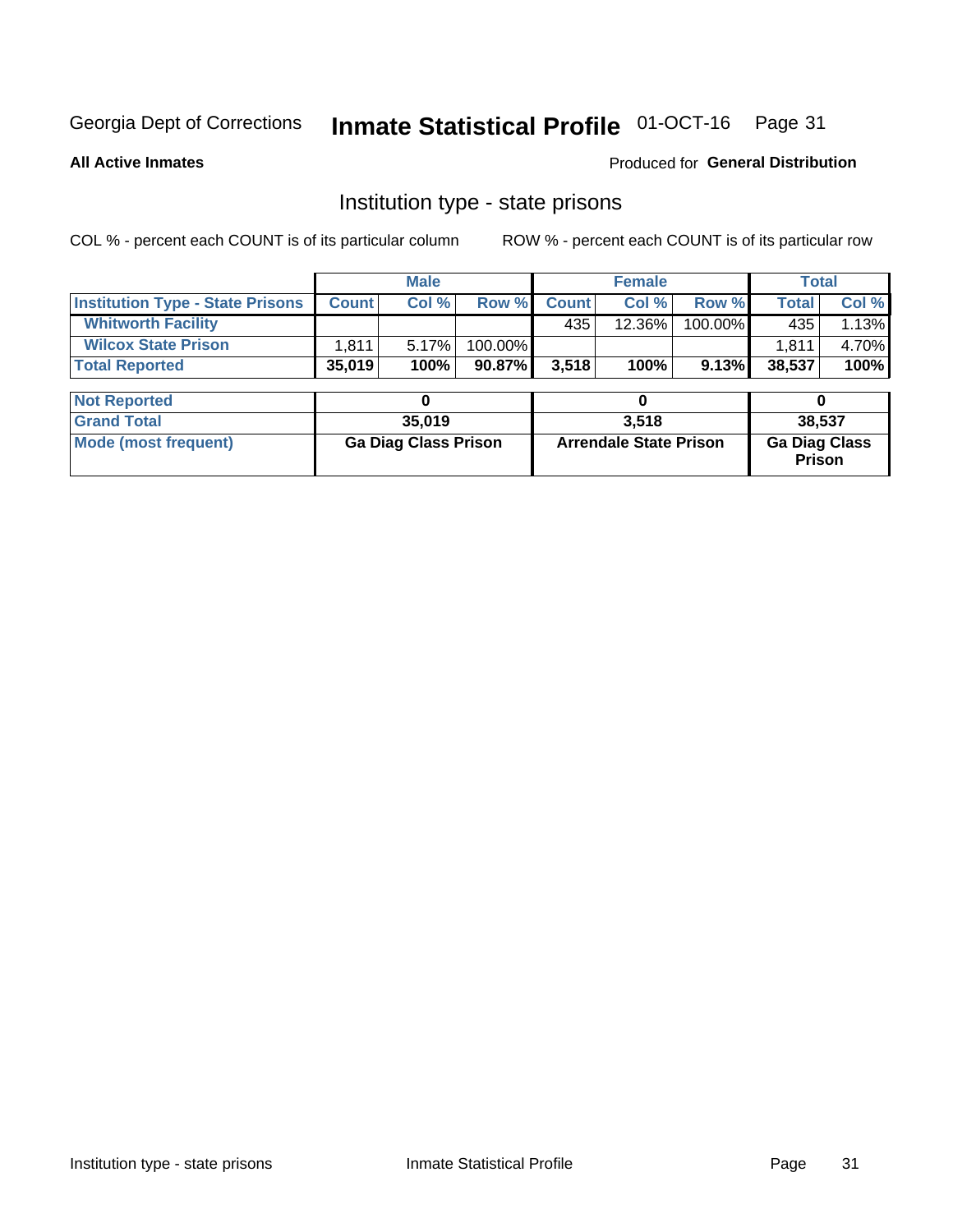Georgia Dept of Corrections **Inmate Statistical Profile** 01-OCT-16

**All Active Inmates**

Produced for **General Distribution**

## Institution type - state prisons

COL % - percent each COUNT is of its particular column     ROW % - percent each COUNT is of its particular row

| | Male | | | Female | | | Total | |
|---|---|---|---|---|---|---|---|---|
| **Institution Type - State Prisons** | **Count** | **Col %** | **Row %** | **Count** | **Col %** | **Row %** | **Total** | **Col %** |
| **Whitworth Facility** | | | | 435 | 12.36% | 100.00% | 435 | 1.13% |
| **Wilcox State Prison** | 1,811 | 5.17% | 100.00% | | | | 1,811 | 4.70% |
| **Total Reported** | **35,019** | **100%** | **90.87%** | **3,518** | **100%** | **9.13%** | **38,537** | **100%** |

| | Male | Female | Total |
|---|---|---|---|
| **Not Reported** | **0** | **0** | **0** |
| **Grand Total** | **35,019** | **3,518** | **38,537** |
| **Mode (most frequent)** | **Ga Diag Class Prison** | **Arrendale State Prison** | **Ga Diag Class Prison** |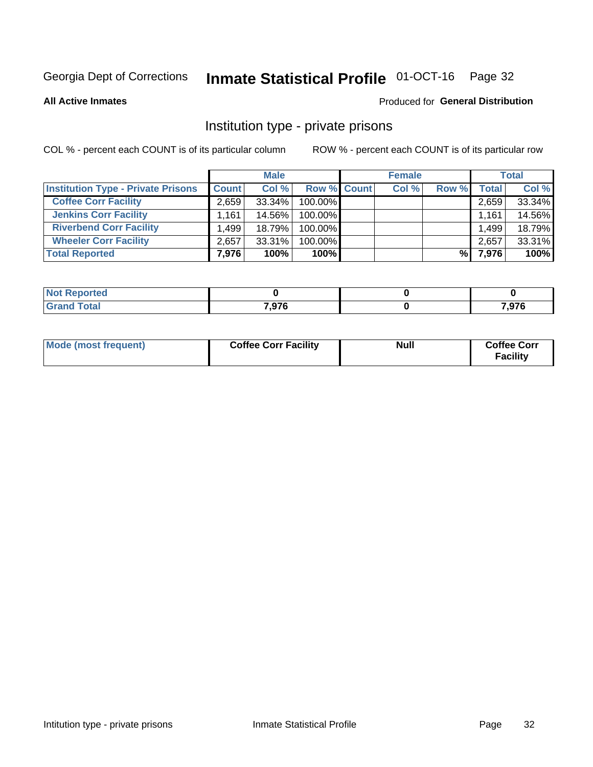Georgia Dept of Corrections **Inmate Statistical Profile** 01-OCT-16

**All Active Inmates**

Produced for **General Distribution**

## Institution type - private prisons

COL % - percent each COUNT is of its particular column

ROW % - percent each COUNT is of its particular row

| | Male | | | Female | | | Total | |
|---|---|---|---|---|---|---|---|---|
| **Institution Type - Private Prisons** | **Count** | **Col %** | **Row %** | **Count** | **Col %** | **Row %** | **Total** | **Col %** |
| **Coffee Corr Facility** | 2,659 | 33.34% | 100.00% | | | | 2,659 | 33.34% |
| **Jenkins Corr Facility** | 1,161 | 14.56% | 100.00% | | | | 1,161 | 14.56% |
| **Riverbend Corr Facility** | 1,499 | 18.79% | 100.00% | | | | 1,499 | 18.79% |
| **Wheeler Corr Facility** | 2,657 | 33.31% | 100.00% | | | | 2,657 | 33.31% |
| **Total Reported** | **7,976** | **100%** | **100%** | | | **%** | **7,976** | **100%** |

| | Male | Female | Total |
|---|---|---|---|
| **Not Reported** | **0** | **0** | **0** |
| **Grand Total** | **7,976** | **0** | **7,976** |

| | Male | Female | Total |
|---|---|---|---|
| **Mode (most frequent)** | **Coffee Corr Facility** | **Null** | **Coffee Corr Facility** |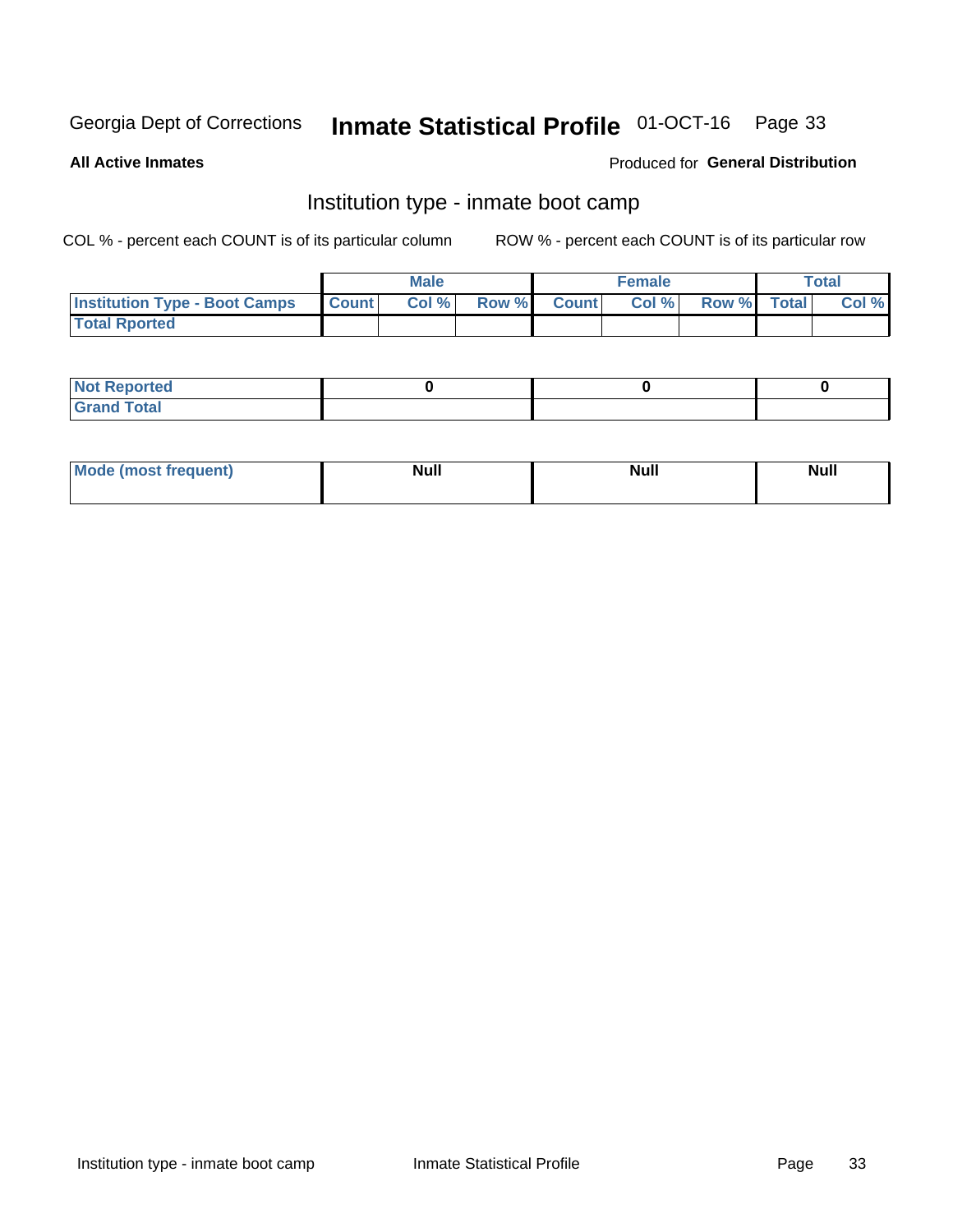Georgia Dept of Corrections **Inmate Statistical Profile** 01-OCT-16

**All Active Inmates**

Produced for **General Distribution**

## Institution type - inmate boot camp

COL % - percent each COUNT is of its particular column

ROW % - percent each COUNT is of its particular row

| | Male | | | Female | | | Total | |
|---|---|---|---|---|---|---|---|---|
| **Institution Type - Boot Camps** | **Count** | **Col %** | **Row %** | **Count** | **Col %** | **Row %** | **Total** | **Col %** |
| **Total Rported** | | | | | | | | |

| | Male | Female | Total |
|---|---|---|---|
| **Not Reported** | 0 | 0 | 0 |
| **Grand Total** | | | |

| | Male | Female | Total |
|---|---|---|---|
| **Mode (most frequent)** | Null | Null | Null |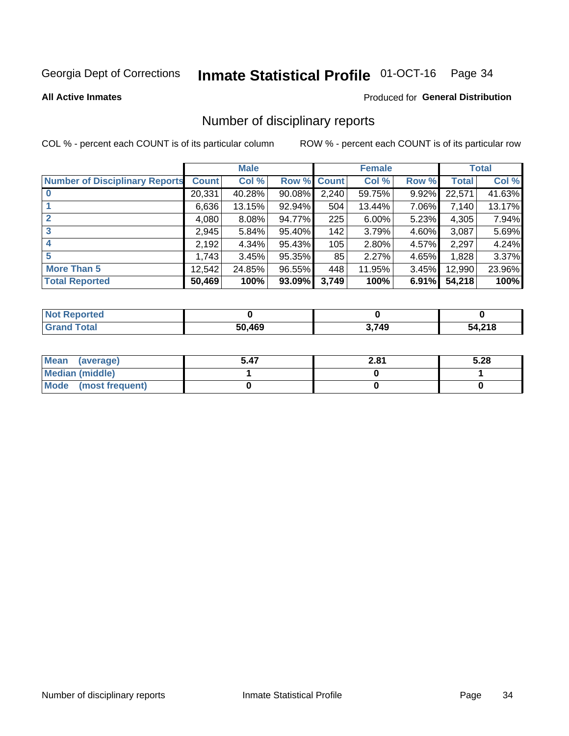Georgia Dept of Corrections **Inmate Statistical Profile** 01-OCT-16

**All Active Inmates**

Produced for **General Distribution**

## Number of disciplinary reports

COL % - percent each COUNT is of its particular column

ROW % - percent each COUNT is of its particular row

| | Male | | | Female | | | Total | |
|---|---|---|---|---|---|---|---|---|
| **Number of Disciplinary Reports** | **Count** | **Col %** | **Row %** | **Count** | **Col %** | **Row %** | **Total** | **Col %** |
| **0** | 20,331 | 40.28% | 90.08% | 2,240 | 59.75% | 9.92% | 22,571 | 41.63% |
| **1** | 6,636 | 13.15% | 92.94% | 504 | 13.44% | 7.06% | 7,140 | 13.17% |
| **2** | 4,080 | 8.08% | 94.77% | 225 | 6.00% | 5.23% | 4,305 | 7.94% |
| **3** | 2,945 | 5.84% | 95.40% | 142 | 3.79% | 4.60% | 3,087 | 5.69% |
| **4** | 2,192 | 4.34% | 95.43% | 105 | 2.80% | 4.57% | 2,297 | 4.24% |
| **5** | 1,743 | 3.45% | 95.35% | 85 | 2.27% | 4.65% | 1,828 | 3.37% |
| **More Than 5** | 12,542 | 24.85% | 96.55% | 448 | 11.95% | 3.45% | 12,990 | 23.96% |
| **Total Reported** | **50,469** | **100%** | **93.09%** | **3,749** | **100%** | **6.91%** | **54,218** | **100%** |

| | Male | Female | Total |
|---|---|---|---|
| **Not Reported** | **0** | **0** | **0** |
| **Grand Total** | **50,469** | **3,749** | **54,218** |

| | Male | Female | Total |
|---|---|---|---|
| **Mean (average)** | **5.47** | **2.81** | **5.28** |
| **Median (middle)** | **1** | **0** | **1** |
| **Mode (most frequent)** | **0** | **0** | **0** |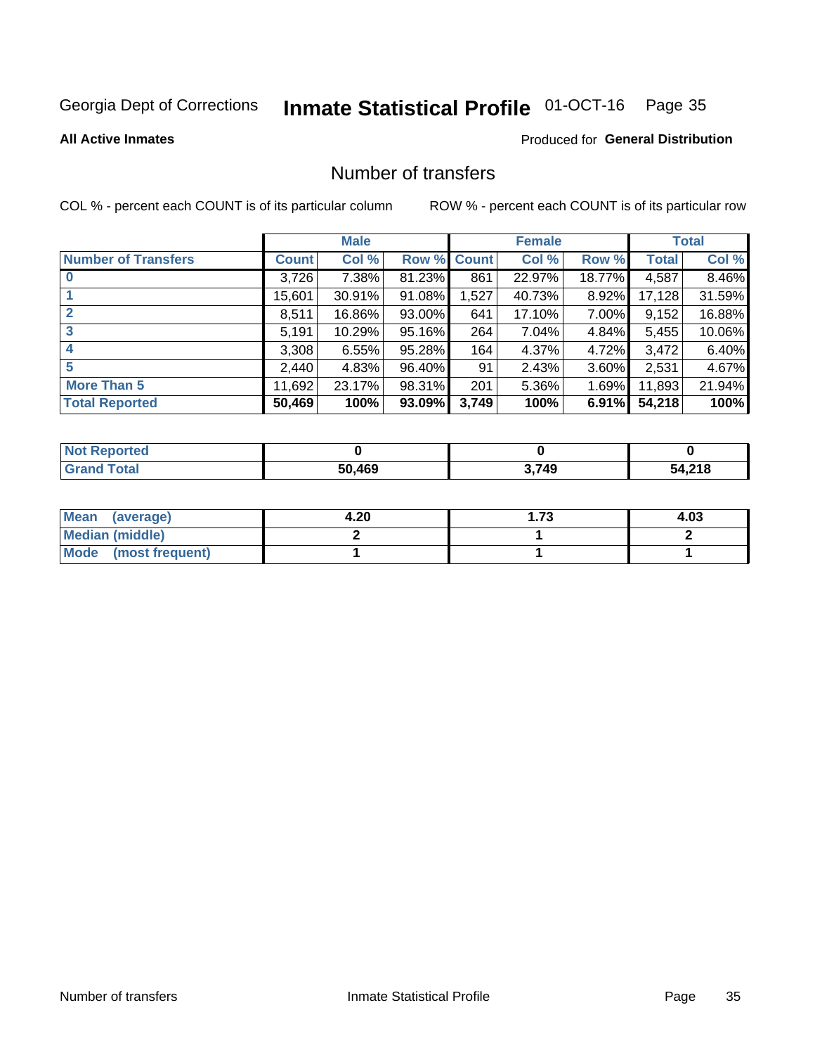Georgia Dept of Corrections **Inmate Statistical Profile** 01-OCT-16

**All Active Inmates**

Produced for **General Distribution**

## Number of transfers

COL % - percent each COUNT is of its particular column

ROW % - percent each COUNT is of its particular row

| | Male | | | Female | | | Total | |
|---|---|---|---|---|---|---|---|---|
| **Number of Transfers** | **Count** | **Col %** | **Row %** | **Count** | **Col %** | **Row %** | **Total** | **Col %** |
| **0** | 3,726 | 7.38% | 81.23% | 861 | 22.97% | 18.77% | 4,587 | 8.46% |
| **1** | 15,601 | 30.91% | 91.08% | 1,527 | 40.73% | 8.92% | 17,128 | 31.59% |
| **2** | 8,511 | 16.86% | 93.00% | 641 | 17.10% | 7.00% | 9,152 | 16.88% |
| **3** | 5,191 | 10.29% | 95.16% | 264 | 7.04% | 4.84% | 5,455 | 10.06% |
| **4** | 3,308 | 6.55% | 95.28% | 164 | 4.37% | 4.72% | 3,472 | 6.40% |
| **5** | 2,440 | 4.83% | 96.40% | 91 | 2.43% | 3.60% | 2,531 | 4.67% |
| **More Than 5** | 11,692 | 23.17% | 98.31% | 201 | 5.36% | 1.69% | 11,893 | 21.94% |
| **Total Reported** | **50,469** | **100%** | **93.09%** | **3,749** | **100%** | **6.91%** | **54,218** | **100%** |

| | Male | Female | Total |
|---|---|---|---|
| **Not Reported** | **0** | **0** | **0** |
| **Grand Total** | **50,469** | **3,749** | **54,218** |

| | Male | Female | Total |
|---|---|---|---|
| **Mean (average)** | **4.20** | **1.73** | **4.03** |
| **Median (middle)** | **2** | **1** | **2** |
| **Mode (most frequent)** | **1** | **1** | **1** |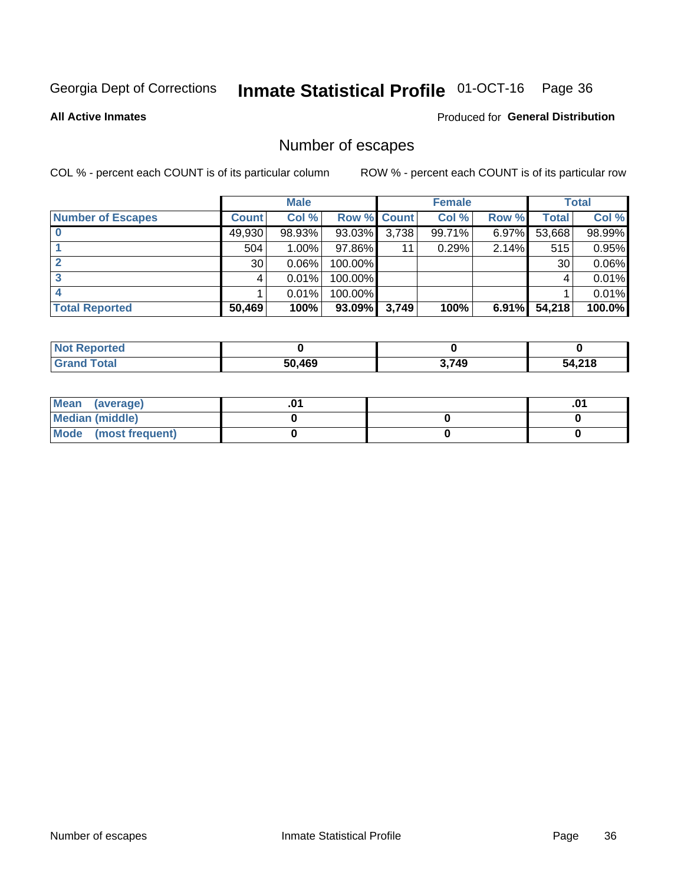Georgia Dept of Corrections **Inmate Statistical Profile** 01-OCT-16

**All Active Inmates**

Produced for **General Distribution**

## Number of escapes

COL % - percent each COUNT is of its particular column

ROW % - percent each COUNT is of its particular row

| | Male | | | Female | | | Total | |
|---|---|---|---|---|---|---|---|---|
| **Number of Escapes** | **Count** | **Col %** | **Row %** | **Count** | **Col %** | **Row %** | **Total** | **Col %** |
| **0** | 49,930 | 98.93% | 93.03% | 3,738 | 99.71% | 6.97% | 53,668 | 98.99% |
| **1** | 504 | 1.00% | 97.86% | 11 | 0.29% | 2.14% | 515 | 0.95% |
| **2** | 30 | 0.06% | 100.00% | | | | 30 | 0.06% |
| **3** | 4 | 0.01% | 100.00% | | | | 4 | 0.01% |
| **4** | 1 | 0.01% | 100.00% | | | | 1 | 0.01% |
| **Total Reported** | **50,469** | **100%** | **93.09%** | **3,749** | **100%** | **6.91%** | **54,218** | **100.0%** |

| | Male | Female | Total |
|---|---|---|---|
| **Not Reported** | **0** | **0** | **0** |
| **Grand Total** | **50,469** | **3,749** | **54,218** |

| | Male | Female | Total |
|---|---|---|---|
| **Mean (average)** | **.01** | | **.01** |
| **Median (middle)** | **0** | **0** | **0** |
| **Mode (most frequent)** | **0** | **0** | **0** |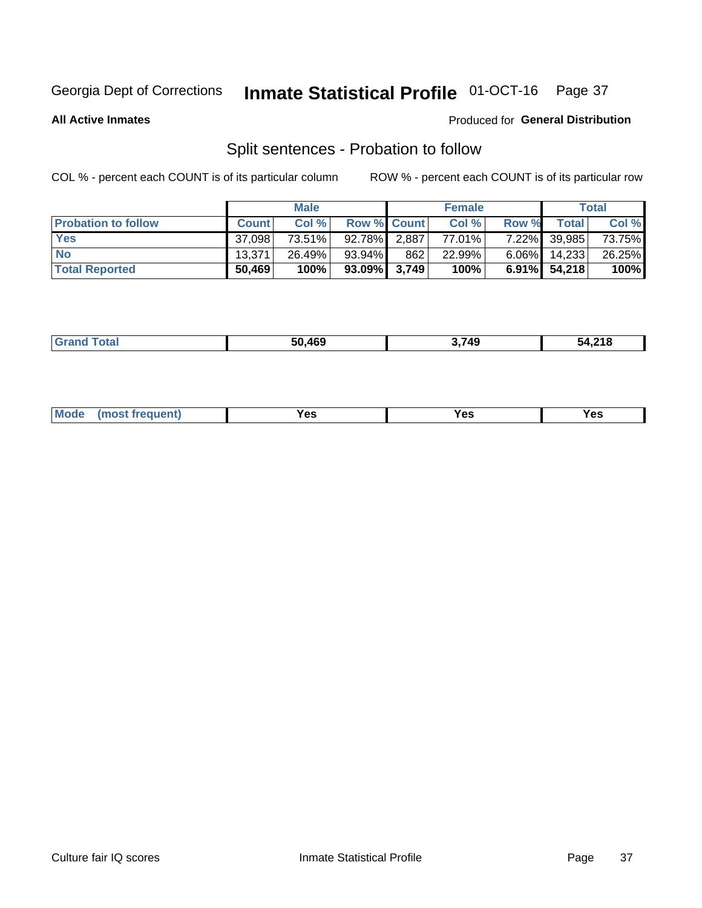Georgia Dept of Corrections **Inmate Statistical Profile** 01-OCT-16

**All Active Inmates**

Produced for **General Distribution**

## Split sentences - Probation to follow

COL % - percent each COUNT is of its particular column

ROW % - percent each COUNT is of its particular row

| | Male | | | Female | | | Total | |
|---|---|---|---|---|---|---|---|---|
| **Probation to follow** | **Count** | **Col %** | **Row %** | **Count** | **Col %** | **Row %** | **Total** | **Col %** |
| **Yes** | 37,098 | 73.51% | 92.78% | 2,887 | 77.01% | 7.22% | 39,985 | 73.75% |
| **No** | 13,371 | 26.49% | 93.94% | 862 | 22.99% | 6.06% | 14,233 | 26.25% |
| **Total Reported** | **50,469** | **100%** | **93.09%** | **3,749** | **100%** | **6.91%** | **54,218** | **100%** |

| | Male | Female | Total |
|---|---|---|---|
| **Grand Total** | **50,469** | **3,749** | **54,218** |

| | Male | Female | Total |
|---|---|---|---|
| **Mode (most frequent)** | **Yes** | **Yes** | **Yes** |

Culture fair IQ scores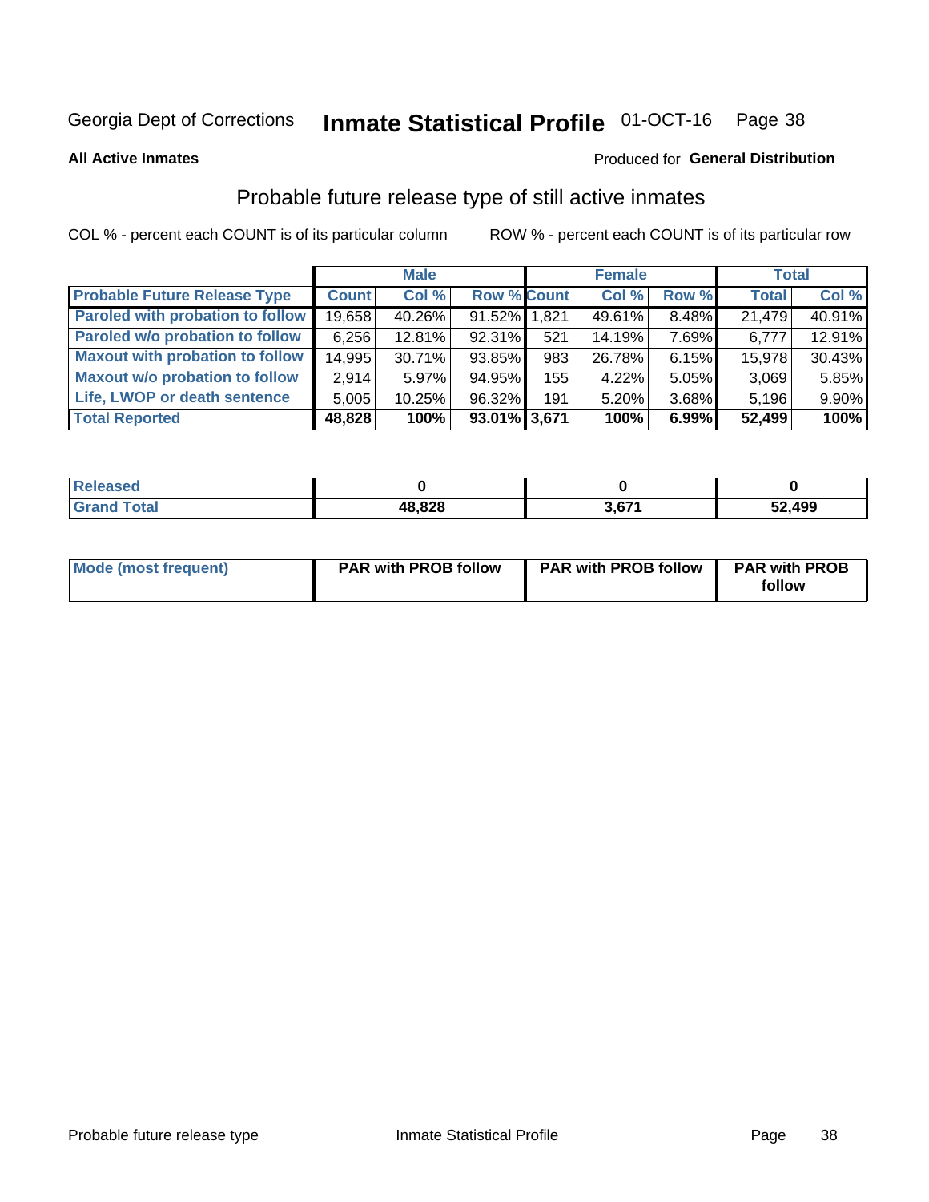Georgia Dept of Corrections **Inmate Statistical Profile** 01-OCT-16

**All Active Inmates**

Produced for **General Distribution**

## Probable future release type of still active inmates

COL % - percent each COUNT is of its particular column ROW % - percent each COUNT is of its particular row

| | Male | | | Female | | | Total | |
|---|---|---|---|---|---|---|---|---|
| **Probable Future Release Type** | **Count** | **Col %** | **Row %** | **Count** | **Col %** | **Row %** | **Total** | **Col %** |
| Paroled with probation to follow | 19,658 | 40.26% | 91.52% | 1,821 | 49.61% | 8.48% | 21,479 | 40.91% |
| Paroled w/o probation to follow | 6,256 | 12.81% | 92.31% | 521 | 14.19% | 7.69% | 6,777 | 12.91% |
| Maxout with probation to follow | 14,995 | 30.71% | 93.85% | 983 | 26.78% | 6.15% | 15,978 | 30.43% |
| Maxout w/o probation to follow | 2,914 | 5.97% | 94.95% | 155 | 4.22% | 5.05% | 3,069 | 5.85% |
| Life, LWOP or death sentence | 5,005 | 10.25% | 96.32% | 191 | 5.20% | 3.68% | 5,196 | 9.90% |
| **Total Reported** | **48,828** | **100%** | **93.01%** | **3,671** | **100%** | **6.99%** | **52,499** | **100%** |

| | Male | Female | Total |
|---|---|---|---|
| Released | **0** | **0** | **0** |
| Grand Total | **48,828** | **3,671** | **52,499** |

| | Male | Female | Total |
|---|---|---|---|
| Mode (most frequent) | **PAR with PROB follow** | **PAR with PROB follow** | **PAR with PROB follow** |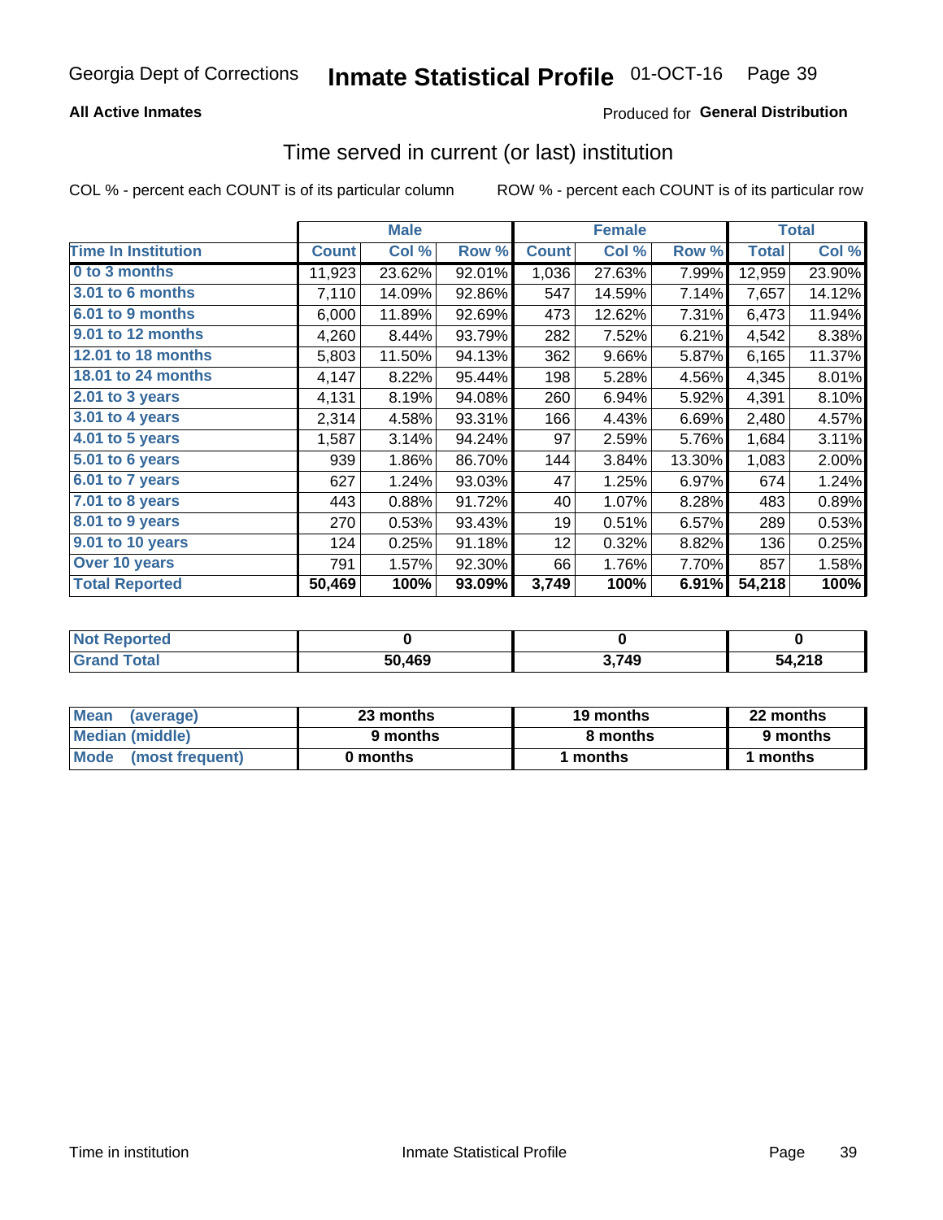Georgia Dept of Corrections **Inmate Statistical Profile** 01-OCT-16

**All Active Inmates**

Produced for **General Distribution**

## Time served in current (or last) institution

COL % - percent each COUNT is of its particular column ROW % - percent each COUNT is of its particular row

| | Male | | | Female | | | Total | |
|---|---|---|---|---|---|---|---|---|
| Time In Institution | Count | Col % | Row % | Count | Col % | Row % | Total | Col % |
| 0 to 3 months | 11,923 | 23.62% | 92.01% | 1,036 | 27.63% | 7.99% | 12,959 | 23.90% |
| 3.01 to 6 months | 7,110 | 14.09% | 92.86% | 547 | 14.59% | 7.14% | 7,657 | 14.12% |
| 6.01 to 9 months | 6,000 | 11.89% | 92.69% | 473 | 12.62% | 7.31% | 6,473 | 11.94% |
| 9.01 to 12 months | 4,260 | 8.44% | 93.79% | 282 | 7.52% | 6.21% | 4,542 | 8.38% |
| 12.01 to 18 months | 5,803 | 11.50% | 94.13% | 362 | 9.66% | 5.87% | 6,165 | 11.37% |
| 18.01 to 24 months | 4,147 | 8.22% | 95.44% | 198 | 5.28% | 4.56% | 4,345 | 8.01% |
| 2.01 to 3 years | 4,131 | 8.19% | 94.08% | 260 | 6.94% | 5.92% | 4,391 | 8.10% |
| 3.01 to 4 years | 2,314 | 4.58% | 93.31% | 166 | 4.43% | 6.69% | 2,480 | 4.57% |
| 4.01 to 5 years | 1,587 | 3.14% | 94.24% | 97 | 2.59% | 5.76% | 1,684 | 3.11% |
| 5.01 to 6 years | 939 | 1.86% | 86.70% | 144 | 3.84% | 13.30% | 1,083 | 2.00% |
| 6.01 to 7 years | 627 | 1.24% | 93.03% | 47 | 1.25% | 6.97% | 674 | 1.24% |
| 7.01 to 8 years | 443 | 0.88% | 91.72% | 40 | 1.07% | 8.28% | 483 | 0.89% |
| 8.01 to 9 years | 270 | 0.53% | 93.43% | 19 | 0.51% | 6.57% | 289 | 0.53% |
| 9.01 to 10 years | 124 | 0.25% | 91.18% | 12 | 0.32% | 8.82% | 136 | 0.25% |
| Over 10 years | 791 | 1.57% | 92.30% | 66 | 1.76% | 7.70% | 857 | 1.58% |
| **Total Reported** | **50,469** | **100%** | **93.09%** | **3,749** | **100%** | **6.91%** | **54,218** | **100%** |

| | Male | Female | Total |
|---|---|---|---|
| Not Reported | 0 | 0 | 0 |
| Grand Total | 50,469 | 3,749 | 54,218 |

| | Male | Female | Total |
|---|---|---|---|
| Mean (average) | 23 months | 19 months | 22 months |
| Median (middle) | 9 months | 8 months | 9 months |
| Mode (most frequent) | 0 months | 1 months | 1 months |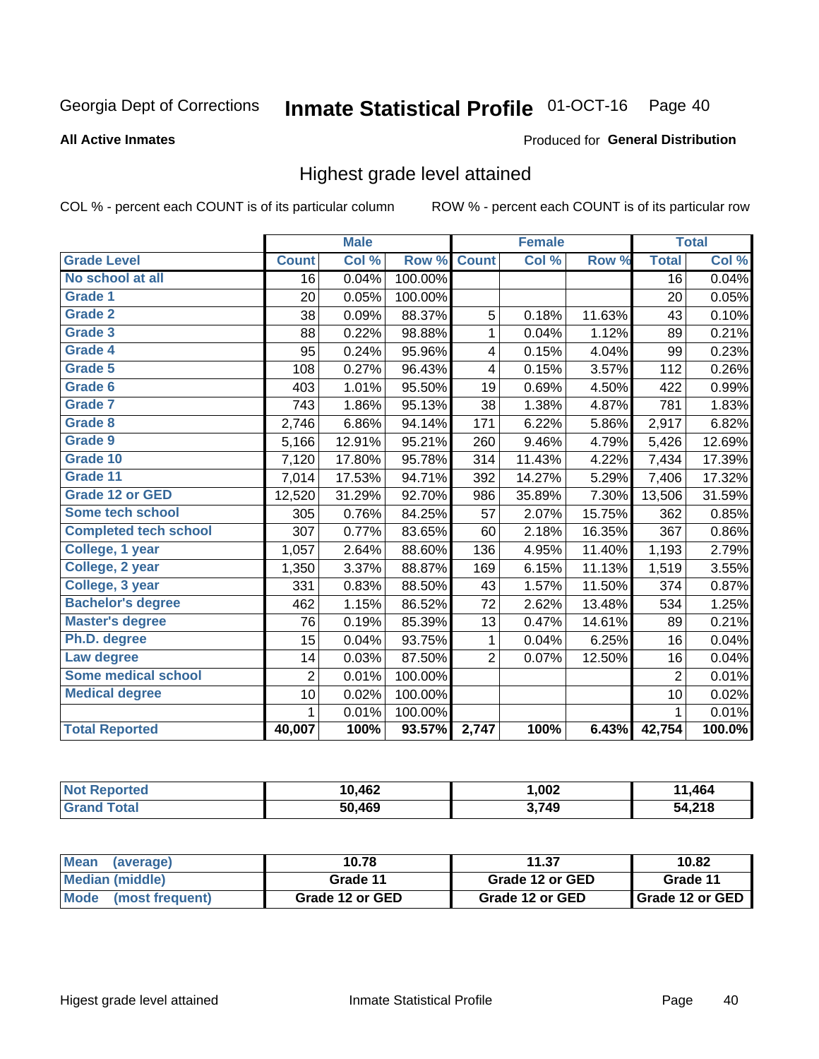Georgia Dept of Corrections **Inmate Statistical Profile** 01-OCT-16

**All Active Inmates**

Produced for **General Distribution**

## Highest grade level attained

COL % - percent each COUNT is of its particular column ROW % - percent each COUNT is of its particular row

| | Male | | | Female | | | Total | |
|---|---|---|---|---|---|---|---|---|
| Grade Level | Count | Col % | Row % | Count | Col % | Row % | Total | Col % |
| No school at all | 16 | 0.04% | 100.00% | | | | 16 | 0.04% |
| Grade 1 | 20 | 0.05% | 100.00% | | | | 20 | 0.05% |
| Grade 2 | 38 | 0.09% | 88.37% | 5 | 0.18% | 11.63% | 43 | 0.10% |
| Grade 3 | 88 | 0.22% | 98.88% | 1 | 0.04% | 1.12% | 89 | 0.21% |
| Grade 4 | 95 | 0.24% | 95.96% | 4 | 0.15% | 4.04% | 99 | 0.23% |
| Grade 5 | 108 | 0.27% | 96.43% | 4 | 0.15% | 3.57% | 112 | 0.26% |
| Grade 6 | 403 | 1.01% | 95.50% | 19 | 0.69% | 4.50% | 422 | 0.99% |
| Grade 7 | 743 | 1.86% | 95.13% | 38 | 1.38% | 4.87% | 781 | 1.83% |
| Grade 8 | 2,746 | 6.86% | 94.14% | 171 | 6.22% | 5.86% | 2,917 | 6.82% |
| Grade 9 | 5,166 | 12.91% | 95.21% | 260 | 9.46% | 4.79% | 5,426 | 12.69% |
| Grade 10 | 7,120 | 17.80% | 95.78% | 314 | 11.43% | 4.22% | 7,434 | 17.39% |
| Grade 11 | 7,014 | 17.53% | 94.71% | 392 | 14.27% | 5.29% | 7,406 | 17.32% |
| Grade 12 or GED | 12,520 | 31.29% | 92.70% | 986 | 35.89% | 7.30% | 13,506 | 31.59% |
| Some tech school | 305 | 0.76% | 84.25% | 57 | 2.07% | 15.75% | 362 | 0.85% |
| Completed tech school | 307 | 0.77% | 83.65% | 60 | 2.18% | 16.35% | 367 | 0.86% |
| College, 1 year | 1,057 | 2.64% | 88.60% | 136 | 4.95% | 11.40% | 1,193 | 2.79% |
| College, 2 year | 1,350 | 3.37% | 88.87% | 169 | 6.15% | 11.13% | 1,519 | 3.55% |
| College, 3 year | 331 | 0.83% | 88.50% | 43 | 1.57% | 11.50% | 374 | 0.87% |
| Bachelor's degree | 462 | 1.15% | 86.52% | 72 | 2.62% | 13.48% | 534 | 1.25% |
| Master's degree | 76 | 0.19% | 85.39% | 13 | 0.47% | 14.61% | 89 | 0.21% |
| Ph.D. degree | 15 | 0.04% | 93.75% | 1 | 0.04% | 6.25% | 16 | 0.04% |
| Law degree | 14 | 0.03% | 87.50% | 2 | 0.07% | 12.50% | 16 | 0.04% |
| Some medical school | 2 | 0.01% | 100.00% | | | | 2 | 0.01% |
| Medical degree | 10 | 0.02% | 100.00% | | | | 10 | 0.02% |
| | 1 | 0.01% | 100.00% | | | | 1 | 0.01% |
| **Total Reported** | **40,007** | **100%** | **93.57%** | **2,747** | **100%** | **6.43%** | **42,754** | **100.0%** |

| | Male | Female | Total |
|---|---|---|---|
| Not Reported | 10,462 | 1,002 | 11,464 |
| Grand Total | 50,469 | 3,749 | 54,218 |

| | Male | Female | Total |
|---|---|---|---|
| Mean (average) | 10.78 | 11.37 | 10.82 |
| Median (middle) | Grade 11 | Grade 12 or GED | Grade 11 |
| Mode (most frequent) | Grade 12 or GED | Grade 12 or GED | Grade 12 or GED |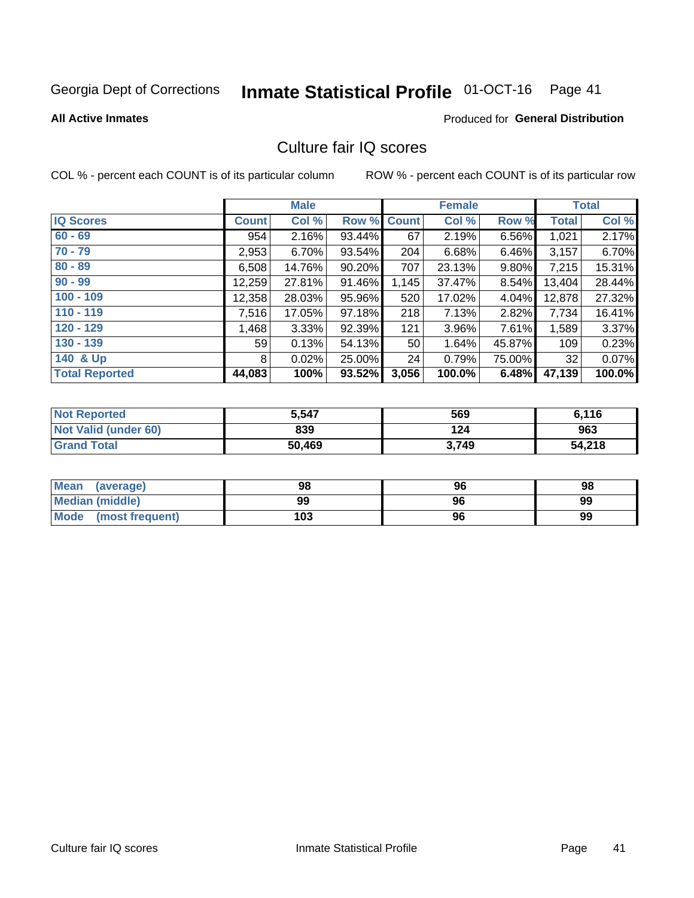Georgia Dept of Corrections **Inmate Statistical Profile** 01-OCT-16

**All Active Inmates**

Produced for **General Distribution**

## Culture fair IQ scores

COL % - percent each COUNT is of its particular column ROW % - percent each COUNT is of its particular row

| | Male | | | Female | | | Total | |
|---|---|---|---|---|---|---|---|---|
| IQ Scores | Count | Col % | Row % | Count | Col % | Row % | Total | Col % |
| 60 - 69 | 954 | 2.16% | 93.44% | 67 | 2.19% | 6.56% | 1,021 | 2.17% |
| 70 - 79 | 2,953 | 6.70% | 93.54% | 204 | 6.68% | 6.46% | 3,157 | 6.70% |
| 80 - 89 | 6,508 | 14.76% | 90.20% | 707 | 23.13% | 9.80% | 7,215 | 15.31% |
| 90 - 99 | 12,259 | 27.81% | 91.46% | 1,145 | 37.47% | 8.54% | 13,404 | 28.44% |
| 100 - 109 | 12,358 | 28.03% | 95.96% | 520 | 17.02% | 4.04% | 12,878 | 27.32% |
| 110 - 119 | 7,516 | 17.05% | 97.18% | 218 | 7.13% | 2.82% | 7,734 | 16.41% |
| 120 - 129 | 1,468 | 3.33% | 92.39% | 121 | 3.96% | 7.61% | 1,589 | 3.37% |
| 130 - 139 | 59 | 0.13% | 54.13% | 50 | 1.64% | 45.87% | 109 | 0.23% |
| 140 & Up | 8 | 0.02% | 25.00% | 24 | 0.79% | 75.00% | 32 | 0.07% |
| **Total Reported** | **44,083** | **100%** | **93.52%** | **3,056** | **100.0%** | **6.48%** | **47,139** | **100.0%** |

| | Male | Female | Total |
|---|---|---|---|
| Not Reported | 5,547 | 569 | 6,116 |
| Not Valid (under 60) | 839 | 124 | 963 |
| Grand Total | 50,469 | 3,749 | 54,218 |

| | Male | Female | Total |
|---|---|---|---|
| Mean (average) | 98 | 96 | 98 |
| Median (middle) | 99 | 96 | 99 |
| Mode (most frequent) | 103 | 96 | 99 |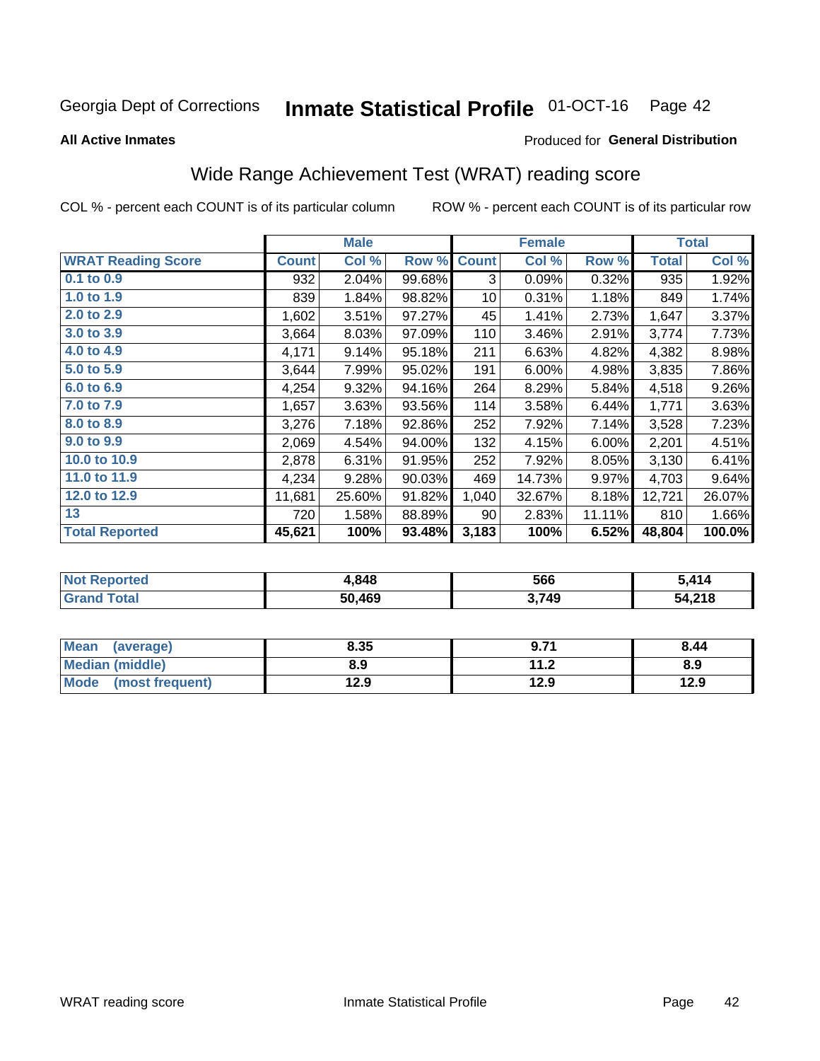Georgia Dept of Corrections **Inmate Statistical Profile** 01-OCT-16

**All Active Inmates**

Produced for **General Distribution**

## Wide Range Achievement Test (WRAT) reading score

COL % - percent each COUNT is of its particular column ROW % - percent each COUNT is of its particular row

| | Male | | | Female | | | Total | |
|---|---|---|---|---|---|---|---|---|
| **WRAT Reading Score** | **Count** | **Col %** | **Row %** | **Count** | **Col %** | **Row %** | **Total** | **Col %** |
| 0.1 to 0.9 | 932 | 2.04% | 99.68% | 3 | 0.09% | 0.32% | 935 | 1.92% |
| 1.0 to 1.9 | 839 | 1.84% | 98.82% | 10 | 0.31% | 1.18% | 849 | 1.74% |
| 2.0 to 2.9 | 1,602 | 3.51% | 97.27% | 45 | 1.41% | 2.73% | 1,647 | 3.37% |
| 3.0 to 3.9 | 3,664 | 8.03% | 97.09% | 110 | 3.46% | 2.91% | 3,774 | 7.73% |
| 4.0 to 4.9 | 4,171 | 9.14% | 95.18% | 211 | 6.63% | 4.82% | 4,382 | 8.98% |
| 5.0 to 5.9 | 3,644 | 7.99% | 95.02% | 191 | 6.00% | 4.98% | 3,835 | 7.86% |
| 6.0 to 6.9 | 4,254 | 9.32% | 94.16% | 264 | 8.29% | 5.84% | 4,518 | 9.26% |
| 7.0 to 7.9 | 1,657 | 3.63% | 93.56% | 114 | 3.58% | 6.44% | 1,771 | 3.63% |
| 8.0 to 8.9 | 3,276 | 7.18% | 92.86% | 252 | 7.92% | 7.14% | 3,528 | 7.23% |
| 9.0 to 9.9 | 2,069 | 4.54% | 94.00% | 132 | 4.15% | 6.00% | 2,201 | 4.51% |
| 10.0 to 10.9 | 2,878 | 6.31% | 91.95% | 252 | 7.92% | 8.05% | 3,130 | 6.41% |
| 11.0 to 11.9 | 4,234 | 9.28% | 90.03% | 469 | 14.73% | 9.97% | 4,703 | 9.64% |
| 12.0 to 12.9 | 11,681 | 25.60% | 91.82% | 1,040 | 32.67% | 8.18% | 12,721 | 26.07% |
| 13 | 720 | 1.58% | 88.89% | 90 | 2.83% | 11.11% | 810 | 1.66% |
| **Total Reported** | **45,621** | **100%** | **93.48%** | **3,183** | **100%** | **6.52%** | **48,804** | **100.0%** |

| | Male | Female | Total |
|---|---|---|---|
| Not Reported | **4,848** | **566** | **5,414** |
| Grand Total | **50,469** | **3,749** | **54,218** |

| | Male | Female | Total |
|---|---|---|---|
| Mean (average) | **8.35** | **9.71** | **8.44** |
| Median (middle) | **8.9** | **11.2** | **8.9** |
| Mode (most frequent) | **12.9** | **12.9** | **12.9** |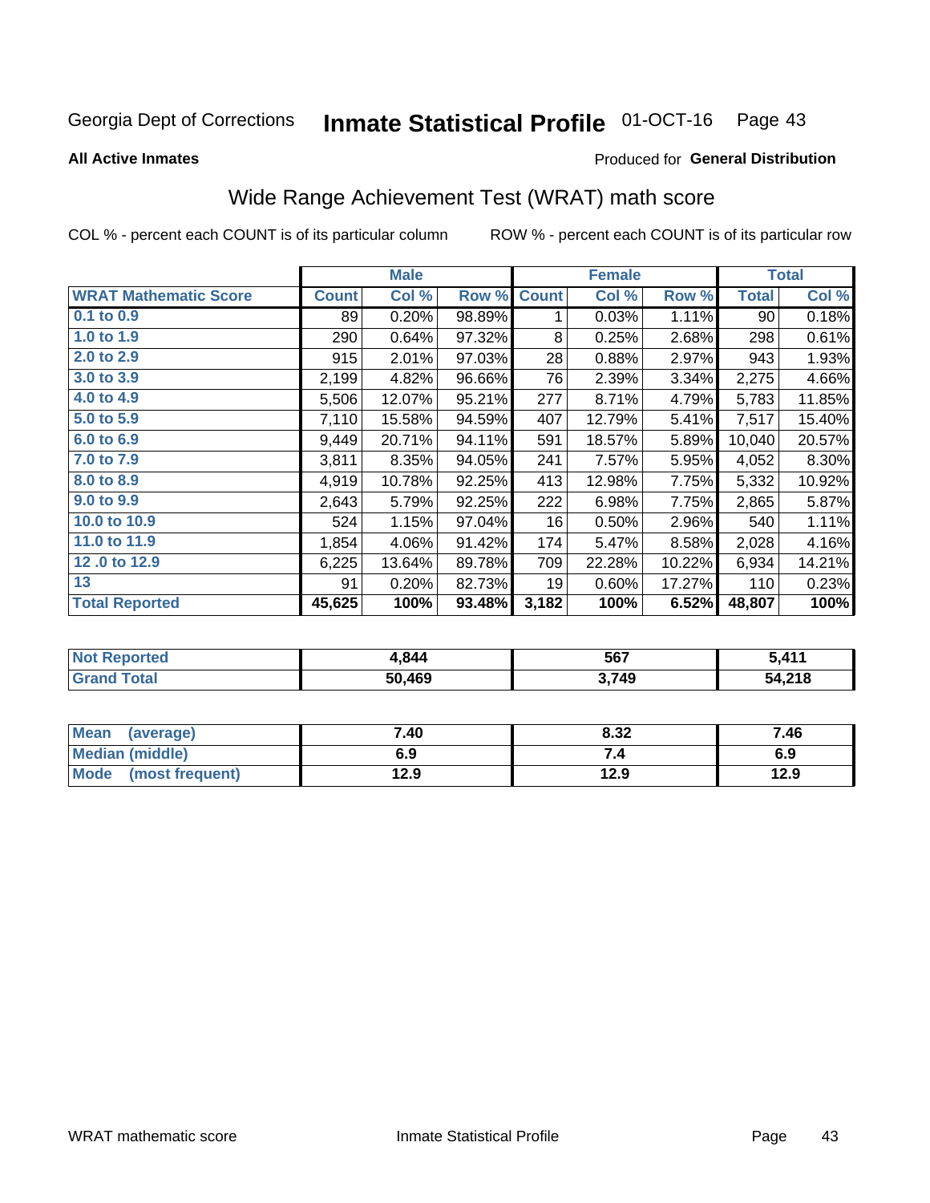Georgia Dept of Corrections **Inmate Statistical Profile** 01-OCT-16

**All Active Inmates**

Produced for **General Distribution**

## Wide Range Achievement Test (WRAT) math score

COL % - percent each COUNT is of its particular column

ROW % - percent each COUNT is of its particular row

| | Male | | | Female | | | Total | |
|---|---|---|---|---|---|---|---|---|
| **WRAT Mathematic Score** | **Count** | **Col %** | **Row %** | **Count** | **Col %** | **Row %** | **Total** | **Col %** |
| 0.1 to 0.9 | 89 | 0.20% | 98.89% | 1 | 0.03% | 1.11% | 90 | 0.18% |
| 1.0 to 1.9 | 290 | 0.64% | 97.32% | 8 | 0.25% | 2.68% | 298 | 0.61% |
| 2.0 to 2.9 | 915 | 2.01% | 97.03% | 28 | 0.88% | 2.97% | 943 | 1.93% |
| 3.0 to 3.9 | 2,199 | 4.82% | 96.66% | 76 | 2.39% | 3.34% | 2,275 | 4.66% |
| 4.0 to 4.9 | 5,506 | 12.07% | 95.21% | 277 | 8.71% | 4.79% | 5,783 | 11.85% |
| 5.0 to 5.9 | 7,110 | 15.58% | 94.59% | 407 | 12.79% | 5.41% | 7,517 | 15.40% |
| 6.0 to 6.9 | 9,449 | 20.71% | 94.11% | 591 | 18.57% | 5.89% | 10,040 | 20.57% |
| 7.0 to 7.9 | 3,811 | 8.35% | 94.05% | 241 | 7.57% | 5.95% | 4,052 | 8.30% |
| 8.0 to 8.9 | 4,919 | 10.78% | 92.25% | 413 | 12.98% | 7.75% | 5,332 | 10.92% |
| 9.0 to 9.9 | 2,643 | 5.79% | 92.25% | 222 | 6.98% | 7.75% | 2,865 | 5.87% |
| 10.0 to 10.9 | 524 | 1.15% | 97.04% | 16 | 0.50% | 2.96% | 540 | 1.11% |
| 11.0 to 11.9 | 1,854 | 4.06% | 91.42% | 174 | 5.47% | 8.58% | 2,028 | 4.16% |
| 12 .0 to 12.9 | 6,225 | 13.64% | 89.78% | 709 | 22.28% | 10.22% | 6,934 | 14.21% |
| 13 | 91 | 0.20% | 82.73% | 19 | 0.60% | 17.27% | 110 | 0.23% |
| **Total Reported** | **45,625** | **100%** | **93.48%** | **3,182** | **100%** | **6.52%** | **48,807** | **100%** |

| | Male | Female | Total |
|---|---|---|---|
| **Not Reported** | **4,844** | **567** | **5,411** |
| **Grand Total** | **50,469** | **3,749** | **54,218** |

| | Male | Female | Total |
|---|---|---|---|
| **Mean (average)** | **7.40** | **8.32** | **7.46** |
| **Median (middle)** | **6.9** | **7.4** | **6.9** |
| **Mode (most frequent)** | **12.9** | **12.9** | **12.9** |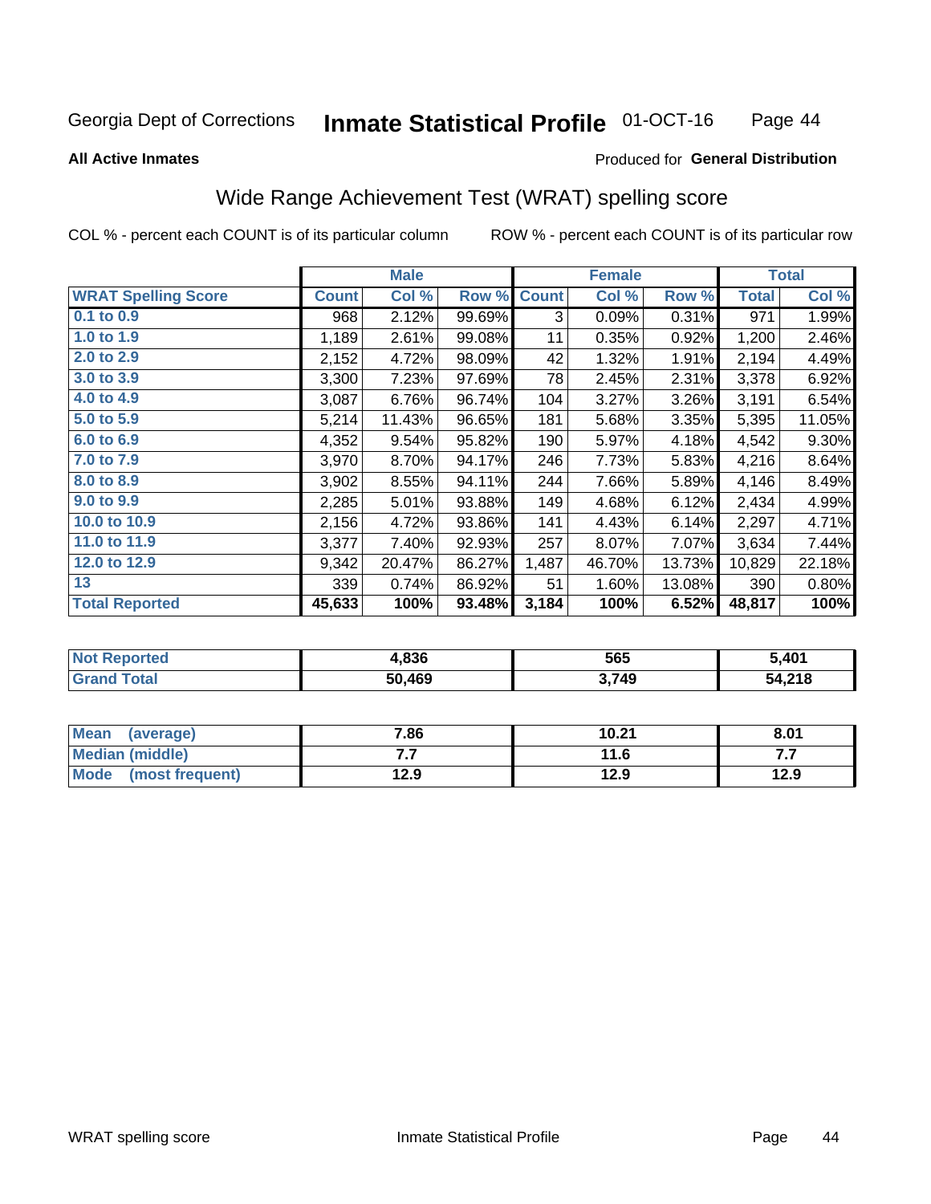Georgia Dept of Corrections **Inmate Statistical Profile** 01-OCT-16

**All Active Inmates**

Produced for **General Distribution**

## Wide Range Achievement Test (WRAT) spelling score

COL % - percent each COUNT is of its particular column ROW % - percent each COUNT is of its particular row

| | Male | | | Female | | | Total | |
|---|---|---|---|---|---|---|---|---|
| **WRAT Spelling Score** | **Count** | **Col %** | **Row %** | **Count** | **Col %** | **Row %** | **Total** | **Col %** |
| **0.1 to 0.9** | 968 | 2.12% | 99.69% | 3 | 0.09% | 0.31% | 971 | 1.99% |
| **1.0 to 1.9** | 1,189 | 2.61% | 99.08% | 11 | 0.35% | 0.92% | 1,200 | 2.46% |
| **2.0 to 2.9** | 2,152 | 4.72% | 98.09% | 42 | 1.32% | 1.91% | 2,194 | 4.49% |
| **3.0 to 3.9** | 3,300 | 7.23% | 97.69% | 78 | 2.45% | 2.31% | 3,378 | 6.92% |
| **4.0 to 4.9** | 3,087 | 6.76% | 96.74% | 104 | 3.27% | 3.26% | 3,191 | 6.54% |
| **5.0 to 5.9** | 5,214 | 11.43% | 96.65% | 181 | 5.68% | 3.35% | 5,395 | 11.05% |
| **6.0 to 6.9** | 4,352 | 9.54% | 95.82% | 190 | 5.97% | 4.18% | 4,542 | 9.30% |
| **7.0 to 7.9** | 3,970 | 8.70% | 94.17% | 246 | 7.73% | 5.83% | 4,216 | 8.64% |
| **8.0 to 8.9** | 3,902 | 8.55% | 94.11% | 244 | 7.66% | 5.89% | 4,146 | 8.49% |
| **9.0 to 9.9** | 2,285 | 5.01% | 93.88% | 149 | 4.68% | 6.12% | 2,434 | 4.99% |
| **10.0 to 10.9** | 2,156 | 4.72% | 93.86% | 141 | 4.43% | 6.14% | 2,297 | 4.71% |
| **11.0 to 11.9** | 3,377 | 7.40% | 92.93% | 257 | 8.07% | 7.07% | 3,634 | 7.44% |
| **12.0 to 12.9** | 9,342 | 20.47% | 86.27% | 1,487 | 46.70% | 13.73% | 10,829 | 22.18% |
| **13** | 339 | 0.74% | 86.92% | 51 | 1.60% | 13.08% | 390 | 0.80% |
| **Total Reported** | **45,633** | **100%** | **93.48%** | **3,184** | **100%** | **6.52%** | **48,817** | **100%** |

| | Male | Female | Total |
|---|---|---|---|
| **Not Reported** | **4,836** | **565** | **5,401** |
| **Grand Total** | **50,469** | **3,749** | **54,218** |

| | Male | Female | Total |
|---|---|---|---|
| **Mean (average)** | **7.86** | **10.21** | **8.01** |
| **Median (middle)** | **7.7** | **11.6** | **7.7** |
| **Mode (most frequent)** | **12.9** | **12.9** | **12.9** |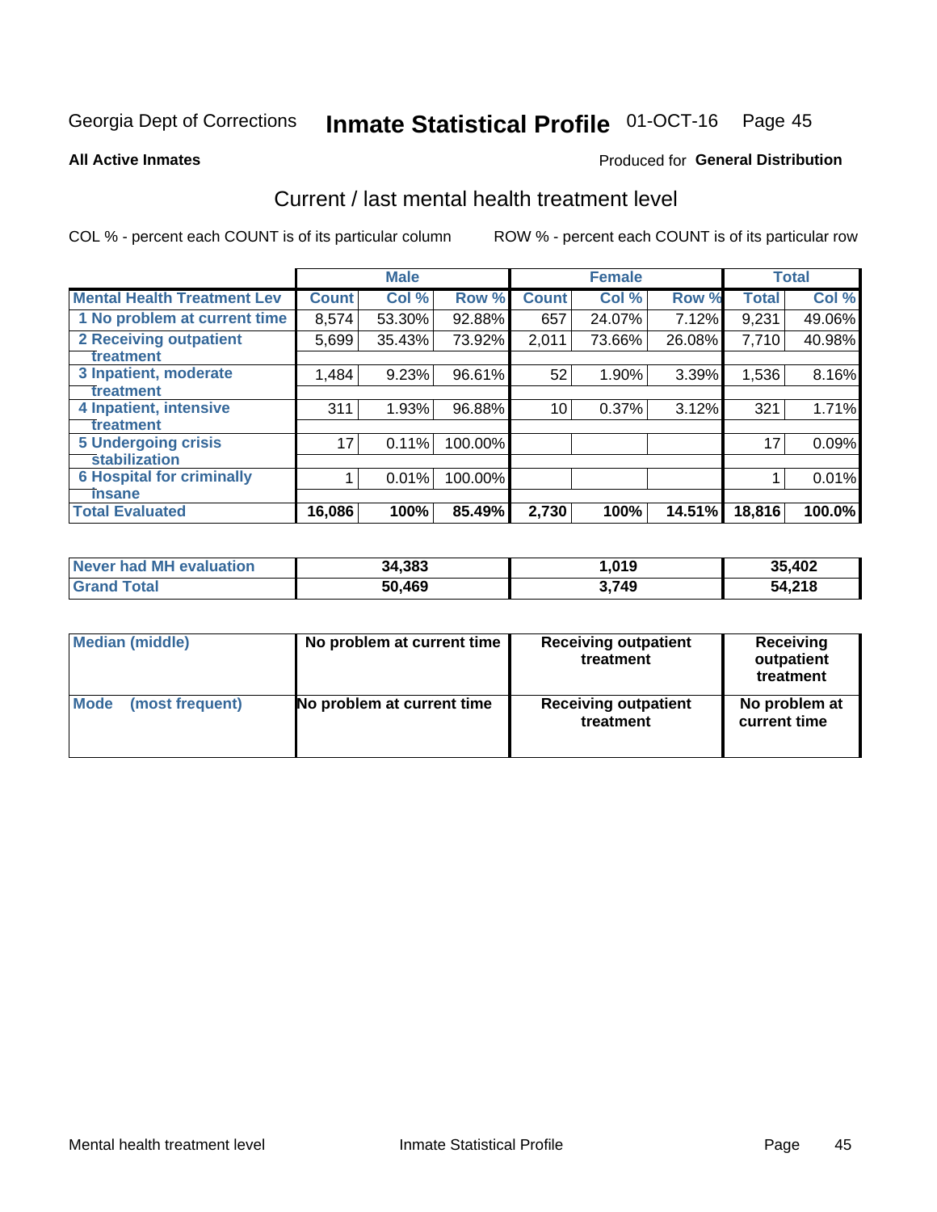Georgia Dept of Corrections **Inmate Statistical Profile** 01-OCT-16 Page 45

**All Active Inmates**

Produced for **General Distribution**

## Current / last mental health treatment level

COL % - percent each COUNT is of its particular column

ROW % - percent each COUNT is of its particular row

| | Male | | | Female | | | Total | |
|---|---|---|---|---|---|---|---|---|
| **Mental Health Treatment Lev** | **Count** | **Col %** | **Row %** | **Count** | **Col %** | **Row %** | **Total** | **Col %** |
| 1 No problem at current time | 8,574 | 53.30% | 92.88% | 657 | 24.07% | 7.12% | 9,231 | 49.06% |
| 2 Receiving outpatient treatment | 5,699 | 35.43% | 73.92% | 2,011 | 73.66% | 26.08% | 7,710 | 40.98% |
| 3 Inpatient, moderate treatment | 1,484 | 9.23% | 96.61% | 52 | 1.90% | 3.39% | 1,536 | 8.16% |
| 4 Inpatient, intensive treatment | 311 | 1.93% | 96.88% | 10 | 0.37% | 3.12% | 321 | 1.71% |
| 5 Undergoing crisis stabilization | 17 | 0.11% | 100.00% | | | | 17 | 0.09% |
| 6 Hospital for criminally insane | 1 | 0.01% | 100.00% | | | | 1 | 0.01% |
| **Total Evaluated** | **16,086** | **100%** | **85.49%** | **2,730** | **100%** | **14.51%** | **18,816** | **100.0%** |

| | Male | Female | Total |
|---|---|---|---|
| **Never had MH evaluation** | **34,383** | **1,019** | **35,402** |
| **Grand Total** | **50,469** | **3,749** | **54,218** |

| | Male | Female | Total |
|---|---|---|---|
| **Median (middle)** | **No problem at current time** | **Receiving outpatient treatment** | **Receiving outpatient treatment** |
| **Mode (most frequent)** | **No problem at current time** | **Receiving outpatient treatment** | **No problem at current time** |

Mental health treatment level Inmate Statistical Profile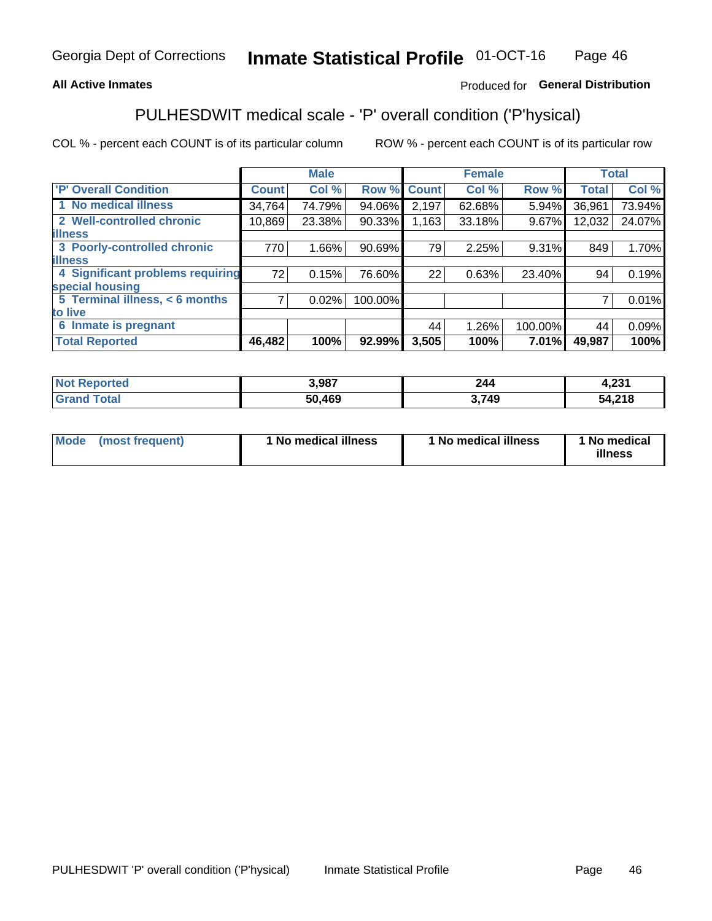Georgia Dept of Corrections **Inmate Statistical Profile** 01-OCT-16

**All Active Inmates**

Produced for **General Distribution**

## PULHESDWIT medical scale - 'P' overall condition ('P'hysical)

COL % - percent each COUNT is of its particular column     ROW % - percent each COUNT is of its particular row

| | Male | | | Female | | | Total | |
|---|---|---|---|---|---|---|---|---|
| 'P' Overall Condition | Count | Col % | Row % | Count | Col % | Row % | Total | Col % |
| 1 No medical illness | 34,764 | 74.79% | 94.06% | 2,197 | 62.68% | 5.94% | 36,961 | 73.94% |
| 2 Well-controlled chronic illness | 10,869 | 23.38% | 90.33% | 1,163 | 33.18% | 9.67% | 12,032 | 24.07% |
| 3 Poorly-controlled chronic illness | 770 | 1.66% | 90.69% | 79 | 2.25% | 9.31% | 849 | 1.70% |
| 4 Significant problems requiring special housing | 72 | 0.15% | 76.60% | 22 | 0.63% | 23.40% | 94 | 0.19% |
| 5 Terminal illness, < 6 months to live | 7 | 0.02% | 100.00% | | | | 7 | 0.01% |
| 6 Inmate is pregnant | | | | 44 | 1.26% | 100.00% | 44 | 0.09% |
| **Total Reported** | **46,482** | **100%** | **92.99%** | **3,505** | **100%** | **7.01%** | **49,987** | **100%** |

| | Male | Female | Total |
|---|---|---|---|
| Not Reported | 3,987 | 244 | 4,231 |
| Grand Total | 50,469 | 3,749 | 54,218 |

| | Male | Female | Total |
|---|---|---|---|
| Mode (most frequent) | 1 No medical illness | 1 No medical illness | 1 No medical illness |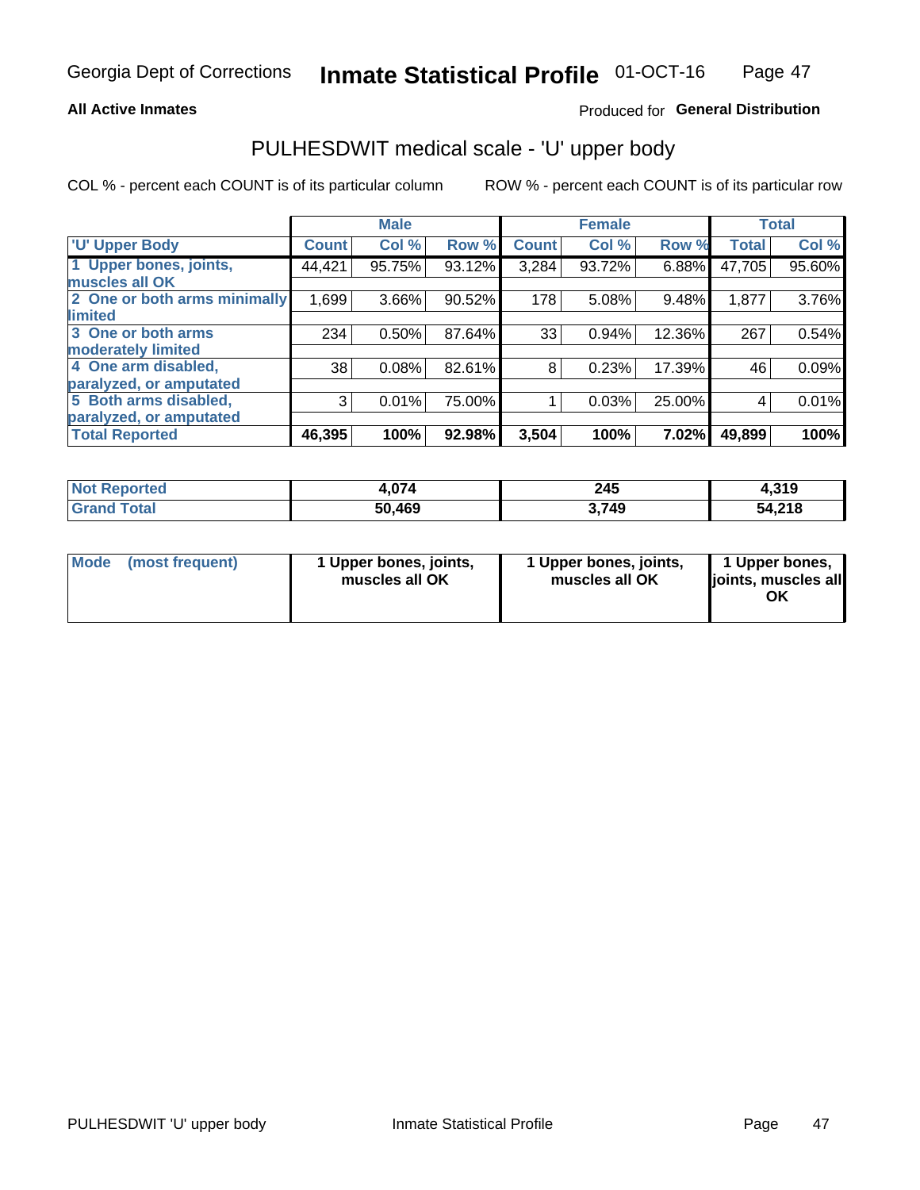Georgia Dept of Corrections **Inmate Statistical Profile** 01-OCT-16

**All Active Inmates**

Produced for **General Distribution**

## PULHESDWIT medical scale - 'U' upper body

COL % - percent each COUNT is of its particular column

ROW % - percent each COUNT is of its particular row

| | Male | | | Female | | | Total | |
|---|---|---|---|---|---|---|---|---|
| 'U' Upper Body | Count | Col % | Row % | Count | Col % | Row % | Total | Col % |
| 1 Upper bones, joints, muscles all OK | 44,421 | 95.75% | 93.12% | 3,284 | 93.72% | 6.88% | 47,705 | 95.60% |
| 2 One or both arms minimally limited | 1,699 | 3.66% | 90.52% | 178 | 5.08% | 9.48% | 1,877 | 3.76% |
| 3 One or both arms moderately limited | 234 | 0.50% | 87.64% | 33 | 0.94% | 12.36% | 267 | 0.54% |
| 4 One arm disabled, paralyzed, or amputated | 38 | 0.08% | 82.61% | 8 | 0.23% | 17.39% | 46 | 0.09% |
| 5 Both arms disabled, paralyzed, or amputated | 3 | 0.01% | 75.00% | 1 | 0.03% | 25.00% | 4 | 0.01% |
| **Total Reported** | **46,395** | **100%** | **92.98%** | **3,504** | **100%** | **7.02%** | **49,899** | **100%** |

| | Male | Female | Total |
|---|---|---|---|
| Not Reported | 4,074 | 245 | 4,319 |
| Grand Total | 50,469 | 3,749 | 54,218 |

| | Male | Female | Total |
|---|---|---|---|
| Mode (most frequent) | 1 Upper bones, joints, muscles all OK | 1 Upper bones, joints, muscles all OK | 1 Upper bones, joints, muscles all OK |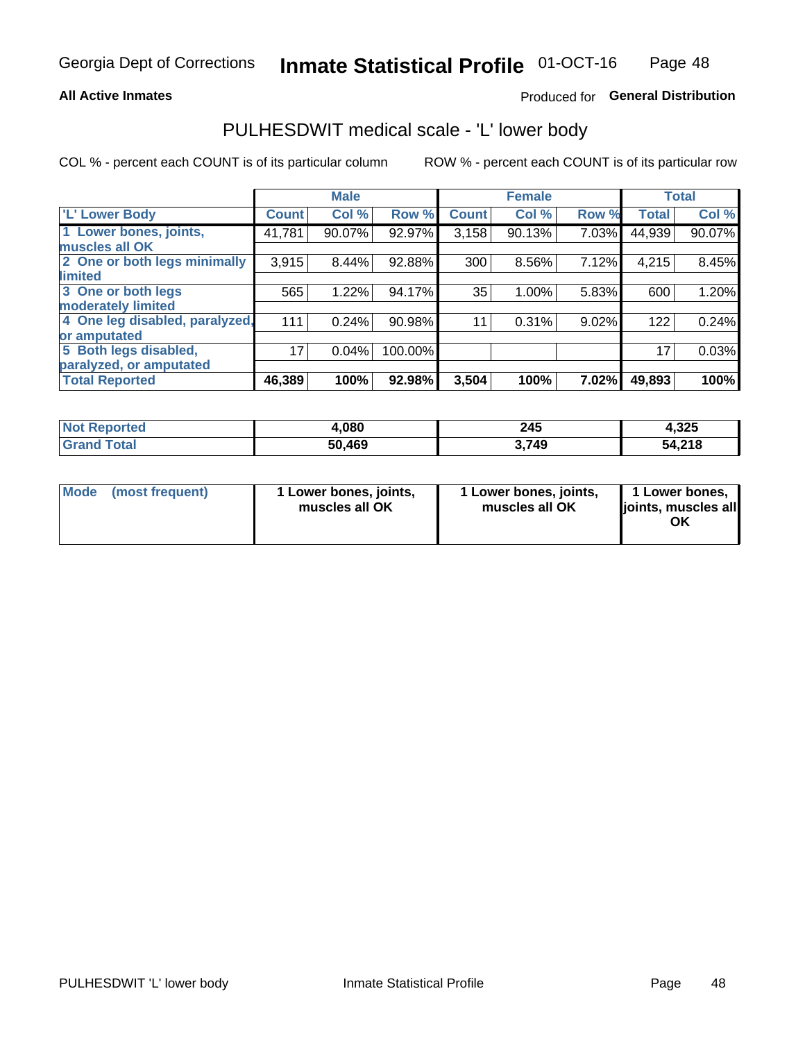Georgia Dept of Corrections **Inmate Statistical Profile** 01-OCT-16

**All Active Inmates**

Produced for **General Distribution**

# PULHESDWIT medical scale - 'L' lower body

COL % - percent each COUNT is of its particular column ROW % - percent each COUNT is of its particular row

| | Male | | | Female | | | Total | |
|---|---|---|---|---|---|---|---|---|
| 'L' Lower Body | Count | Col % | Row % | Count | Col % | Row % | Total | Col % |
| 1 Lower bones, joints, muscles all OK | 41,781 | 90.07% | 92.97% | 3,158 | 90.13% | 7.03% | 44,939 | 90.07% |
| 2 One or both legs minimally limited | 3,915 | 8.44% | 92.88% | 300 | 8.56% | 7.12% | 4,215 | 8.45% |
| 3 One or both legs moderately limited | 565 | 1.22% | 94.17% | 35 | 1.00% | 5.83% | 600 | 1.20% |
| 4 One leg disabled, paralyzed, or amputated | 111 | 0.24% | 90.98% | 11 | 0.31% | 9.02% | 122 | 0.24% |
| 5 Both legs disabled, paralyzed, or amputated | 17 | 0.04% | 100.00% | | | | 17 | 0.03% |
| **Total Reported** | **46,389** | **100%** | **92.98%** | **3,504** | **100%** | **7.02%** | **49,893** | **100%** |

| | Male | Female | Total |
|---|---|---|---|
| Not Reported | 4,080 | 245 | 4,325 |
| Grand Total | 50,469 | 3,749 | 54,218 |

| | Male | Female | Total |
|---|---|---|---|
| Mode (most frequent) | 1 Lower bones, joints, muscles all OK | 1 Lower bones, joints, muscles all OK | 1 Lower bones, joints, muscles all OK |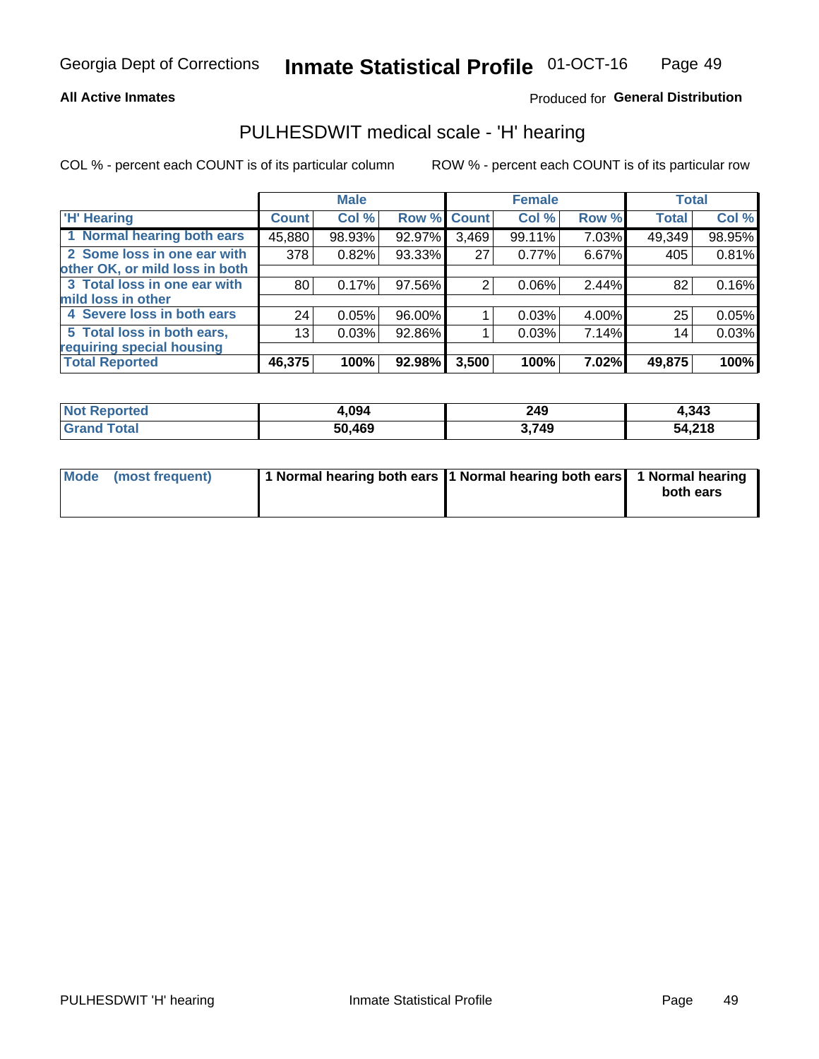Georgia Dept of Corrections **Inmate Statistical Profile** 01-OCT-16

**All Active Inmates**

Produced for **General Distribution**

## PULHESDWIT medical scale - 'H' hearing

COL % - percent each COUNT is of its particular column

ROW % - percent each COUNT is of its particular row

| | Male | | | Female | | | Total | |
|---|---|---|---|---|---|---|---|---|
| 'H' Hearing | Count | Col % | Row % | Count | Col % | Row % | Total | Col % |
| 1 Normal hearing both ears | 45,880 | 98.93% | 92.97% | 3,469 | 99.11% | 7.03% | 49,349 | 98.95% |
| 2 Some loss in one ear with other OK, or mild loss in both | 378 | 0.82% | 93.33% | 27 | 0.77% | 6.67% | 405 | 0.81% |
| 3 Total loss in one ear with mild loss in other | 80 | 0.17% | 97.56% | 2 | 0.06% | 2.44% | 82 | 0.16% |
| 4 Severe loss in both ears | 24 | 0.05% | 96.00% | 1 | 0.03% | 4.00% | 25 | 0.05% |
| 5 Total loss in both ears, requiring special housing | 13 | 0.03% | 92.86% | 1 | 0.03% | 7.14% | 14 | 0.03% |
| **Total Reported** | **46,375** | **100%** | **92.98%** | **3,500** | **100%** | **7.02%** | **49,875** | **100%** |

| | Male | Female | Total |
|---|---|---|---|
| Not Reported | 4,094 | 249 | 4,343 |
| Grand Total | 50,469 | 3,749 | 54,218 |

| | Male | Female | Total |
|---|---|---|---|
| Mode (most frequent) | 1 Normal hearing both ears | 1 Normal hearing both ears | 1 Normal hearing both ears |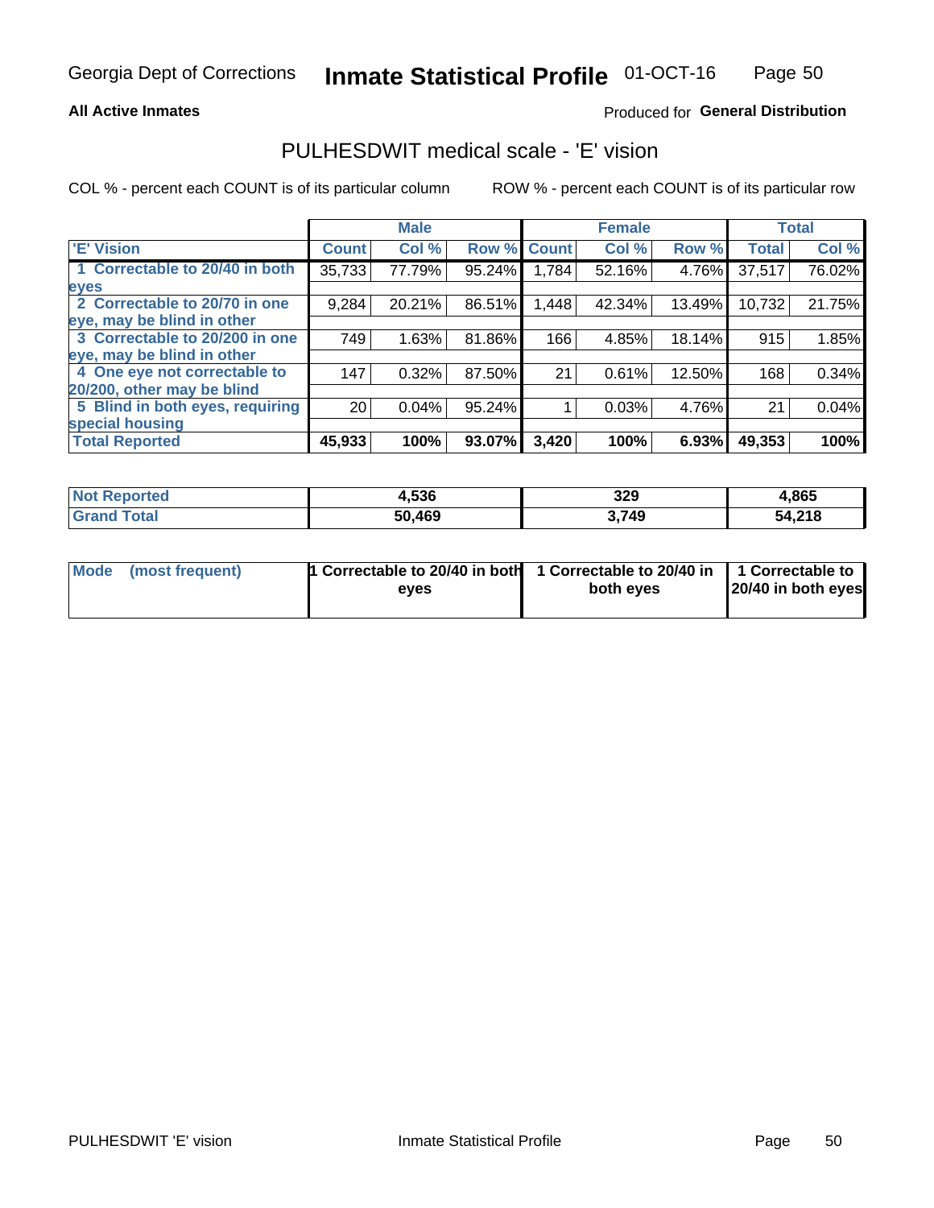Georgia Dept of Corrections **Inmate Statistical Profile** 01-OCT-16

**All Active Inmates**

Produced for **General Distribution**

## PULHESDWIT medical scale - 'E' vision

COL % - percent each COUNT is of its particular column

ROW % - percent each COUNT is of its particular row

| 'E' Vision | Male | | | Female | | | Total | |
|---|---|---|---|---|---|---|---|---|
| | Count | Col % | Row % | Count | Col % | Row % | Total | Col % |
| 1 Correctable to 20/40 in both eyes | 35,733 | 77.79% | 95.24% | 1,784 | 52.16% | 4.76% | 37,517 | 76.02% |
| 2 Correctable to 20/70 in one eye, may be blind in other | 9,284 | 20.21% | 86.51% | 1,448 | 42.34% | 13.49% | 10,732 | 21.75% |
| 3 Correctable to 20/200 in one eye, may be blind in other | 749 | 1.63% | 81.86% | 166 | 4.85% | 18.14% | 915 | 1.85% |
| 4 One eye not correctable to 20/200, other may be blind | 147 | 0.32% | 87.50% | 21 | 0.61% | 12.50% | 168 | 0.34% |
| 5 Blind in both eyes, requiring special housing | 20 | 0.04% | 95.24% | 1 | 0.03% | 4.76% | 21 | 0.04% |
| **Total Reported** | **45,933** | **100%** | **93.07%** | **3,420** | **100%** | **6.93%** | **49,353** | **100%** |

| | Male | Female | Total |
|---|---|---|---|
| **Not Reported** | **4,536** | **329** | **4,865** |
| **Grand Total** | **50,469** | **3,749** | **54,218** |

| | Male | Female | Total |
|---|---|---|---|
| **Mode (most frequent)** | **1 Correctable to 20/40 in both eyes** | **1 Correctable to 20/40 in both eyes** | **1 Correctable to 20/40 in both eyes** |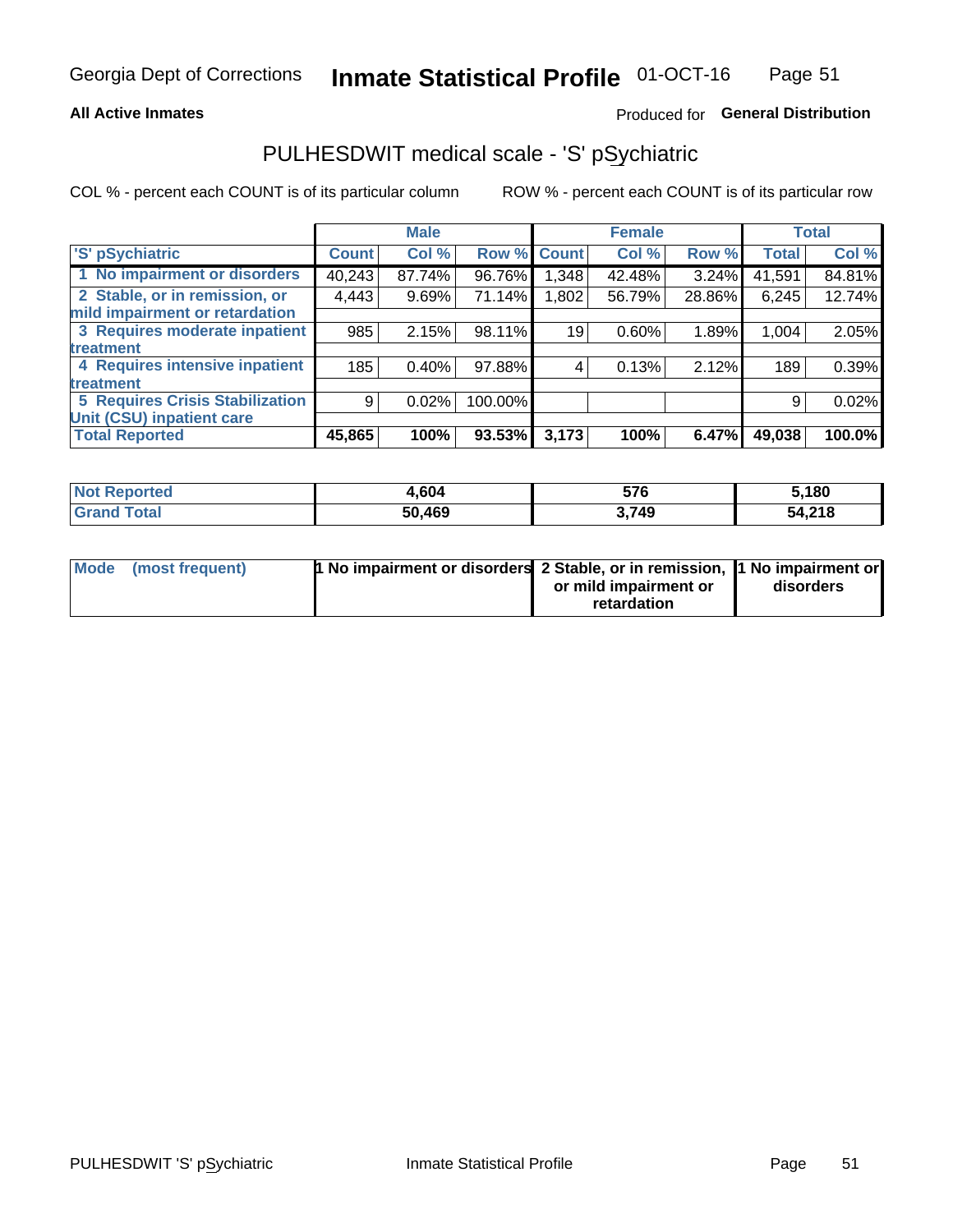Georgia Dept of Corrections **Inmate Statistical Profile** 01-OCT-16

**All Active Inmates** Produced for **General Distribution**

## PULHESDWIT medical scale - 'S' pSychiatric

COL % - percent each COUNT is of its particular column  ROW % - percent each COUNT is of its particular row

| | Male | | | Female | | | Total | |
|---|---|---|---|---|---|---|---|---|
| 'S' pSychiatric | Count | Col % | Row % | Count | Col % | Row % | Total | Col % |
| 1 No impairment or disorders | 40,243 | 87.74% | 96.76% | 1,348 | 42.48% | 3.24% | 41,591 | 84.81% |
| 2 Stable, or in remission, or mild impairment or retardation | 4,443 | 9.69% | 71.14% | 1,802 | 56.79% | 28.86% | 6,245 | 12.74% |
| 3 Requires moderate inpatient treatment | 985 | 2.15% | 98.11% | 19 | 0.60% | 1.89% | 1,004 | 2.05% |
| 4 Requires intensive inpatient treatment | 185 | 0.40% | 97.88% | 4 | 0.13% | 2.12% | 189 | 0.39% |
| 5 Requires Crisis Stabilization Unit (CSU) inpatient care | 9 | 0.02% | 100.00% | | | | 9 | 0.02% |
| **Total Reported** | **45,865** | **100%** | **93.53%** | **3,173** | **100%** | **6.47%** | **49,038** | **100.0%** |

| | Male | Female | Total |
|---|---|---|---|
| Not Reported | 4,604 | 576 | 5,180 |
| Grand Total | 50,469 | 3,749 | 54,218 |

| | Male | Female | Total |
|---|---|---|---|
| Mode (most frequent) | 1 No impairment or disorders | 2 Stable, or in remission, or mild impairment or retardation | 1 No impairment or disorders |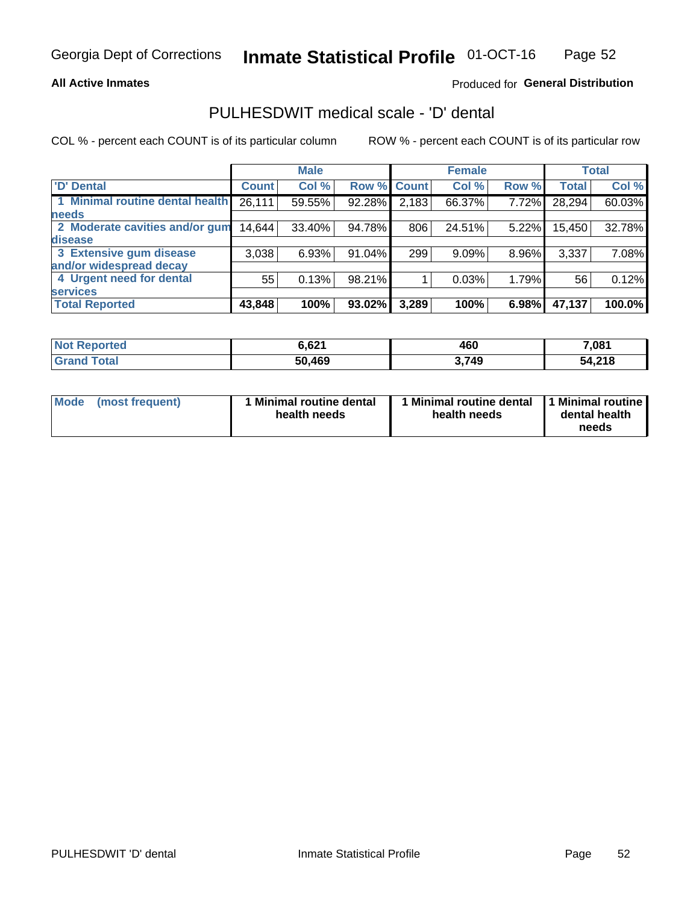Georgia Dept of Corrections **Inmate Statistical Profile** 01-OCT-16

**All Active Inmates**

Produced for **General Distribution**

## PULHESDWIT medical scale - 'D' dental

COL % - percent each COUNT is of its particular column

ROW % - percent each COUNT is of its particular row

| | Male | | | Female | | | Total | |
|---|---|---|---|---|---|---|---|---|
| **'D' Dental** | **Count** | **Col %** | **Row %** | **Count** | **Col %** | **Row %** | **Total** | **Col %** |
| **1 Minimal routine dental health needs** | 26,111 | 59.55% | 92.28% | 2,183 | 66.37% | 7.72% | 28,294 | 60.03% |
| **2 Moderate cavities and/or gum disease** | 14,644 | 33.40% | 94.78% | 806 | 24.51% | 5.22% | 15,450 | 32.78% |
| **3 Extensive gum disease and/or widespread decay** | 3,038 | 6.93% | 91.04% | 299 | 9.09% | 8.96% | 3,337 | 7.08% |
| **4 Urgent need for dental services** | 55 | 0.13% | 98.21% | 1 | 0.03% | 1.79% | 56 | 0.12% |
| **Total Reported** | **43,848** | **100%** | **93.02%** | **3,289** | **100%** | **6.98%** | **47,137** | **100.0%** |

| | Male | Female | Total |
|---|---|---|---|
| **Not Reported** | **6,621** | **460** | **7,081** |
| **Grand Total** | **50,469** | **3,749** | **54,218** |

| | Male | Female | Total |
|---|---|---|---|
| **Mode (most frequent)** | **1 Minimal routine dental health needs** | **1 Minimal routine dental health needs** | **1 Minimal routine dental health needs** |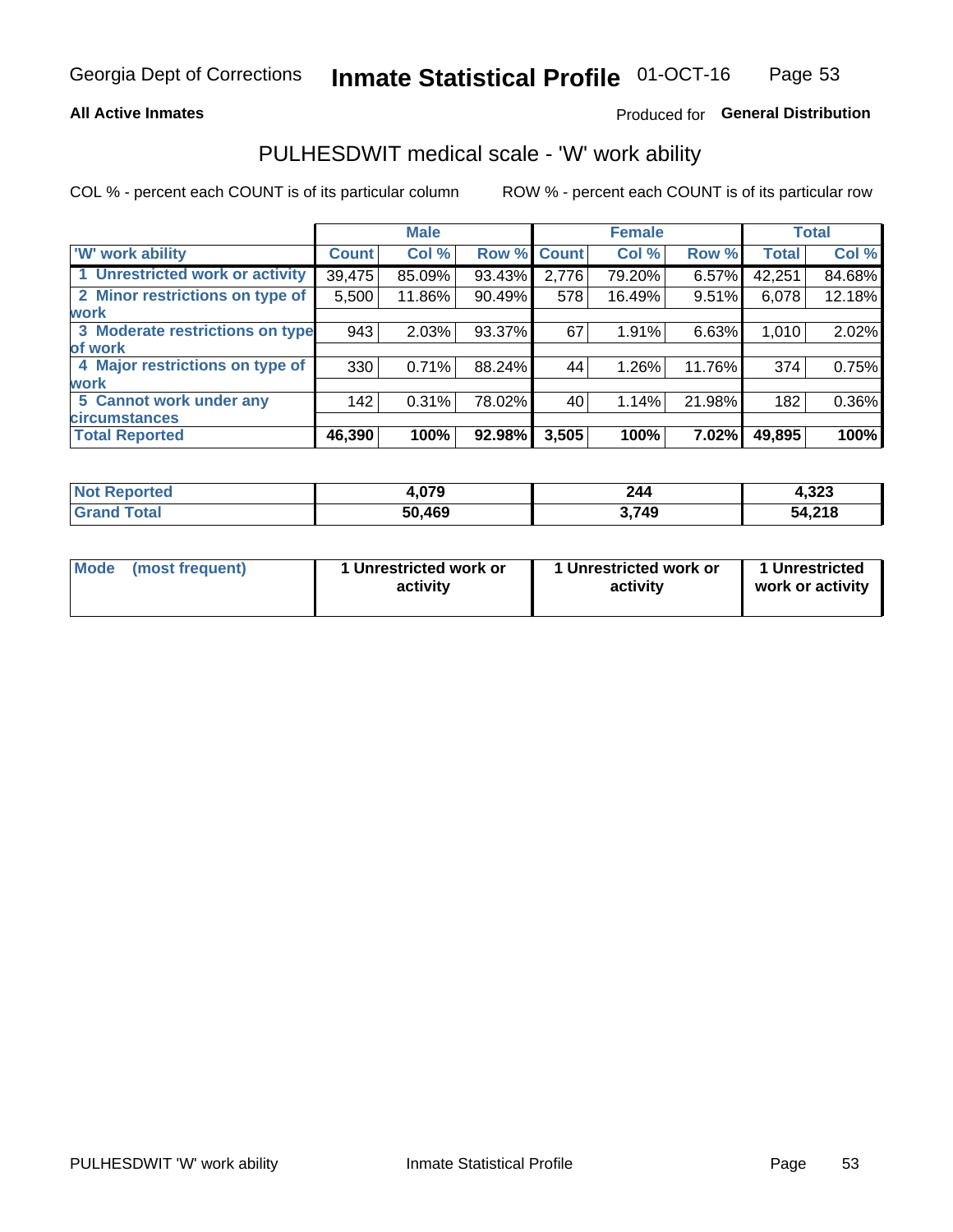Georgia Dept of Corrections **Inmate Statistical Profile** 01-OCT-16

**All Active Inmates**

Produced for **General Distribution**

## PULHESDWIT medical scale - 'W' work ability

COL % - percent each COUNT is of its particular column ROW % - percent each COUNT is of its particular row

| | Male | | | Female | | | Total | |
|---|---|---|---|---|---|---|---|---|
| 'W' work ability | Count | Col % | Row % | Count | Col % | Row % | Total | Col % |
| 1 Unrestricted work or activity | 39,475 | 85.09% | 93.43% | 2,776 | 79.20% | 6.57% | 42,251 | 84.68% |
| 2 Minor restrictions on type of work | 5,500 | 11.86% | 90.49% | 578 | 16.49% | 9.51% | 6,078 | 12.18% |
| 3 Moderate restrictions on type of work | 943 | 2.03% | 93.37% | 67 | 1.91% | 6.63% | 1,010 | 2.02% |
| 4 Major restrictions on type of work | 330 | 0.71% | 88.24% | 44 | 1.26% | 11.76% | 374 | 0.75% |
| 5 Cannot work under any circumstances | 142 | 0.31% | 78.02% | 40 | 1.14% | 21.98% | 182 | 0.36% |
| **Total Reported** | **46,390** | **100%** | **92.98%** | **3,505** | **100%** | **7.02%** | **49,895** | **100%** |

| | Male | Female | Total |
|---|---|---|---|
| Not Reported | 4,079 | 244 | 4,323 |
| Grand Total | 50,469 | 3,749 | 54,218 |

| | Male | Female | Total |
|---|---|---|---|
| Mode (most frequent) | 1 Unrestricted work or activity | 1 Unrestricted work or activity | 1 Unrestricted work or activity |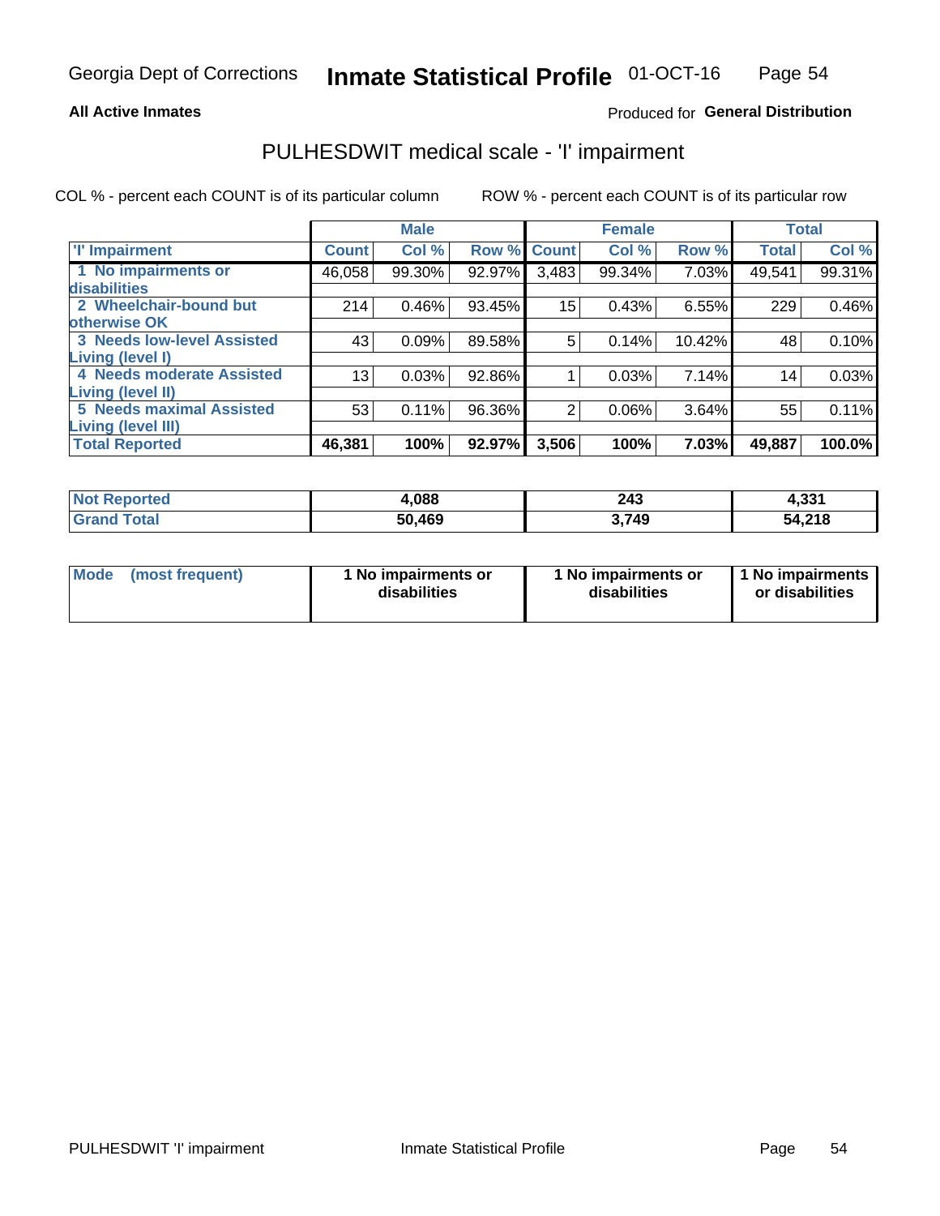**All Active Inmates**

Produced for **General Distribution**

## PULHESDWIT medical scale - 'I' impairment

COL % - percent each COUNT is of its particular column    ROW % - percent each COUNT is of its particular row

| | Male | | | Female | | | Total | |
|---|---|---|---|---|---|---|---|---|
| 'I' Impairment | Count | Col % | Row % | Count | Col % | Row % | Total | Col % |
| 1 No impairments or disabilities | 46,058 | 99.30% | 92.97% | 3,483 | 99.34% | 7.03% | 49,541 | 99.31% |
| 2 Wheelchair-bound but otherwise OK | 214 | 0.46% | 93.45% | 15 | 0.43% | 6.55% | 229 | 0.46% |
| 3 Needs low-level Assisted Living (level I) | 43 | 0.09% | 89.58% | 5 | 0.14% | 10.42% | 48 | 0.10% |
| 4 Needs moderate Assisted Living (level II) | 13 | 0.03% | 92.86% | 1 | 0.03% | 7.14% | 14 | 0.03% |
| 5 Needs maximal Assisted Living (level III) | 53 | 0.11% | 96.36% | 2 | 0.06% | 3.64% | 55 | 0.11% |
| **Total Reported** | **46,381** | **100%** | **92.97%** | **3,506** | **100%** | **7.03%** | **49,887** | **100.0%** |

| | Male | Female | Total |
|---|---|---|---|
| Not Reported | 4,088 | 243 | 4,331 |
| Grand Total | 50,469 | 3,749 | 54,218 |

| Mode (most frequent) | 1 No impairments or disabilities | 1 No impairments or disabilities | 1 No impairments or disabilities |
|---|---|---|---|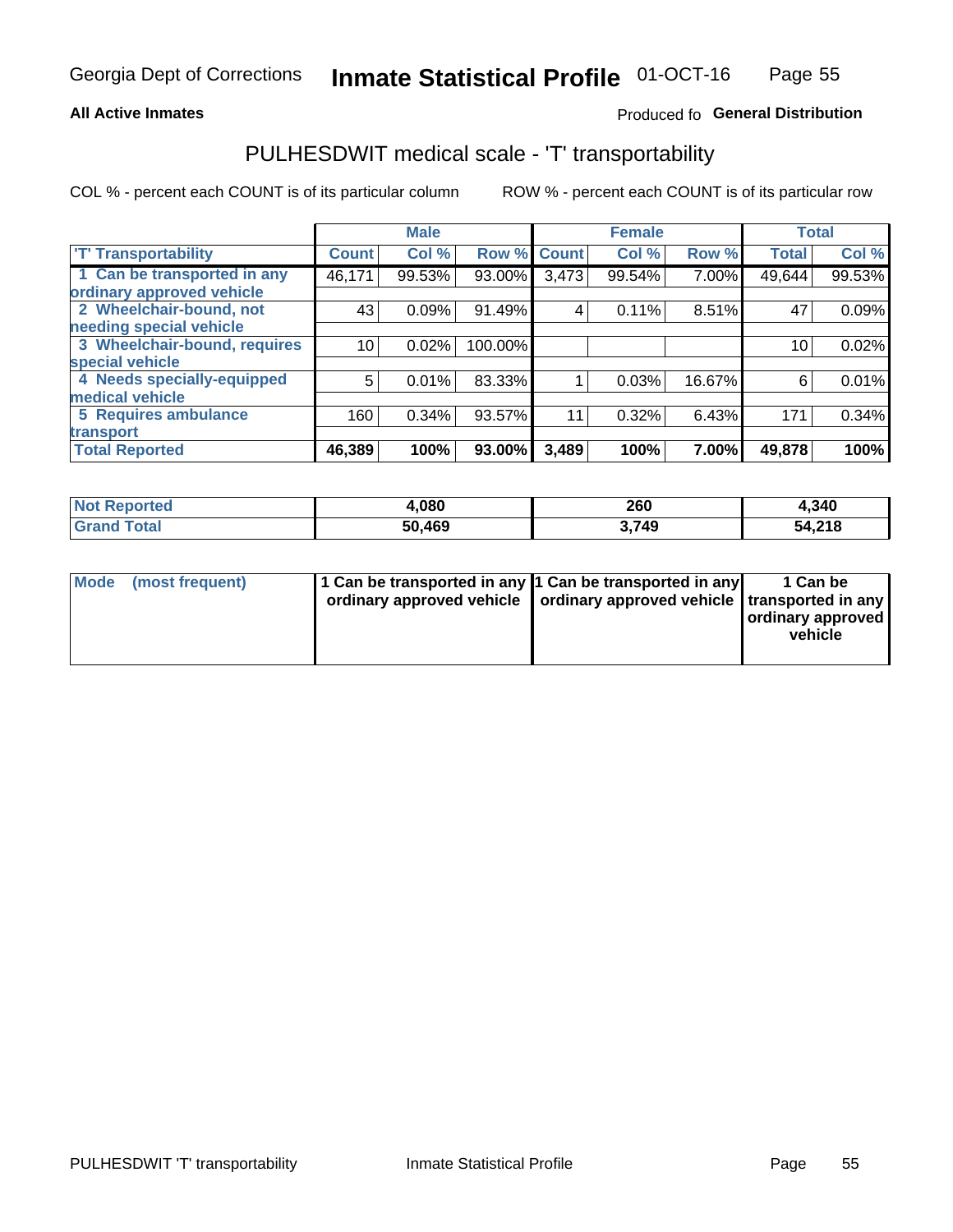Georgia Dept of Corrections **Inmate Statistical Profile** 01-OCT-16

**All Active Inmates**

Produced fo **General Distribution**

## PULHESDWIT medical scale - 'T' transportability

COL % - percent each COUNT is of its particular column

ROW % - percent each COUNT is of its particular row

| | Male | | | Female | | | Total | |
|---|---|---|---|---|---|---|---|---|
| 'T' Transportability | Count | Col % | Row % | Count | Col % | Row % | Total | Col % |
| 1 Can be transported in any ordinary approved vehicle | 46,171 | 99.53% | 93.00% | 3,473 | 99.54% | 7.00% | 49,644 | 99.53% |
| 2 Wheelchair-bound, not needing special vehicle | 43 | 0.09% | 91.49% | 4 | 0.11% | 8.51% | 47 | 0.09% |
| 3 Wheelchair-bound, requires special vehicle | 10 | 0.02% | 100.00% | | | | 10 | 0.02% |
| 4 Needs specially-equipped medical vehicle | 5 | 0.01% | 83.33% | 1 | 0.03% | 16.67% | 6 | 0.01% |
| 5 Requires ambulance transport | 160 | 0.34% | 93.57% | 11 | 0.32% | 6.43% | 171 | 0.34% |
| **Total Reported** | **46,389** | **100%** | **93.00%** | **3,489** | **100%** | **7.00%** | **49,878** | **100%** |

| | Male | Female | Total |
|---|---|---|---|
| **Not Reported** | **4,080** | **260** | **4,340** |
| **Grand Total** | **50,469** | **3,749** | **54,218** |

| | Male | Female | Total |
|---|---|---|---|
| **Mode (most frequent)** | **1 Can be transported in any ordinary approved vehicle** | **1 Can be transported in any ordinary approved vehicle** | **1 Can be transported in any ordinary approved vehicle** |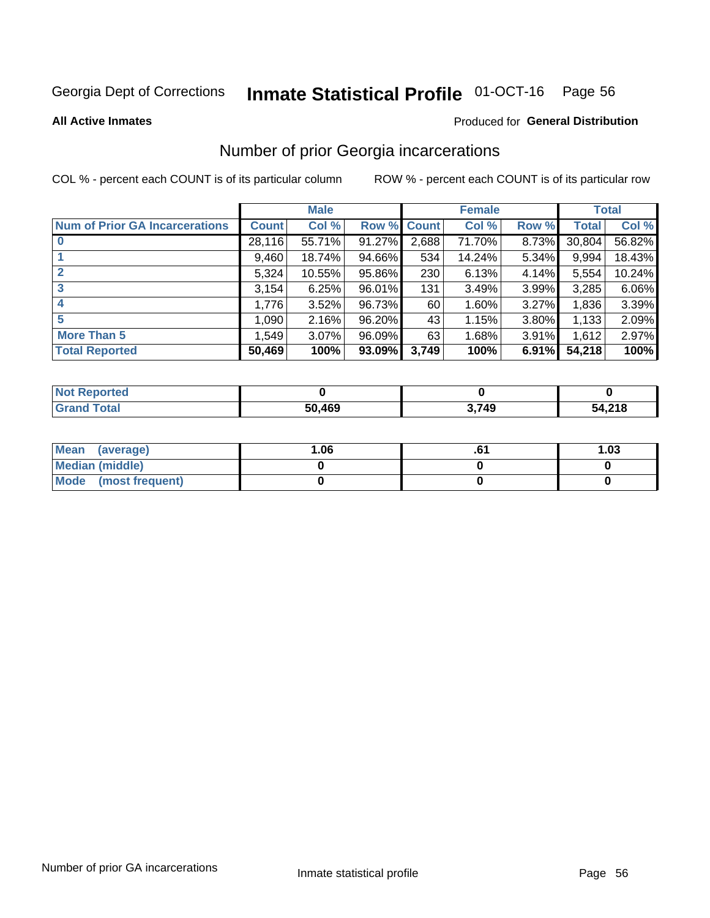Georgia Dept of Corrections **Inmate Statistical Profile** 01-OCT-16 Page 56

**All Active Inmates**

Produced for **General Distribution**

## Number of prior Georgia incarcerations

COL % - percent each COUNT is of its particular column

ROW % - percent each COUNT is of its particular row

| | Male | | | Female | | | Total | |
|---|---|---|---|---|---|---|---|---|
| **Num of Prior GA Incarcerations** | **Count** | **Col %** | **Row %** | **Count** | **Col %** | **Row %** | **Total** | **Col %** |
| **0** | 28,116 | 55.71% | 91.27% | 2,688 | 71.70% | 8.73% | 30,804 | 56.82% |
| **1** | 9,460 | 18.74% | 94.66% | 534 | 14.24% | 5.34% | 9,994 | 18.43% |
| **2** | 5,324 | 10.55% | 95.86% | 230 | 6.13% | 4.14% | 5,554 | 10.24% |
| **3** | 3,154 | 6.25% | 96.01% | 131 | 3.49% | 3.99% | 3,285 | 6.06% |
| **4** | 1,776 | 3.52% | 96.73% | 60 | 1.60% | 3.27% | 1,836 | 3.39% |
| **5** | 1,090 | 2.16% | 96.20% | 43 | 1.15% | 3.80% | 1,133 | 2.09% |
| **More Than 5** | 1,549 | 3.07% | 96.09% | 63 | 1.68% | 3.91% | 1,612 | 2.97% |
| **Total Reported** | **50,469** | **100%** | **93.09%** | **3,749** | **100%** | **6.91%** | **54,218** | **100%** |

| | Male | Female | Total |
|---|---|---|---|
| **Not Reported** | **0** | **0** | **0** |
| **Grand Total** | **50,469** | **3,749** | **54,218** |

| | Male | Female | Total |
|---|---|---|---|
| **Mean (average)** | **1.06** | **.61** | **1.03** |
| **Median (middle)** | **0** | **0** | **0** |
| **Mode (most frequent)** | **0** | **0** | **0** |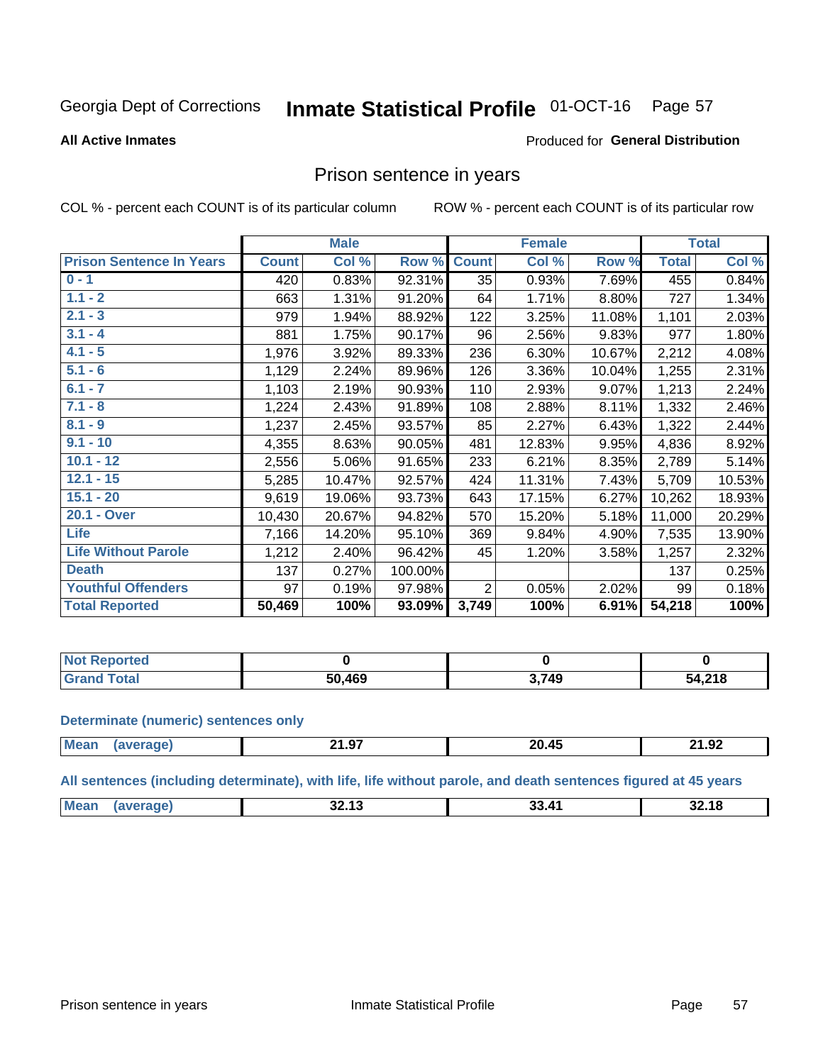Georgia Dept of Corrections **Inmate Statistical Profile** 01-OCT-16

**All Active Inmates**

Produced for **General Distribution**

## Prison sentence in years

COL % - percent each COUNT is of its particular column

ROW % - percent each COUNT is of its particular row

| | Male | | | Female | | | Total | |
|---|---|---|---|---|---|---|---|---|
| **Prison Sentence In Years** | **Count** | **Col %** | **Row %** | **Count** | **Col %** | **Row %** | **Total** | **Col %** |
| 0 - 1 | 420 | 0.83% | 92.31% | 35 | 0.93% | 7.69% | 455 | 0.84% |
| 1.1 - 2 | 663 | 1.31% | 91.20% | 64 | 1.71% | 8.80% | 727 | 1.34% |
| 2.1 - 3 | 979 | 1.94% | 88.92% | 122 | 3.25% | 11.08% | 1,101 | 2.03% |
| 3.1 - 4 | 881 | 1.75% | 90.17% | 96 | 2.56% | 9.83% | 977 | 1.80% |
| 4.1 - 5 | 1,976 | 3.92% | 89.33% | 236 | 6.30% | 10.67% | 2,212 | 4.08% |
| 5.1 - 6 | 1,129 | 2.24% | 89.96% | 126 | 3.36% | 10.04% | 1,255 | 2.31% |
| 6.1 - 7 | 1,103 | 2.19% | 90.93% | 110 | 2.93% | 9.07% | 1,213 | 2.24% |
| 7.1 - 8 | 1,224 | 2.43% | 91.89% | 108 | 2.88% | 8.11% | 1,332 | 2.46% |
| 8.1 - 9 | 1,237 | 2.45% | 93.57% | 85 | 2.27% | 6.43% | 1,322 | 2.44% |
| 9.1 - 10 | 4,355 | 8.63% | 90.05% | 481 | 12.83% | 9.95% | 4,836 | 8.92% |
| 10.1 - 12 | 2,556 | 5.06% | 91.65% | 233 | 6.21% | 8.35% | 2,789 | 5.14% |
| 12.1 - 15 | 5,285 | 10.47% | 92.57% | 424 | 11.31% | 7.43% | 5,709 | 10.53% |
| 15.1 - 20 | 9,619 | 19.06% | 93.73% | 643 | 17.15% | 6.27% | 10,262 | 18.93% |
| 20.1 - Over | 10,430 | 20.67% | 94.82% | 570 | 15.20% | 5.18% | 11,000 | 20.29% |
| Life | 7,166 | 14.20% | 95.10% | 369 | 9.84% | 4.90% | 7,535 | 13.90% |
| Life Without Parole | 1,212 | 2.40% | 96.42% | 45 | 1.20% | 3.58% | 1,257 | 2.32% |
| Death | 137 | 0.27% | 100.00% | | | | 137 | 0.25% |
| Youthful Offenders | 97 | 0.19% | 97.98% | 2 | 0.05% | 2.02% | 99 | 0.18% |
| **Total Reported** | **50,469** | **100%** | **93.09%** | **3,749** | **100%** | **6.91%** | **54,218** | **100%** |

| | Male | Female | Total |
|---|---|---|---|
| Not Reported | 0 | 0 | 0 |
| Grand Total | 50,469 | 3,749 | 54,218 |

**Determinate (numeric) sentences only**

| | Male | Female | Total |
|---|---|---|---|
| Mean (average) | 21.97 | 20.45 | 21.92 |

**All sentences (including determinate), with life, life without parole, and death sentences figured at 45 years**

| | Male | Female | Total |
|---|---|---|---|
| Mean (average) | 32.13 | 33.41 | 32.18 |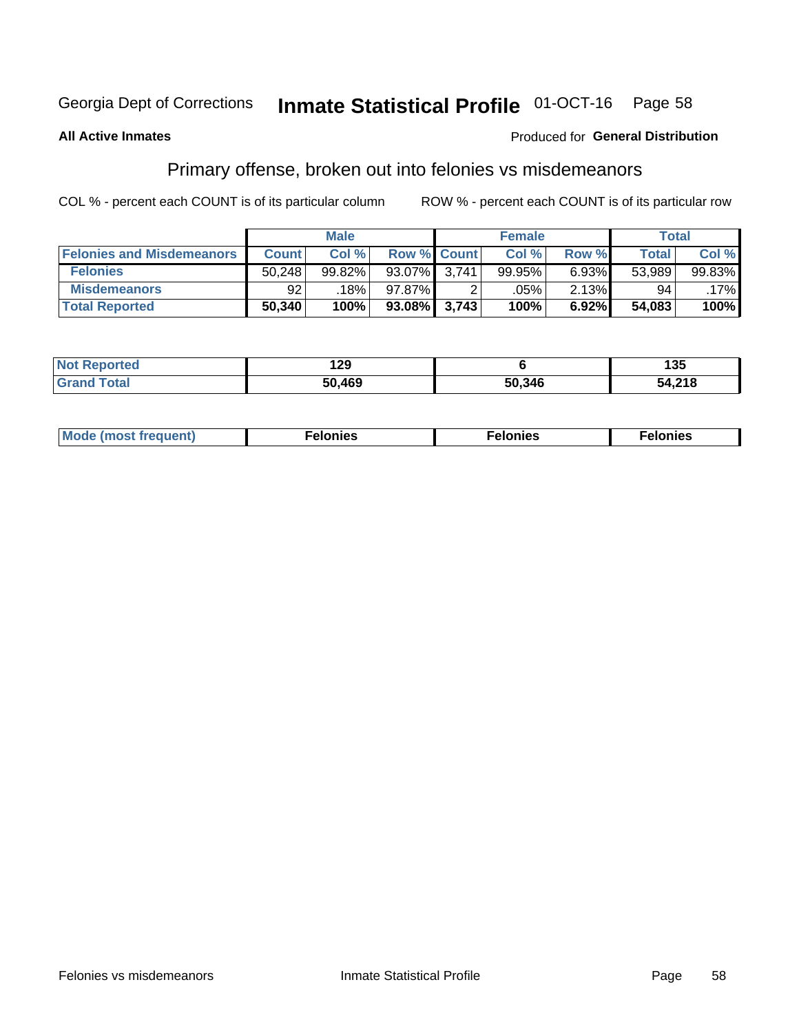Georgia Dept of Corrections **Inmate Statistical Profile** 01-OCT-16

**All Active Inmates**

Produced for **General Distribution**

## Primary offense, broken out into felonies vs misdemeanors

COL % - percent each COUNT is of its particular column ROW % - percent each COUNT is of its particular row

| | Male | | | Female | | | Total | |
|---|---|---|---|---|---|---|---|---|
| **Felonies and Misdemeanors** | **Count** | **Col %** | **Row %** | **Count** | **Col %** | **Row %** | **Total** | **Col %** |
| **Felonies** | 50,248 | 99.82% | 93.07% | 3,741 | 99.95% | 6.93% | 53,989 | 99.83% |
| **Misdemeanors** | 92 | .18% | 97.87% | 2 | .05% | 2.13% | 94 | .17% |
| **Total Reported** | **50,340** | **100%** | **93.08%** | **3,743** | **100%** | **6.92%** | **54,083** | **100%** |

| | Male | Female | Total |
|---|---|---|---|
| **Not Reported** | **129** | **6** | **135** |
| **Grand Total** | **50,469** | **50,346** | **54,218** |

| | Male | Female | Total |
|---|---|---|---|
| **Mode (most frequent)** | **Felonies** | **Felonies** | **Felonies** |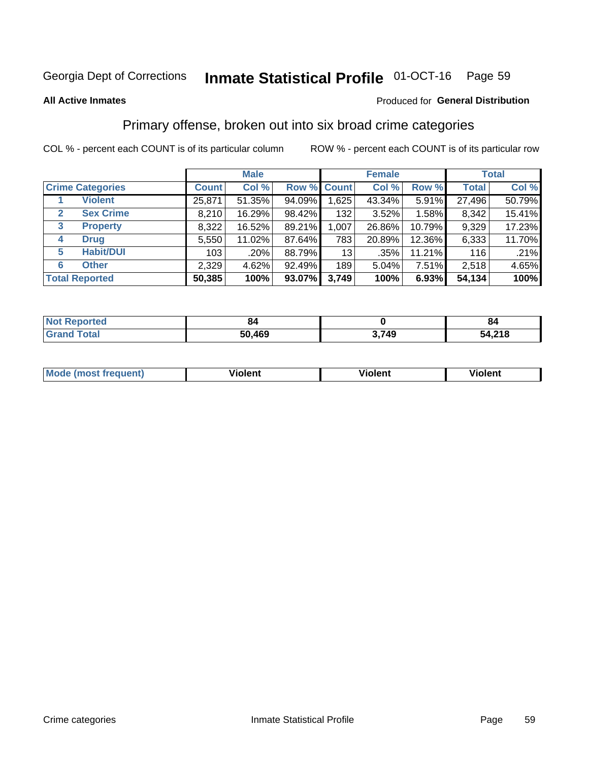Georgia Dept of Corrections **Inmate Statistical Profile** 01-OCT-16

**All Active Inmates**

Produced for **General Distribution**

## Primary offense, broken out into six broad crime categories

COL % - percent each COUNT is of its particular column

ROW % - percent each COUNT is of its particular row

| | | Male | | | Female | | | Total | |
|---|---|---|---|---|---|---|---|---|---|
| **Crime Categories** | | **Count** | **Col %** | **Row %** | **Count** | **Col %** | **Row %** | **Total** | **Col %** |
| 1 | **Violent** | 25,871 | 51.35% | 94.09% | 1,625 | 43.34% | 5.91% | 27,496 | 50.79% |
| 2 | **Sex Crime** | 8,210 | 16.29% | 98.42% | 132 | 3.52% | 1.58% | 8,342 | 15.41% |
| 3 | **Property** | 8,322 | 16.52% | 89.21% | 1,007 | 26.86% | 10.79% | 9,329 | 17.23% |
| 4 | **Drug** | 5,550 | 11.02% | 87.64% | 783 | 20.89% | 12.36% | 6,333 | 11.70% |
| 5 | **Habit/DUI** | 103 | .20% | 88.79% | 13 | .35% | 11.21% | 116 | .21% |
| 6 | **Other** | 2,329 | 4.62% | 92.49% | 189 | 5.04% | 7.51% | 2,518 | 4.65% |
| **Total Reported** | | **50,385** | **100%** | **93.07%** | **3,749** | **100%** | **6.93%** | **54,134** | **100%** |

| | Male | Female | Total |
|---|---|---|---|
| **Not Reported** | **84** | **0** | **84** |
| **Grand Total** | **50,469** | **3,749** | **54,218** |

| | Male | Female | Total |
|---|---|---|---|
| **Mode (most frequent)** | **Violent** | **Violent** | **Violent** |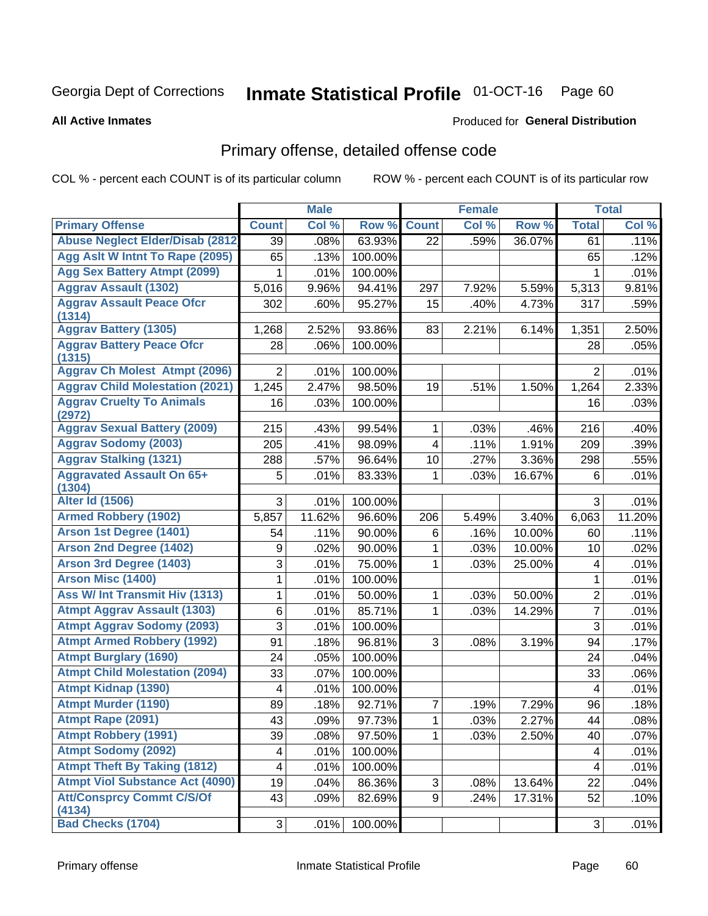Georgia Dept of Corrections **Inmate Statistical Profile** 01-OCT-16

**All Active Inmates**

Produced for **General Distribution**

## Primary offense, detailed offense code

COL % - percent each COUNT is of its particular column    ROW % - percent each COUNT is of its particular row

| | Male | | | Female | | | Total | |
|---|---|---|---|---|---|---|---|---|
| Primary Offense | Count | Col % | Row % | Count | Col % | Row % | Total | Col % |
| Abuse Neglect Elder/Disab (2812 | 39 | .08% | 63.93% | 22 | .59% | 36.07% | 61 | .11% |
| Agg Aslt W Intnt To Rape (2095) | 65 | .13% | 100.00% | | | | 65 | .12% |
| Agg Sex Battery Atmpt (2099) | 1 | .01% | 100.00% | | | | 1 | .01% |
| Aggrav Assault (1302) | 5,016 | 9.96% | 94.41% | 297 | 7.92% | 5.59% | 5,313 | 9.81% |
| Aggrav Assault Peace Ofcr (1314) | 302 | .60% | 95.27% | 15 | .40% | 4.73% | 317 | .59% |
| Aggrav Battery (1305) | 1,268 | 2.52% | 93.86% | 83 | 2.21% | 6.14% | 1,351 | 2.50% |
| Aggrav Battery Peace Ofcr (1315) | 28 | .06% | 100.00% | | | | 28 | .05% |
| Aggrav Ch Molest Atmpt (2096) | 2 | .01% | 100.00% | | | | 2 | .01% |
| Aggrav Child Molestation (2021) | 1,245 | 2.47% | 98.50% | 19 | .51% | 1.50% | 1,264 | 2.33% |
| Aggrav Cruelty To Animals (2972) | 16 | .03% | 100.00% | | | | 16 | .03% |
| Aggrav Sexual Battery (2009) | 215 | .43% | 99.54% | 1 | .03% | .46% | 216 | .40% |
| Aggrav Sodomy (2003) | 205 | .41% | 98.09% | 4 | .11% | 1.91% | 209 | .39% |
| Aggrav Stalking (1321) | 288 | .57% | 96.64% | 10 | .27% | 3.36% | 298 | .55% |
| Aggravated Assault On 65+ (1304) | 5 | .01% | 83.33% | 1 | .03% | 16.67% | 6 | .01% |
| Alter Id (1506) | 3 | .01% | 100.00% | | | | 3 | .01% |
| Armed Robbery (1902) | 5,857 | 11.62% | 96.60% | 206 | 5.49% | 3.40% | 6,063 | 11.20% |
| Arson 1st Degree (1401) | 54 | .11% | 90.00% | 6 | .16% | 10.00% | 60 | .11% |
| Arson 2nd Degree (1402) | 9 | .02% | 90.00% | 1 | .03% | 10.00% | 10 | .02% |
| Arson 3rd Degree (1403) | 3 | .01% | 75.00% | 1 | .03% | 25.00% | 4 | .01% |
| Arson Misc (1400) | 1 | .01% | 100.00% | | | | 1 | .01% |
| Ass W/ Int Transmit Hiv (1313) | 1 | .01% | 50.00% | 1 | .03% | 50.00% | 2 | .01% |
| Atmpt Aggrav Assault (1303) | 6 | .01% | 85.71% | 1 | .03% | 14.29% | 7 | .01% |
| Atmpt Aggrav Sodomy (2093) | 3 | .01% | 100.00% | | | | 3 | .01% |
| Atmpt Armed Robbery (1992) | 91 | .18% | 96.81% | 3 | .08% | 3.19% | 94 | .17% |
| Atmpt Burglary (1690) | 24 | .05% | 100.00% | | | | 24 | .04% |
| Atmpt Child Molestation (2094) | 33 | .07% | 100.00% | | | | 33 | .06% |
| Atmpt Kidnap (1390) | 4 | .01% | 100.00% | | | | 4 | .01% |
| Atmpt Murder (1190) | 89 | .18% | 92.71% | 7 | .19% | 7.29% | 96 | .18% |
| Atmpt Rape (2091) | 43 | .09% | 97.73% | 1 | .03% | 2.27% | 44 | .08% |
| Atmpt Robbery (1991) | 39 | .08% | 97.50% | 1 | .03% | 2.50% | 40 | .07% |
| Atmpt Sodomy (2092) | 4 | .01% | 100.00% | | | | 4 | .01% |
| Atmpt Theft By Taking (1812) | 4 | .01% | 100.00% | | | | 4 | .01% |
| Atmpt Viol Substance Act (4090) | 19 | .04% | 86.36% | 3 | .08% | 13.64% | 22 | .04% |
| Att/Consprcy Commt C/S/Of (4134) | 43 | .09% | 82.69% | 9 | .24% | 17.31% | 52 | .10% |
| Bad Checks (1704) | 3 | .01% | 100.00% | | | | 3 | .01% |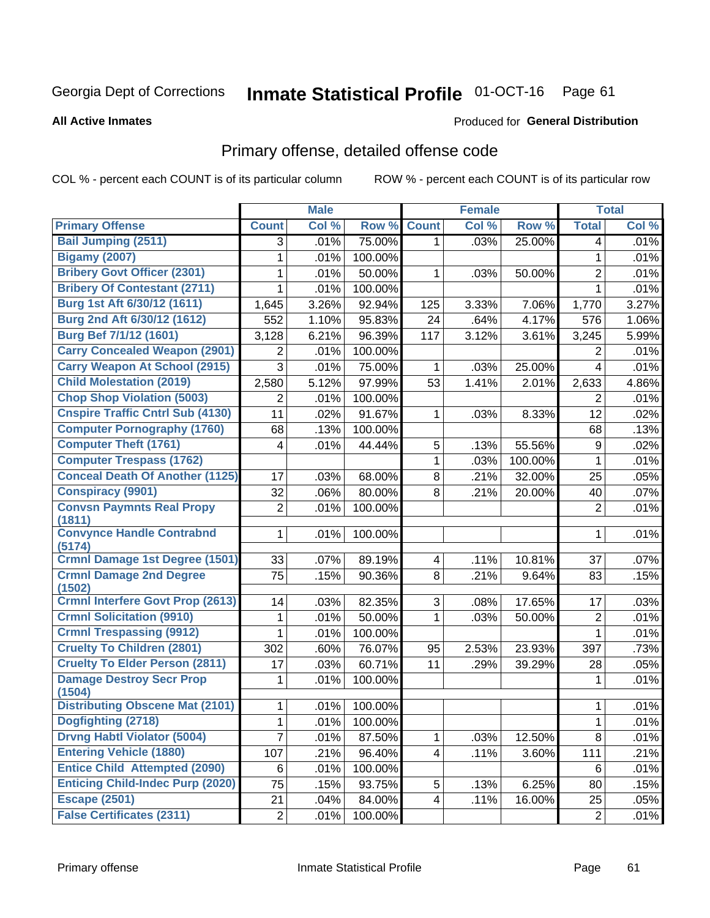Georgia Dept of Corrections **Inmate Statistical Profile** 01-OCT-16

**All Active Inmates**

Produced for **General Distribution**

## Primary offense, detailed offense code

COL % - percent each COUNT is of its particular column ROW % - percent each COUNT is of its particular row

| | Male | | | Female | | | Total | |
|---|---|---|---|---|---|---|---|---|
| Primary Offense | Count | Col % | Row % | Count | Col % | Row % | Total | Col % |
| Bail Jumping (2511) | 3 | .01% | 75.00% | 1 | .03% | 25.00% | 4 | .01% |
| Bigamy (2007) | 1 | .01% | 100.00% | | | | 1 | .01% |
| Bribery Govt Officer (2301) | 1 | .01% | 50.00% | 1 | .03% | 50.00% | 2 | .01% |
| Bribery Of Contestant (2711) | 1 | .01% | 100.00% | | | | 1 | .01% |
| Burg 1st Aft 6/30/12 (1611) | 1,645 | 3.26% | 92.94% | 125 | 3.33% | 7.06% | 1,770 | 3.27% |
| Burg 2nd Aft 6/30/12 (1612) | 552 | 1.10% | 95.83% | 24 | .64% | 4.17% | 576 | 1.06% |
| Burg Bef 7/1/12 (1601) | 3,128 | 6.21% | 96.39% | 117 | 3.12% | 3.61% | 3,245 | 5.99% |
| Carry Concealed Weapon (2901) | 2 | .01% | 100.00% | | | | 2 | .01% |
| Carry Weapon At School (2915) | 3 | .01% | 75.00% | 1 | .03% | 25.00% | 4 | .01% |
| Child Molestation (2019) | 2,580 | 5.12% | 97.99% | 53 | 1.41% | 2.01% | 2,633 | 4.86% |
| Chop Shop Violation (5003) | 2 | .01% | 100.00% | | | | 2 | .01% |
| Cnspire Traffic Cntrl Sub (4130) | 11 | .02% | 91.67% | 1 | .03% | 8.33% | 12 | .02% |
| Computer Pornography (1760) | 68 | .13% | 100.00% | | | | 68 | .13% |
| Computer Theft (1761) | 4 | .01% | 44.44% | 5 | .13% | 55.56% | 9 | .02% |
| Computer Trespass (1762) | | | | 1 | .03% | 100.00% | 1 | .01% |
| Conceal Death Of Another (1125) | 17 | .03% | 68.00% | 8 | .21% | 32.00% | 25 | .05% |
| Conspiracy (9901) | 32 | .06% | 80.00% | 8 | .21% | 20.00% | 40 | .07% |
| Convsn Paymnts Real Propy (1811) | 2 | .01% | 100.00% | | | | 2 | .01% |
| Convynce Handle Contrabnd (5174) | 1 | .01% | 100.00% | | | | 1 | .01% |
| Crmnl Damage 1st Degree (1501) | 33 | .07% | 89.19% | 4 | .11% | 10.81% | 37 | .07% |
| Crmnl Damage 2nd Degree (1502) | 75 | .15% | 90.36% | 8 | .21% | 9.64% | 83 | .15% |
| Crmnl Interfere Govt Prop (2613) | 14 | .03% | 82.35% | 3 | .08% | 17.65% | 17 | .03% |
| Crmnl Solicitation (9910) | 1 | .01% | 50.00% | 1 | .03% | 50.00% | 2 | .01% |
| Crmnl Trespassing (9912) | 1 | .01% | 100.00% | | | | 1 | .01% |
| Cruelty To Children (2801) | 302 | .60% | 76.07% | 95 | 2.53% | 23.93% | 397 | .73% |
| Cruelty To Elder Person (2811) | 17 | .03% | 60.71% | 11 | .29% | 39.29% | 28 | .05% |
| Damage Destroy Secr Prop (1504) | 1 | .01% | 100.00% | | | | 1 | .01% |
| Distributing Obscene Mat (2101) | 1 | .01% | 100.00% | | | | 1 | .01% |
| Dogfighting (2718) | 1 | .01% | 100.00% | | | | 1 | .01% |
| Drvng Habtl Violator (5004) | 7 | .01% | 87.50% | 1 | .03% | 12.50% | 8 | .01% |
| Entering Vehicle (1880) | 107 | .21% | 96.40% | 4 | .11% | 3.60% | 111 | .21% |
| Entice Child Attempted (2090) | 6 | .01% | 100.00% | | | | 6 | .01% |
| Enticing Child-Indec Purp (2020) | 75 | .15% | 93.75% | 5 | .13% | 6.25% | 80 | .15% |
| Escape (2501) | 21 | .04% | 84.00% | 4 | .11% | 16.00% | 25 | .05% |
| False Certificates (2311) | 2 | .01% | 100.00% | | | | 2 | .01% |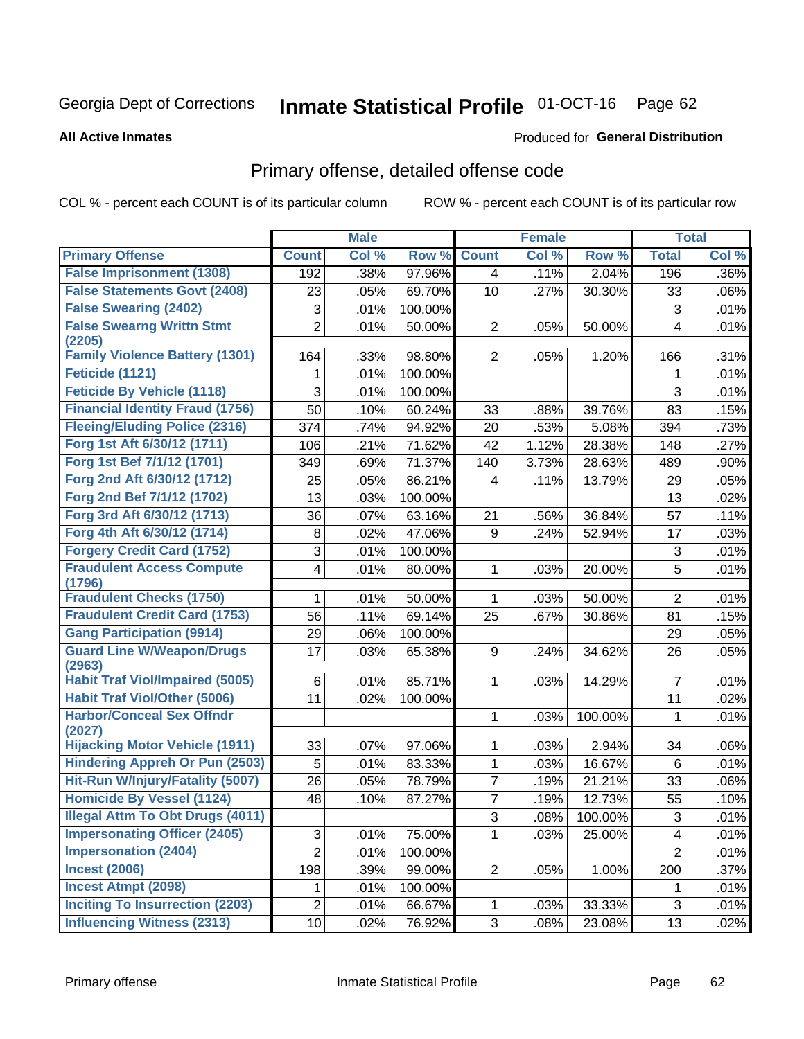Georgia Dept of Corrections **Inmate Statistical Profile** 01-OCT-16

**All Active Inmates**

Produced for **General Distribution**

## Primary offense, detailed offense code

COL % - percent each COUNT is of its particular column ROW % - percent each COUNT is of its particular row

| | Male | | | Female | | | Total | |
|---|---|---|---|---|---|---|---|---|
| **Primary Offense** | **Count** | **Col %** | **Row %** | **Count** | **Col %** | **Row %** | **Total** | **Col %** |
| False Imprisonment (1308) | 192 | .38% | 97.96% | 4 | .11% | 2.04% | 196 | .36% |
| False Statements Govt (2408) | 23 | .05% | 69.70% | 10 | .27% | 30.30% | 33 | .06% |
| False Swearing (2402) | 3 | .01% | 100.00% | | | | 3 | .01% |
| False Swearng Writtn Stmt (2205) | 2 | .01% | 50.00% | 2 | .05% | 50.00% | 4 | .01% |
| Family Violence Battery (1301) | 164 | .33% | 98.80% | 2 | .05% | 1.20% | 166 | .31% |
| Feticide (1121) | 1 | .01% | 100.00% | | | | 1 | .01% |
| Feticide By Vehicle (1118) | 3 | .01% | 100.00% | | | | 3 | .01% |
| Financial Identity Fraud (1756) | 50 | .10% | 60.24% | 33 | .88% | 39.76% | 83 | .15% |
| Fleeing/Eluding Police (2316) | 374 | .74% | 94.92% | 20 | .53% | 5.08% | 394 | .73% |
| Forg 1st Aft 6/30/12 (1711) | 106 | .21% | 71.62% | 42 | 1.12% | 28.38% | 148 | .27% |
| Forg 1st Bef 7/1/12 (1701) | 349 | .69% | 71.37% | 140 | 3.73% | 28.63% | 489 | .90% |
| Forg 2nd Aft 6/30/12 (1712) | 25 | .05% | 86.21% | 4 | .11% | 13.79% | 29 | .05% |
| Forg 2nd Bef 7/1/12 (1702) | 13 | .03% | 100.00% | | | | 13 | .02% |
| Forg 3rd Aft 6/30/12 (1713) | 36 | .07% | 63.16% | 21 | .56% | 36.84% | 57 | .11% |
| Forg 4th Aft 6/30/12 (1714) | 8 | .02% | 47.06% | 9 | .24% | 52.94% | 17 | .03% |
| Forgery Credit Card (1752) | 3 | .01% | 100.00% | | | | 3 | .01% |
| Fraudulent Access Compute (1796) | 4 | .01% | 80.00% | 1 | .03% | 20.00% | 5 | .01% |
| Fraudulent Checks (1750) | 1 | .01% | 50.00% | 1 | .03% | 50.00% | 2 | .01% |
| Fraudulent Credit Card (1753) | 56 | .11% | 69.14% | 25 | .67% | 30.86% | 81 | .15% |
| Gang Participation (9914) | 29 | .06% | 100.00% | | | | 29 | .05% |
| Guard Line W/Weapon/Drugs (2963) | 17 | .03% | 65.38% | 9 | .24% | 34.62% | 26 | .05% |
| Habit Traf Viol/Impaired (5005) | 6 | .01% | 85.71% | 1 | .03% | 14.29% | 7 | .01% |
| Habit Traf Viol/Other (5006) | 11 | .02% | 100.00% | | | | 11 | .02% |
| Harbor/Conceal Sex Offndr (2027) | | | | 1 | .03% | 100.00% | 1 | .01% |
| Hijacking Motor Vehicle (1911) | 33 | .07% | 97.06% | 1 | .03% | 2.94% | 34 | .06% |
| Hindering Appreh Or Pun (2503) | 5 | .01% | 83.33% | 1 | .03% | 16.67% | 6 | .01% |
| Hit-Run W/Injury/Fatality (5007) | 26 | .05% | 78.79% | 7 | .19% | 21.21% | 33 | .06% |
| Homicide By Vessel (1124) | 48 | .10% | 87.27% | 7 | .19% | 12.73% | 55 | .10% |
| Illegal Attm To Obt Drugs (4011) | | | | 3 | .08% | 100.00% | 3 | .01% |
| Impersonating Officer (2405) | 3 | .01% | 75.00% | 1 | .03% | 25.00% | 4 | .01% |
| Impersonation (2404) | 2 | .01% | 100.00% | | | | 2 | .01% |
| Incest (2006) | 198 | .39% | 99.00% | 2 | .05% | 1.00% | 200 | .37% |
| Incest Atmpt (2098) | 1 | .01% | 100.00% | | | | 1 | .01% |
| Inciting To Insurrection (2203) | 2 | .01% | 66.67% | 1 | .03% | 33.33% | 3 | .01% |
| Influencing Witness (2313) | 10 | .02% | 76.92% | 3 | .08% | 23.08% | 13 | .02% |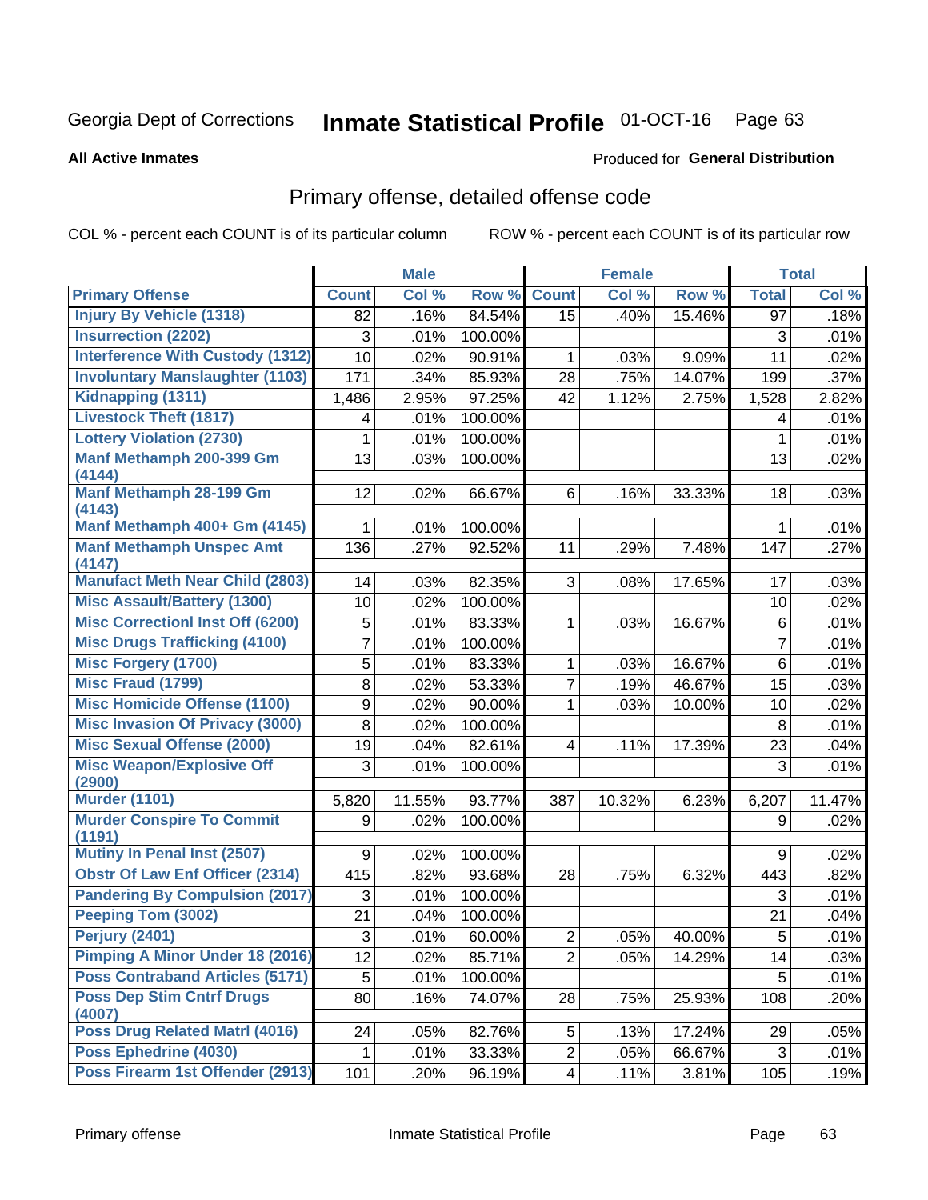Georgia Dept of Corrections **Inmate Statistical Profile** 01-OCT-16

**All Active Inmates**

Produced for **General Distribution**

## Primary offense, detailed offense code

COL % - percent each COUNT is of its particular column

ROW % - percent each COUNT is of its particular row

| | Male | | | Female | | | Total | |
|---|---|---|---|---|---|---|---|---|
| **Primary Offense** | **Count** | **Col %** | **Row %** | **Count** | **Col %** | **Row %** | **Total** | **Col %** |
| Injury By Vehicle (1318) | 82 | .16% | 84.54% | 15 | .40% | 15.46% | 97 | .18% |
| Insurrection (2202) | 3 | .01% | 100.00% | | | | 3 | .01% |
| Interference With Custody (1312) | 10 | .02% | 90.91% | 1 | .03% | 9.09% | 11 | .02% |
| Involuntary Manslaughter (1103) | 171 | .34% | 85.93% | 28 | .75% | 14.07% | 199 | .37% |
| Kidnapping (1311) | 1,486 | 2.95% | 97.25% | 42 | 1.12% | 2.75% | 1,528 | 2.82% |
| Livestock Theft (1817) | 4 | .01% | 100.00% | | | | 4 | .01% |
| Lottery Violation (2730) | 1 | .01% | 100.00% | | | | 1 | .01% |
| Manf Methamph 200-399 Gm (4144) | 13 | .03% | 100.00% | | | | 13 | .02% |
| Manf Methamph 28-199 Gm (4143) | 12 | .02% | 66.67% | 6 | .16% | 33.33% | 18 | .03% |
| Manf Methamph 400+ Gm (4145) | 1 | .01% | 100.00% | | | | 1 | .01% |
| Manf Methamph Unspec Amt (4147) | 136 | .27% | 92.52% | 11 | .29% | 7.48% | 147 | .27% |
| Manufact Meth Near Child (2803) | 14 | .03% | 82.35% | 3 | .08% | 17.65% | 17 | .03% |
| Misc Assault/Battery (1300) | 10 | .02% | 100.00% | | | | 10 | .02% |
| Misc Correctionl Inst Off (6200) | 5 | .01% | 83.33% | 1 | .03% | 16.67% | 6 | .01% |
| Misc Drugs Trafficking (4100) | 7 | .01% | 100.00% | | | | 7 | .01% |
| Misc Forgery (1700) | 5 | .01% | 83.33% | 1 | .03% | 16.67% | 6 | .01% |
| Misc Fraud (1799) | 8 | .02% | 53.33% | 7 | .19% | 46.67% | 15 | .03% |
| Misc Homicide Offense (1100) | 9 | .02% | 90.00% | 1 | .03% | 10.00% | 10 | .02% |
| Misc Invasion Of Privacy (3000) | 8 | .02% | 100.00% | | | | 8 | .01% |
| Misc Sexual Offense (2000) | 19 | .04% | 82.61% | 4 | .11% | 17.39% | 23 | .04% |
| Misc Weapon/Explosive Off (2900) | 3 | .01% | 100.00% | | | | 3 | .01% |
| Murder (1101) | 5,820 | 11.55% | 93.77% | 387 | 10.32% | 6.23% | 6,207 | 11.47% |
| Murder Conspire To Commit (1191) | 9 | .02% | 100.00% | | | | 9 | .02% |
| Mutiny In Penal Inst (2507) | 9 | .02% | 100.00% | | | | 9 | .02% |
| Obstr Of Law Enf Officer (2314) | 415 | .82% | 93.68% | 28 | .75% | 6.32% | 443 | .82% |
| Pandering By Compulsion (2017) | 3 | .01% | 100.00% | | | | 3 | .01% |
| Peeping Tom (3002) | 21 | .04% | 100.00% | | | | 21 | .04% |
| Perjury (2401) | 3 | .01% | 60.00% | 2 | .05% | 40.00% | 5 | .01% |
| Pimping A Minor Under 18 (2016) | 12 | .02% | 85.71% | 2 | .05% | 14.29% | 14 | .03% |
| Poss Contraband Articles (5171) | 5 | .01% | 100.00% | | | | 5 | .01% |
| Poss Dep Stim Cntrf Drugs (4007) | 80 | .16% | 74.07% | 28 | .75% | 25.93% | 108 | .20% |
| Poss Drug Related Matrl (4016) | 24 | .05% | 82.76% | 5 | .13% | 17.24% | 29 | .05% |
| Poss Ephedrine (4030) | 1 | .01% | 33.33% | 2 | .05% | 66.67% | 3 | .01% |
| Poss Firearm 1st Offender (2913) | 101 | .20% | 96.19% | 4 | .11% | 3.81% | 105 | .19% |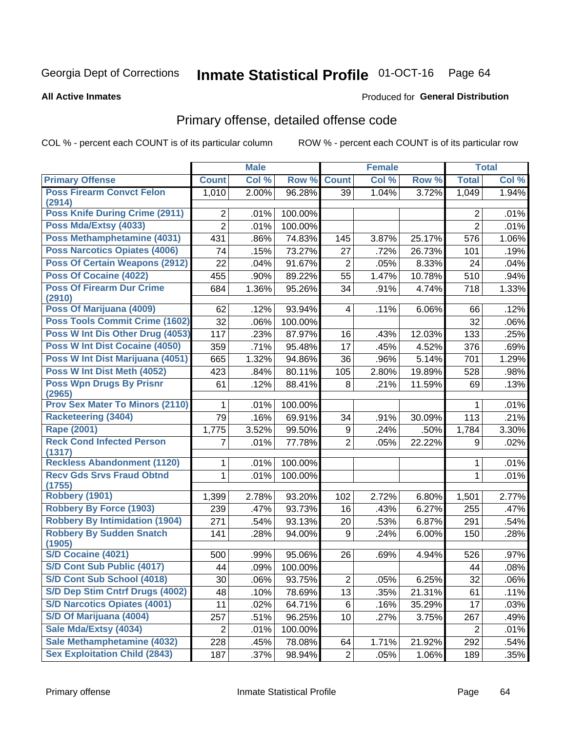Georgia Dept of Corrections **Inmate Statistical Profile** 01-OCT-16

**All Active Inmates**

Produced for **General Distribution**

## Primary offense, detailed offense code

COL % - percent each COUNT is of its particular column ROW % - percent each COUNT is of its particular row

| | Male | | | Female | | | Total | |
|---|---|---|---|---|---|---|---|---|
| **Primary Offense** | **Count** | **Col %** | **Row %** | **Count** | **Col %** | **Row %** | **Total** | **Col %** |
| Poss Firearm Convct Felon (2914) | 1,010 | 2.00% | 96.28% | 39 | 1.04% | 3.72% | 1,049 | 1.94% |
| Poss Knife During Crime (2911) | 2 | .01% | 100.00% | | | | 2 | .01% |
| Poss Mda/Extsy (4033) | 2 | .01% | 100.00% | | | | 2 | .01% |
| Poss Methamphetamine (4031) | 431 | .86% | 74.83% | 145 | 3.87% | 25.17% | 576 | 1.06% |
| Poss Narcotics Opiates (4006) | 74 | .15% | 73.27% | 27 | .72% | 26.73% | 101 | .19% |
| Poss Of Certain Weapons (2912) | 22 | .04% | 91.67% | 2 | .05% | 8.33% | 24 | .04% |
| Poss Of Cocaine (4022) | 455 | .90% | 89.22% | 55 | 1.47% | 10.78% | 510 | .94% |
| Poss Of Firearm Dur Crime (2910) | 684 | 1.36% | 95.26% | 34 | .91% | 4.74% | 718 | 1.33% |
| Poss Of Marijuana (4009) | 62 | .12% | 93.94% | 4 | .11% | 6.06% | 66 | .12% |
| Poss Tools Commit Crime (1602) | 32 | .06% | 100.00% | | | | 32 | .06% |
| Poss W Int Dis Other Drug (4053) | 117 | .23% | 87.97% | 16 | .43% | 12.03% | 133 | .25% |
| Poss W Int Dist Cocaine (4050) | 359 | .71% | 95.48% | 17 | .45% | 4.52% | 376 | .69% |
| Poss W Int Dist Marijuana (4051) | 665 | 1.32% | 94.86% | 36 | .96% | 5.14% | 701 | 1.29% |
| Poss W Int Dist Meth (4052) | 423 | .84% | 80.11% | 105 | 2.80% | 19.89% | 528 | .98% |
| Poss Wpn Drugs By Prisnr (2965) | 61 | .12% | 88.41% | 8 | .21% | 11.59% | 69 | .13% |
| Prov Sex Mater To Minors (2110) | 1 | .01% | 100.00% | | | | 1 | .01% |
| Racketeering (3404) | 79 | .16% | 69.91% | 34 | .91% | 30.09% | 113 | .21% |
| Rape (2001) | 1,775 | 3.52% | 99.50% | 9 | .24% | .50% | 1,784 | 3.30% |
| Reck Cond Infected Person (1317) | 7 | .01% | 77.78% | 2 | .05% | 22.22% | 9 | .02% |
| Reckless Abandonment (1120) | 1 | .01% | 100.00% | | | | 1 | .01% |
| Recv Gds Srvs Fraud Obtnd (1755) | 1 | .01% | 100.00% | | | | 1 | .01% |
| Robbery (1901) | 1,399 | 2.78% | 93.20% | 102 | 2.72% | 6.80% | 1,501 | 2.77% |
| Robbery By Force (1903) | 239 | .47% | 93.73% | 16 | .43% | 6.27% | 255 | .47% |
| Robbery By Intimidation (1904) | 271 | .54% | 93.13% | 20 | .53% | 6.87% | 291 | .54% |
| Robbery By Sudden Snatch (1905) | 141 | .28% | 94.00% | 9 | .24% | 6.00% | 150 | .28% |
| S/D Cocaine (4021) | 500 | .99% | 95.06% | 26 | .69% | 4.94% | 526 | .97% |
| S/D Cont Sub Public (4017) | 44 | .09% | 100.00% | | | | 44 | .08% |
| S/D Cont Sub School (4018) | 30 | .06% | 93.75% | 2 | .05% | 6.25% | 32 | .06% |
| S/D Dep Stim Cntrf Drugs (4002) | 48 | .10% | 78.69% | 13 | .35% | 21.31% | 61 | .11% |
| S/D Narcotics Opiates (4001) | 11 | .02% | 64.71% | 6 | .16% | 35.29% | 17 | .03% |
| S/D Of Marijuana (4004) | 257 | .51% | 96.25% | 10 | .27% | 3.75% | 267 | .49% |
| Sale Mda/Extsy (4034) | 2 | .01% | 100.00% | | | | 2 | .01% |
| Sale Methamphetamine (4032) | 228 | .45% | 78.08% | 64 | 1.71% | 21.92% | 292 | .54% |
| Sex Exploitation Child (2843) | 187 | .37% | 98.94% | 2 | .05% | 1.06% | 189 | .35% |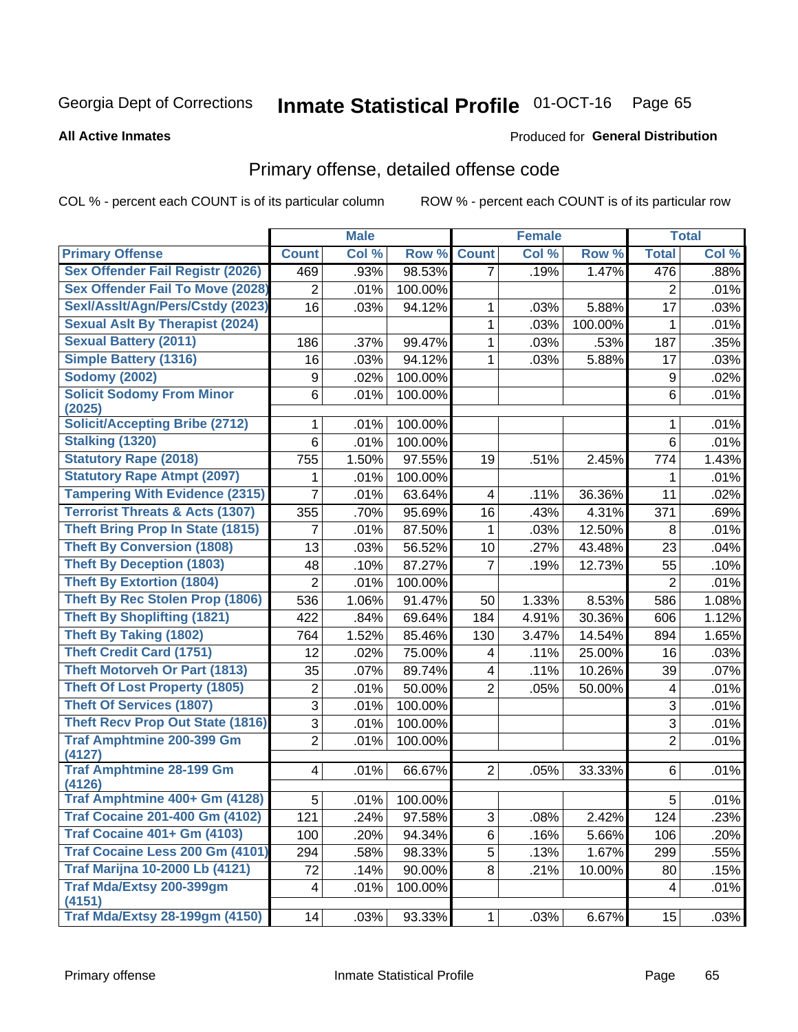Georgia Dept of Corrections **Inmate Statistical Profile** 01-OCT-16

**All Active Inmates**

Produced for **General Distribution**

## Primary offense, detailed offense code

COL % - percent each COUNT is of its particular column ROW % - percent each COUNT is of its particular row

| | Male | | | Female | | | Total | |
|---|---|---|---|---|---|---|---|---|
| **Primary Offense** | **Count** | **Col %** | **Row %** | **Count** | **Col %** | **Row %** | **Total** | **Col %** |
| Sex Offender Fail Registr (2026) | 469 | .93% | 98.53% | 7 | .19% | 1.47% | 476 | .88% |
| Sex Offender Fail To Move (2028) | 2 | .01% | 100.00% | | | | 2 | .01% |
| Sexl/Asslt/Agn/Pers/Cstdy (2023) | 16 | .03% | 94.12% | 1 | .03% | 5.88% | 17 | .03% |
| Sexual Aslt By Therapist (2024) | | | | 1 | .03% | 100.00% | 1 | .01% |
| Sexual Battery (2011) | 186 | .37% | 99.47% | 1 | .03% | .53% | 187 | .35% |
| Simple Battery (1316) | 16 | .03% | 94.12% | 1 | .03% | 5.88% | 17 | .03% |
| Sodomy (2002) | 9 | .02% | 100.00% | | | | 9 | .02% |
| Solicit Sodomy From Minor (2025) | 6 | .01% | 100.00% | | | | 6 | .01% |
| Solicit/Accepting Bribe (2712) | 1 | .01% | 100.00% | | | | 1 | .01% |
| Stalking (1320) | 6 | .01% | 100.00% | | | | 6 | .01% |
| Statutory Rape (2018) | 755 | 1.50% | 97.55% | 19 | .51% | 2.45% | 774 | 1.43% |
| Statutory Rape Atmpt (2097) | 1 | .01% | 100.00% | | | | 1 | .01% |
| Tampering With Evidence (2315) | 7 | .01% | 63.64% | 4 | .11% | 36.36% | 11 | .02% |
| Terrorist Threats & Acts (1307) | 355 | .70% | 95.69% | 16 | .43% | 4.31% | 371 | .69% |
| Theft Bring Prop In State (1815) | 7 | .01% | 87.50% | 1 | .03% | 12.50% | 8 | .01% |
| Theft By Conversion (1808) | 13 | .03% | 56.52% | 10 | .27% | 43.48% | 23 | .04% |
| Theft By Deception (1803) | 48 | .10% | 87.27% | 7 | .19% | 12.73% | 55 | .10% |
| Theft By Extortion (1804) | 2 | .01% | 100.00% | | | | 2 | .01% |
| Theft By Rec Stolen Prop (1806) | 536 | 1.06% | 91.47% | 50 | 1.33% | 8.53% | 586 | 1.08% |
| Theft By Shoplifting (1821) | 422 | .84% | 69.64% | 184 | 4.91% | 30.36% | 606 | 1.12% |
| Theft By Taking (1802) | 764 | 1.52% | 85.46% | 130 | 3.47% | 14.54% | 894 | 1.65% |
| Theft Credit Card (1751) | 12 | .02% | 75.00% | 4 | .11% | 25.00% | 16 | .03% |
| Theft Motorveh Or Part (1813) | 35 | .07% | 89.74% | 4 | .11% | 10.26% | 39 | .07% |
| Theft Of Lost Property (1805) | 2 | .01% | 50.00% | 2 | .05% | 50.00% | 4 | .01% |
| Theft Of Services (1807) | 3 | .01% | 100.00% | | | | 3 | .01% |
| Theft Recv Prop Out State (1816) | 3 | .01% | 100.00% | | | | 3 | .01% |
| Traf Amphtmine 200-399 Gm (4127) | 2 | .01% | 100.00% | | | | 2 | .01% |
| Traf Amphtmine 28-199 Gm (4126) | 4 | .01% | 66.67% | 2 | .05% | 33.33% | 6 | .01% |
| Traf Amphtmine 400+ Gm (4128) | 5 | .01% | 100.00% | | | | 5 | .01% |
| Traf Cocaine 201-400 Gm (4102) | 121 | .24% | 97.58% | 3 | .08% | 2.42% | 124 | .23% |
| Traf Cocaine 401+ Gm (4103) | 100 | .20% | 94.34% | 6 | .16% | 5.66% | 106 | .20% |
| Traf Cocaine Less 200 Gm (4101) | 294 | .58% | 98.33% | 5 | .13% | 1.67% | 299 | .55% |
| Traf Marijna 10-2000 Lb (4121) | 72 | .14% | 90.00% | 8 | .21% | 10.00% | 80 | .15% |
| Traf Mda/Extsy 200-399gm (4151) | 4 | .01% | 100.00% | | | | 4 | .01% |
| Traf Mda/Extsy 28-199gm (4150) | 14 | .03% | 93.33% | 1 | .03% | 6.67% | 15 | .03% |

Primary offense Inmate Statistical Profile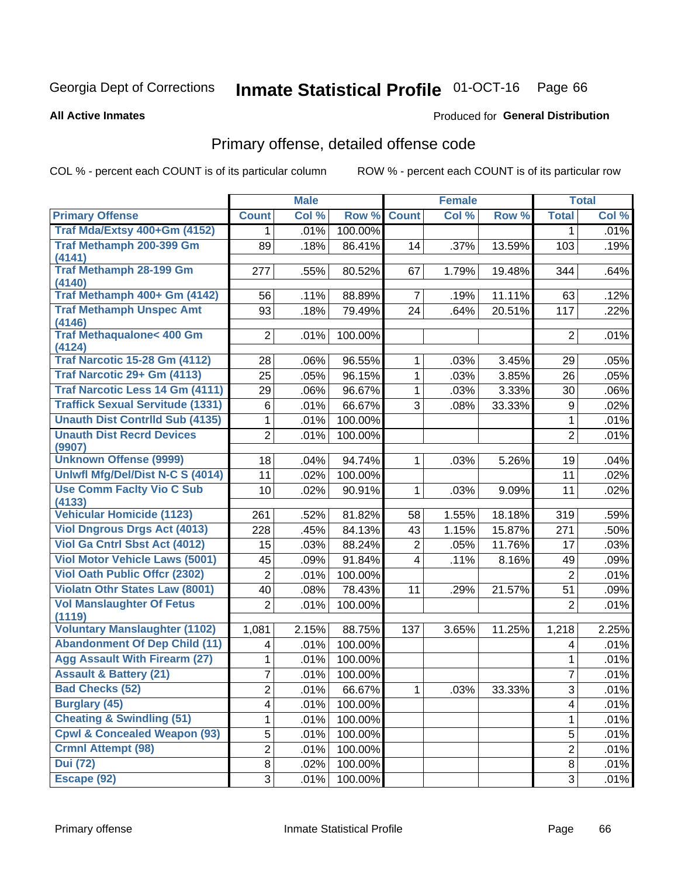Georgia Dept of Corrections **Inmate Statistical Profile** 01-OCT-16

**All Active Inmates**

Produced for **General Distribution**

## Primary offense, detailed offense code

COL % - percent each COUNT is of its particular column ROW % - percent each COUNT is of its particular row

| | Male | | | Female | | | Total | |
|---|---|---|---|---|---|---|---|---|
| **Primary Offense** | **Count** | **Col %** | **Row %** | **Count** | **Col %** | **Row %** | **Total** | **Col %** |
| Traf Mda/Extsy 400+Gm (4152) | 1 | .01% | 100.00% | | | | 1 | .01% |
| Traf Methamph 200-399 Gm (4141) | 89 | .18% | 86.41% | 14 | .37% | 13.59% | 103 | .19% |
| Traf Methamph 28-199 Gm (4140) | 277 | .55% | 80.52% | 67 | 1.79% | 19.48% | 344 | .64% |
| Traf Methamph 400+ Gm (4142) | 56 | .11% | 88.89% | 7 | .19% | 11.11% | 63 | .12% |
| Traf Methamph Unspec Amt (4146) | 93 | .18% | 79.49% | 24 | .64% | 20.51% | 117 | .22% |
| Traf Methaqualone< 400 Gm (4124) | 2 | .01% | 100.00% | | | | 2 | .01% |
| Traf Narcotic 15-28 Gm (4112) | 28 | .06% | 96.55% | 1 | .03% | 3.45% | 29 | .05% |
| Traf Narcotic 29+ Gm (4113) | 25 | .05% | 96.15% | 1 | .03% | 3.85% | 26 | .05% |
| Traf Narcotic Less 14 Gm (4111) | 29 | .06% | 96.67% | 1 | .03% | 3.33% | 30 | .06% |
| Traffick Sexual Servitude (1331) | 6 | .01% | 66.67% | 3 | .08% | 33.33% | 9 | .02% |
| Unauth Dist Contrlld Sub (4135) | 1 | .01% | 100.00% | | | | 1 | .01% |
| Unauth Dist Recrd Devices (9907) | 2 | .01% | 100.00% | | | | 2 | .01% |
| Unknown Offense (9999) | 18 | .04% | 94.74% | 1 | .03% | 5.26% | 19 | .04% |
| Unlwfl Mfg/Del/Dist N-C S (4014) | 11 | .02% | 100.00% | | | | 11 | .02% |
| Use Comm Faclty Vio C Sub (4133) | 10 | .02% | 90.91% | 1 | .03% | 9.09% | 11 | .02% |
| Vehicular Homicide (1123) | 261 | .52% | 81.82% | 58 | 1.55% | 18.18% | 319 | .59% |
| Viol Dngrous Drgs Act (4013) | 228 | .45% | 84.13% | 43 | 1.15% | 15.87% | 271 | .50% |
| Viol Ga Cntrl Sbst Act (4012) | 15 | .03% | 88.24% | 2 | .05% | 11.76% | 17 | .03% |
| Viol Motor Vehicle Laws (5001) | 45 | .09% | 91.84% | 4 | .11% | 8.16% | 49 | .09% |
| Viol Oath Public Offcr (2302) | 2 | .01% | 100.00% | | | | 2 | .01% |
| Violatn Othr States Law (8001) | 40 | .08% | 78.43% | 11 | .29% | 21.57% | 51 | .09% |
| Vol Manslaughter Of Fetus (1119) | 2 | .01% | 100.00% | | | | 2 | .01% |
| Voluntary Manslaughter (1102) | 1,081 | 2.15% | 88.75% | 137 | 3.65% | 11.25% | 1,218 | 2.25% |
| Abandonment Of Dep Child (11) | 4 | .01% | 100.00% | | | | 4 | .01% |
| Agg Assault With Firearm (27) | 1 | .01% | 100.00% | | | | 1 | .01% |
| Assault & Battery (21) | 7 | .01% | 100.00% | | | | 7 | .01% |
| Bad Checks (52) | 2 | .01% | 66.67% | 1 | .03% | 33.33% | 3 | .01% |
| Burglary (45) | 4 | .01% | 100.00% | | | | 4 | .01% |
| Cheating & Swindling (51) | 1 | .01% | 100.00% | | | | 1 | .01% |
| Cpwl & Concealed Weapon (93) | 5 | .01% | 100.00% | | | | 5 | .01% |
| Crmnl Attempt (98) | 2 | .01% | 100.00% | | | | 2 | .01% |
| Dui (72) | 8 | .02% | 100.00% | | | | 8 | .01% |
| Escape (92) | 3 | .01% | 100.00% | | | | 3 | .01% |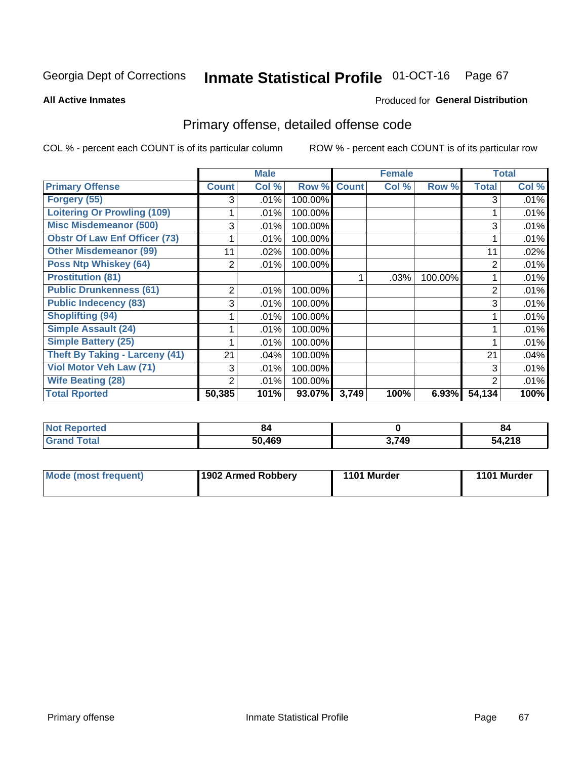Georgia Dept of Corrections **Inmate Statistical Profile** 01-OCT-16 Page 67

**All Active Inmates**

Produced for **General Distribution**

## Primary offense, detailed offense code

COL % - percent each COUNT is of its particular column

ROW % - percent each COUNT is of its particular row

| | Male | | | Female | | | Total | |
|---|---|---|---|---|---|---|---|---|
| **Primary Offense** | **Count** | **Col %** | **Row %** | **Count** | **Col %** | **Row %** | **Total** | **Col %** |
| **Forgery (55)** | 3 | .01% | 100.00% | | | | 3 | .01% |
| **Loitering Or Prowling (109)** | 1 | .01% | 100.00% | | | | 1 | .01% |
| **Misc Misdemeanor (500)** | 3 | .01% | 100.00% | | | | 3 | .01% |
| **Obstr Of Law Enf Officer (73)** | 1 | .01% | 100.00% | | | | 1 | .01% |
| **Other Misdemeanor (99)** | 11 | .02% | 100.00% | | | | 11 | .02% |
| **Poss Ntp Whiskey (64)** | 2 | .01% | 100.00% | | | | 2 | .01% |
| **Prostitution (81)** | | | | 1 | .03% | 100.00% | 1 | .01% |
| **Public Drunkenness (61)** | 2 | .01% | 100.00% | | | | 2 | .01% |
| **Public Indecency (83)** | 3 | .01% | 100.00% | | | | 3 | .01% |
| **Shoplifting (94)** | 1 | .01% | 100.00% | | | | 1 | .01% |
| **Simple Assault (24)** | 1 | .01% | 100.00% | | | | 1 | .01% |
| **Simple Battery (25)** | 1 | .01% | 100.00% | | | | 1 | .01% |
| **Theft By Taking - Larceny (41)** | 21 | .04% | 100.00% | | | | 21 | .04% |
| **Viol Motor Veh Law (71)** | 3 | .01% | 100.00% | | | | 3 | .01% |
| **Wife Beating (28)** | 2 | .01% | 100.00% | | | | 2 | .01% |
| **Total Rported** | **50,385** | **101%** | **93.07%** | **3,749** | **100%** | **6.93%** | **54,134** | **100%** |

| | Male | Female | Total |
|---|---|---|---|
| **Not Reported** | **84** | **0** | **84** |
| **Grand Total** | **50,469** | **3,749** | **54,218** |

| | Male | Female | Total |
|---|---|---|---|
| **Mode (most frequent)** | **1902 Armed Robbery** | **1101 Murder** | **1101 Murder** |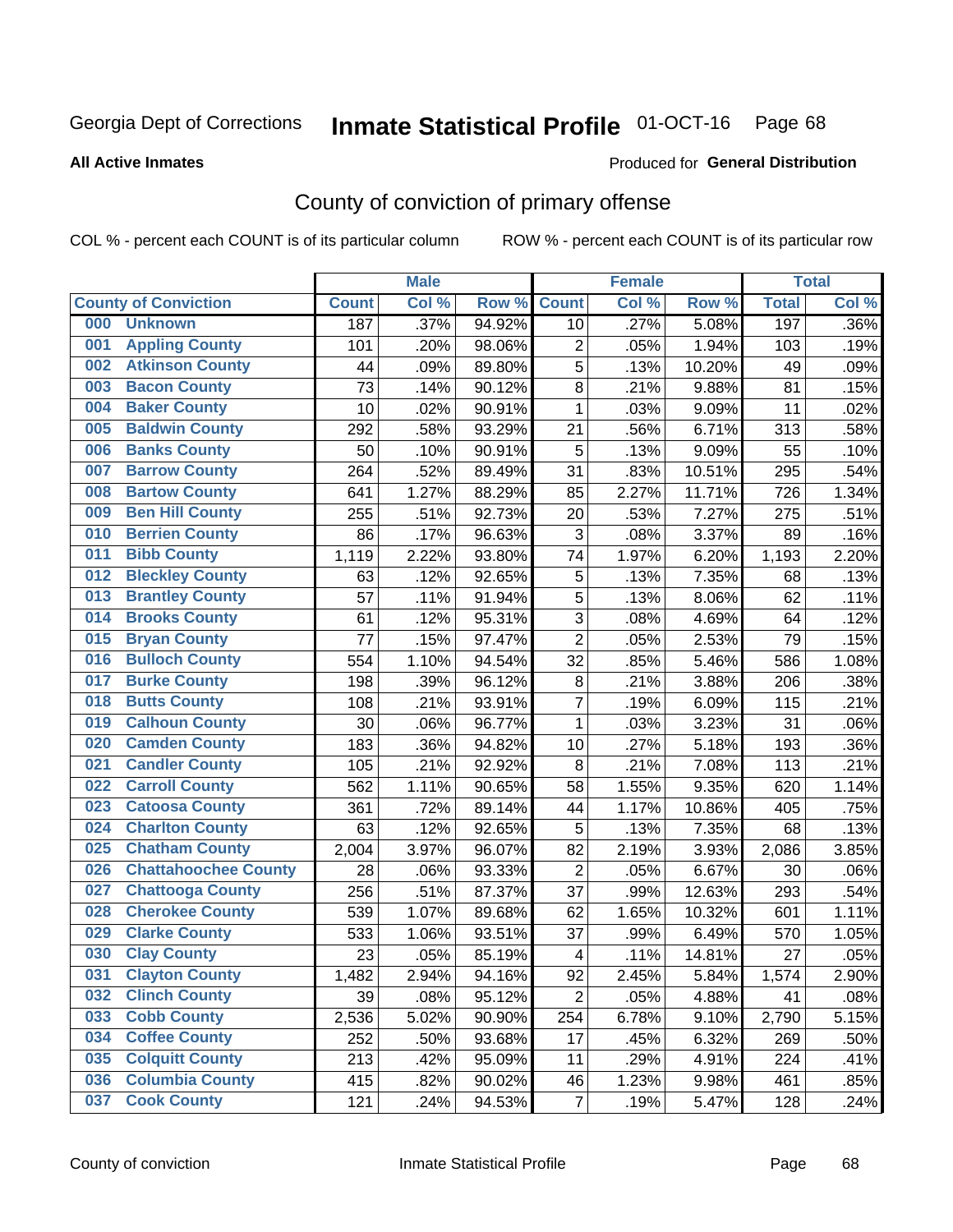Georgia Dept of Corrections **Inmate Statistical Profile** 01-OCT-16

**All Active Inmates**

Produced for **General Distribution**

## County of conviction of primary offense

COL % - percent each COUNT is of its particular column     ROW % - percent each COUNT is of its particular row

| County of Conviction | Male | | | Female | | | Total | |
|---|---|---|---|---|---|---|---|---|
| | Count | Col % | Row % | Count | Col % | Row % | Total | Col % |
| 000 Unknown | 187 | .37% | 94.92% | 10 | .27% | 5.08% | 197 | .36% |
| 001 Appling County | 101 | .20% | 98.06% | 2 | .05% | 1.94% | 103 | .19% |
| 002 Atkinson County | 44 | .09% | 89.80% | 5 | .13% | 10.20% | 49 | .09% |
| 003 Bacon County | 73 | .14% | 90.12% | 8 | .21% | 9.88% | 81 | .15% |
| 004 Baker County | 10 | .02% | 90.91% | 1 | .03% | 9.09% | 11 | .02% |
| 005 Baldwin County | 292 | .58% | 93.29% | 21 | .56% | 6.71% | 313 | .58% |
| 006 Banks County | 50 | .10% | 90.91% | 5 | .13% | 9.09% | 55 | .10% |
| 007 Barrow County | 264 | .52% | 89.49% | 31 | .83% | 10.51% | 295 | .54% |
| 008 Bartow County | 641 | 1.27% | 88.29% | 85 | 2.27% | 11.71% | 726 | 1.34% |
| 009 Ben Hill County | 255 | .51% | 92.73% | 20 | .53% | 7.27% | 275 | .51% |
| 010 Berrien County | 86 | .17% | 96.63% | 3 | .08% | 3.37% | 89 | .16% |
| 011 Bibb County | 1,119 | 2.22% | 93.80% | 74 | 1.97% | 6.20% | 1,193 | 2.20% |
| 012 Bleckley County | 63 | .12% | 92.65% | 5 | .13% | 7.35% | 68 | .13% |
| 013 Brantley County | 57 | .11% | 91.94% | 5 | .13% | 8.06% | 62 | .11% |
| 014 Brooks County | 61 | .12% | 95.31% | 3 | .08% | 4.69% | 64 | .12% |
| 015 Bryan County | 77 | .15% | 97.47% | 2 | .05% | 2.53% | 79 | .15% |
| 016 Bulloch County | 554 | 1.10% | 94.54% | 32 | .85% | 5.46% | 586 | 1.08% |
| 017 Burke County | 198 | .39% | 96.12% | 8 | .21% | 3.88% | 206 | .38% |
| 018 Butts County | 108 | .21% | 93.91% | 7 | .19% | 6.09% | 115 | .21% |
| 019 Calhoun County | 30 | .06% | 96.77% | 1 | .03% | 3.23% | 31 | .06% |
| 020 Camden County | 183 | .36% | 94.82% | 10 | .27% | 5.18% | 193 | .36% |
| 021 Candler County | 105 | .21% | 92.92% | 8 | .21% | 7.08% | 113 | .21% |
| 022 Carroll County | 562 | 1.11% | 90.65% | 58 | 1.55% | 9.35% | 620 | 1.14% |
| 023 Catoosa County | 361 | .72% | 89.14% | 44 | 1.17% | 10.86% | 405 | .75% |
| 024 Charlton County | 63 | .12% | 92.65% | 5 | .13% | 7.35% | 68 | .13% |
| 025 Chatham County | 2,004 | 3.97% | 96.07% | 82 | 2.19% | 3.93% | 2,086 | 3.85% |
| 026 Chattahoochee County | 28 | .06% | 93.33% | 2 | .05% | 6.67% | 30 | .06% |
| 027 Chattooga County | 256 | .51% | 87.37% | 37 | .99% | 12.63% | 293 | .54% |
| 028 Cherokee County | 539 | 1.07% | 89.68% | 62 | 1.65% | 10.32% | 601 | 1.11% |
| 029 Clarke County | 533 | 1.06% | 93.51% | 37 | .99% | 6.49% | 570 | 1.05% |
| 030 Clay County | 23 | .05% | 85.19% | 4 | .11% | 14.81% | 27 | .05% |
| 031 Clayton County | 1,482 | 2.94% | 94.16% | 92 | 2.45% | 5.84% | 1,574 | 2.90% |
| 032 Clinch County | 39 | .08% | 95.12% | 2 | .05% | 4.88% | 41 | .08% |
| 033 Cobb County | 2,536 | 5.02% | 90.90% | 254 | 6.78% | 9.10% | 2,790 | 5.15% |
| 034 Coffee County | 252 | .50% | 93.68% | 17 | .45% | 6.32% | 269 | .50% |
| 035 Colquitt County | 213 | .42% | 95.09% | 11 | .29% | 4.91% | 224 | .41% |
| 036 Columbia County | 415 | .82% | 90.02% | 46 | 1.23% | 9.98% | 461 | .85% |
| 037 Cook County | 121 | .24% | 94.53% | 7 | .19% | 5.47% | 128 | .24% |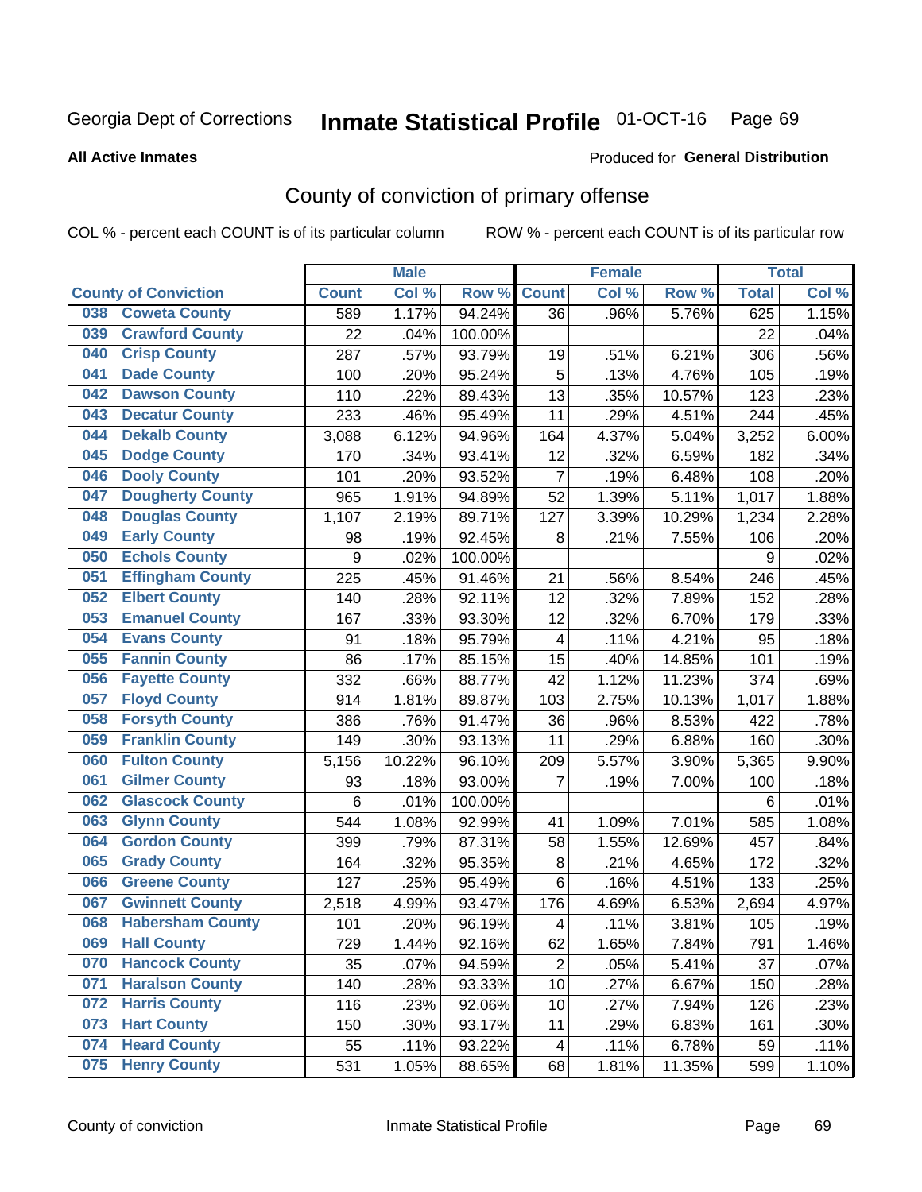Georgia Dept of Corrections **Inmate Statistical Profile** 01-OCT-16

**All Active Inmates**

Produced for **General Distribution**

## County of conviction of primary offense

COL % - percent each COUNT is of its particular column

ROW % - percent each COUNT is of its particular row

| County of Conviction | Male | | | Female | | | Total | |
|---|---|---|---|---|---|---|---|---|
| | Count | Col % | Row % | Count | Col % | Row % | Total | Col % |
| 038 Coweta County | 589 | 1.17% | 94.24% | 36 | .96% | 5.76% | 625 | 1.15% |
| 039 Crawford County | 22 | .04% | 100.00% | | | | 22 | .04% |
| 040 Crisp County | 287 | .57% | 93.79% | 19 | .51% | 6.21% | 306 | .56% |
| 041 Dade County | 100 | .20% | 95.24% | 5 | .13% | 4.76% | 105 | .19% |
| 042 Dawson County | 110 | .22% | 89.43% | 13 | .35% | 10.57% | 123 | .23% |
| 043 Decatur County | 233 | .46% | 95.49% | 11 | .29% | 4.51% | 244 | .45% |
| 044 Dekalb County | 3,088 | 6.12% | 94.96% | 164 | 4.37% | 5.04% | 3,252 | 6.00% |
| 045 Dodge County | 170 | .34% | 93.41% | 12 | .32% | 6.59% | 182 | .34% |
| 046 Dooly County | 101 | .20% | 93.52% | 7 | .19% | 6.48% | 108 | .20% |
| 047 Dougherty County | 965 | 1.91% | 94.89% | 52 | 1.39% | 5.11% | 1,017 | 1.88% |
| 048 Douglas County | 1,107 | 2.19% | 89.71% | 127 | 3.39% | 10.29% | 1,234 | 2.28% |
| 049 Early County | 98 | .19% | 92.45% | 8 | .21% | 7.55% | 106 | .20% |
| 050 Echols County | 9 | .02% | 100.00% | | | | 9 | .02% |
| 051 Effingham County | 225 | .45% | 91.46% | 21 | .56% | 8.54% | 246 | .45% |
| 052 Elbert County | 140 | .28% | 92.11% | 12 | .32% | 7.89% | 152 | .28% |
| 053 Emanuel County | 167 | .33% | 93.30% | 12 | .32% | 6.70% | 179 | .33% |
| 054 Evans County | 91 | .18% | 95.79% | 4 | .11% | 4.21% | 95 | .18% |
| 055 Fannin County | 86 | .17% | 85.15% | 15 | .40% | 14.85% | 101 | .19% |
| 056 Fayette County | 332 | .66% | 88.77% | 42 | 1.12% | 11.23% | 374 | .69% |
| 057 Floyd County | 914 | 1.81% | 89.87% | 103 | 2.75% | 10.13% | 1,017 | 1.88% |
| 058 Forsyth County | 386 | .76% | 91.47% | 36 | .96% | 8.53% | 422 | .78% |
| 059 Franklin County | 149 | .30% | 93.13% | 11 | .29% | 6.88% | 160 | .30% |
| 060 Fulton County | 5,156 | 10.22% | 96.10% | 209 | 5.57% | 3.90% | 5,365 | 9.90% |
| 061 Gilmer County | 93 | .18% | 93.00% | 7 | .19% | 7.00% | 100 | .18% |
| 062 Glascock County | 6 | .01% | 100.00% | | | | 6 | .01% |
| 063 Glynn County | 544 | 1.08% | 92.99% | 41 | 1.09% | 7.01% | 585 | 1.08% |
| 064 Gordon County | 399 | .79% | 87.31% | 58 | 1.55% | 12.69% | 457 | .84% |
| 065 Grady County | 164 | .32% | 95.35% | 8 | .21% | 4.65% | 172 | .32% |
| 066 Greene County | 127 | .25% | 95.49% | 6 | .16% | 4.51% | 133 | .25% |
| 067 Gwinnett County | 2,518 | 4.99% | 93.47% | 176 | 4.69% | 6.53% | 2,694 | 4.97% |
| 068 Habersham County | 101 | .20% | 96.19% | 4 | .11% | 3.81% | 105 | .19% |
| 069 Hall County | 729 | 1.44% | 92.16% | 62 | 1.65% | 7.84% | 791 | 1.46% |
| 070 Hancock County | 35 | .07% | 94.59% | 2 | .05% | 5.41% | 37 | .07% |
| 071 Haralson County | 140 | .28% | 93.33% | 10 | .27% | 6.67% | 150 | .28% |
| 072 Harris County | 116 | .23% | 92.06% | 10 | .27% | 7.94% | 126 | .23% |
| 073 Hart County | 150 | .30% | 93.17% | 11 | .29% | 6.83% | 161 | .30% |
| 074 Heard County | 55 | .11% | 93.22% | 4 | .11% | 6.78% | 59 | .11% |
| 075 Henry County | 531 | 1.05% | 88.65% | 68 | 1.81% | 11.35% | 599 | 1.10% |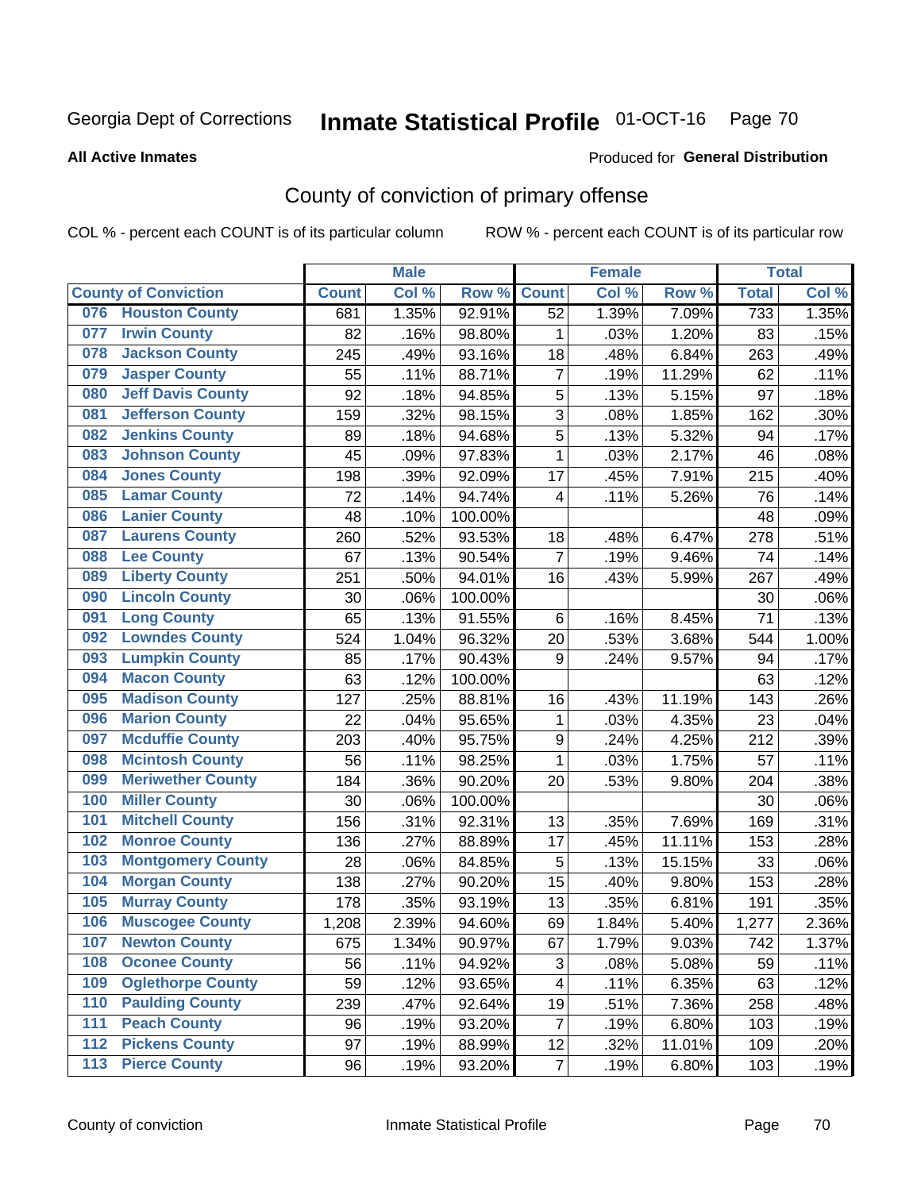Georgia Dept of Corrections **Inmate Statistical Profile** 01-OCT-16

**All Active Inmates**

Produced for **General Distribution**

## County of conviction of primary offense

COL % - percent each COUNT is of its particular column ROW % - percent each COUNT is of its particular row

| County of Conviction | Male | | | Female | | | Total | |
|---|---|---|---|---|---|---|---|---|
| | Count | Col % | Row % | Count | Col % | Row % | Total | Col % |
| 076 Houston County | 681 | 1.35% | 92.91% | 52 | 1.39% | 7.09% | 733 | 1.35% |
| 077 Irwin County | 82 | .16% | 98.80% | 1 | .03% | 1.20% | 83 | .15% |
| 078 Jackson County | 245 | .49% | 93.16% | 18 | .48% | 6.84% | 263 | .49% |
| 079 Jasper County | 55 | .11% | 88.71% | 7 | .19% | 11.29% | 62 | .11% |
| 080 Jeff Davis County | 92 | .18% | 94.85% | 5 | .13% | 5.15% | 97 | .18% |
| 081 Jefferson County | 159 | .32% | 98.15% | 3 | .08% | 1.85% | 162 | .30% |
| 082 Jenkins County | 89 | .18% | 94.68% | 5 | .13% | 5.32% | 94 | .17% |
| 083 Johnson County | 45 | .09% | 97.83% | 1 | .03% | 2.17% | 46 | .08% |
| 084 Jones County | 198 | .39% | 92.09% | 17 | .45% | 7.91% | 215 | .40% |
| 085 Lamar County | 72 | .14% | 94.74% | 4 | .11% | 5.26% | 76 | .14% |
| 086 Lanier County | 48 | .10% | 100.00% | | | | 48 | .09% |
| 087 Laurens County | 260 | .52% | 93.53% | 18 | .48% | 6.47% | 278 | .51% |
| 088 Lee County | 67 | .13% | 90.54% | 7 | .19% | 9.46% | 74 | .14% |
| 089 Liberty County | 251 | .50% | 94.01% | 16 | .43% | 5.99% | 267 | .49% |
| 090 Lincoln County | 30 | .06% | 100.00% | | | | 30 | .06% |
| 091 Long County | 65 | .13% | 91.55% | 6 | .16% | 8.45% | 71 | .13% |
| 092 Lowndes County | 524 | 1.04% | 96.32% | 20 | .53% | 3.68% | 544 | 1.00% |
| 093 Lumpkin County | 85 | .17% | 90.43% | 9 | .24% | 9.57% | 94 | .17% |
| 094 Macon County | 63 | .12% | 100.00% | | | | 63 | .12% |
| 095 Madison County | 127 | .25% | 88.81% | 16 | .43% | 11.19% | 143 | .26% |
| 096 Marion County | 22 | .04% | 95.65% | 1 | .03% | 4.35% | 23 | .04% |
| 097 Mcduffie County | 203 | .40% | 95.75% | 9 | .24% | 4.25% | 212 | .39% |
| 098 Mcintosh County | 56 | .11% | 98.25% | 1 | .03% | 1.75% | 57 | .11% |
| 099 Meriwether County | 184 | .36% | 90.20% | 20 | .53% | 9.80% | 204 | .38% |
| 100 Miller County | 30 | .06% | 100.00% | | | | 30 | .06% |
| 101 Mitchell County | 156 | .31% | 92.31% | 13 | .35% | 7.69% | 169 | .31% |
| 102 Monroe County | 136 | .27% | 88.89% | 17 | .45% | 11.11% | 153 | .28% |
| 103 Montgomery County | 28 | .06% | 84.85% | 5 | .13% | 15.15% | 33 | .06% |
| 104 Morgan County | 138 | .27% | 90.20% | 15 | .40% | 9.80% | 153 | .28% |
| 105 Murray County | 178 | .35% | 93.19% | 13 | .35% | 6.81% | 191 | .35% |
| 106 Muscogee County | 1,208 | 2.39% | 94.60% | 69 | 1.84% | 5.40% | 1,277 | 2.36% |
| 107 Newton County | 675 | 1.34% | 90.97% | 67 | 1.79% | 9.03% | 742 | 1.37% |
| 108 Oconee County | 56 | .11% | 94.92% | 3 | .08% | 5.08% | 59 | .11% |
| 109 Oglethorpe County | 59 | .12% | 93.65% | 4 | .11% | 6.35% | 63 | .12% |
| 110 Paulding County | 239 | .47% | 92.64% | 19 | .51% | 7.36% | 258 | .48% |
| 111 Peach County | 96 | .19% | 93.20% | 7 | .19% | 6.80% | 103 | .19% |
| 112 Pickens County | 97 | .19% | 88.99% | 12 | .32% | 11.01% | 109 | .20% |
| 113 Pierce County | 96 | .19% | 93.20% | 7 | .19% | 6.80% | 103 | .19% |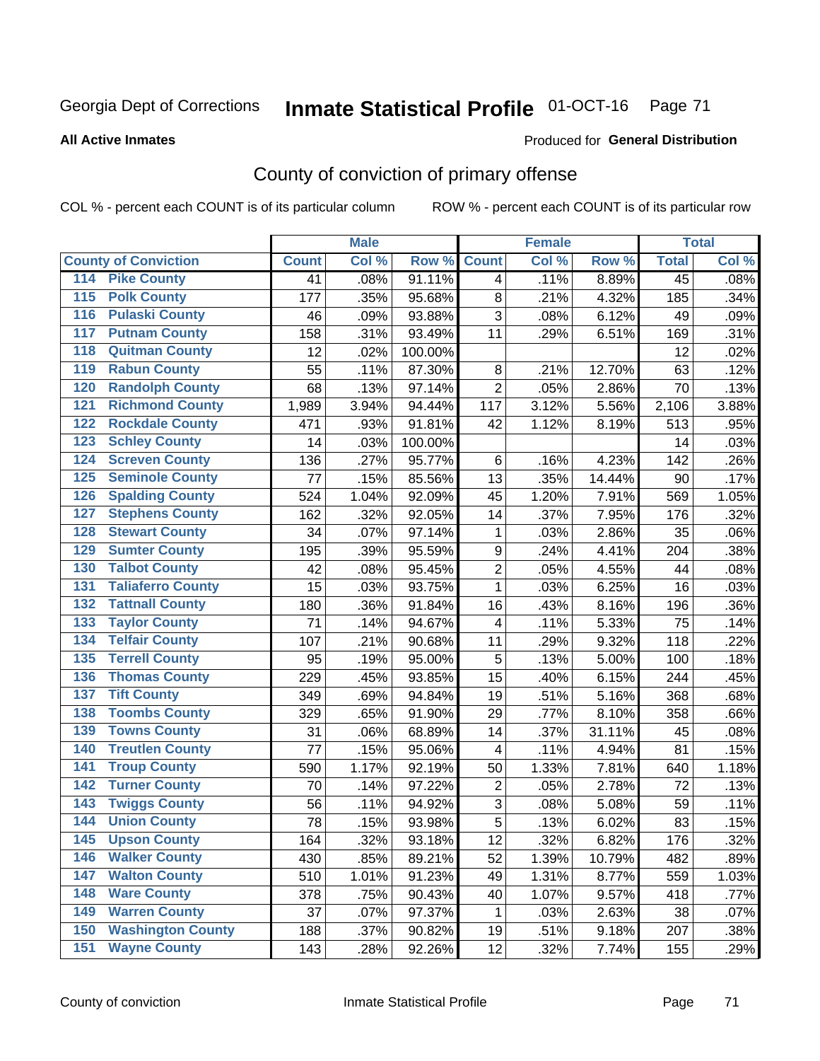Georgia Dept of Corrections **Inmate Statistical Profile** 01-OCT-16

**All Active Inmates**

Produced for **General Distribution**

## County of conviction of primary offense

COL % - percent each COUNT is of its particular column ROW % - percent each COUNT is of its particular row

| County of Conviction | Male | | | Female | | | Total | |
|---|---|---|---|---|---|---|---|---|
| | Count | Col % | Row % | Count | Col % | Row % | Total | Col % |
| 114 Pike County | 41 | .08% | 91.11% | 4 | .11% | 8.89% | 45 | .08% |
| 115 Polk County | 177 | .35% | 95.68% | 8 | .21% | 4.32% | 185 | .34% |
| 116 Pulaski County | 46 | .09% | 93.88% | 3 | .08% | 6.12% | 49 | .09% |
| 117 Putnam County | 158 | .31% | 93.49% | 11 | .29% | 6.51% | 169 | .31% |
| 118 Quitman County | 12 | .02% | 100.00% | | | | 12 | .02% |
| 119 Rabun County | 55 | .11% | 87.30% | 8 | .21% | 12.70% | 63 | .12% |
| 120 Randolph County | 68 | .13% | 97.14% | 2 | .05% | 2.86% | 70 | .13% |
| 121 Richmond County | 1,989 | 3.94% | 94.44% | 117 | 3.12% | 5.56% | 2,106 | 3.88% |
| 122 Rockdale County | 471 | .93% | 91.81% | 42 | 1.12% | 8.19% | 513 | .95% |
| 123 Schley County | 14 | .03% | 100.00% | | | | 14 | .03% |
| 124 Screven County | 136 | .27% | 95.77% | 6 | .16% | 4.23% | 142 | .26% |
| 125 Seminole County | 77 | .15% | 85.56% | 13 | .35% | 14.44% | 90 | .17% |
| 126 Spalding County | 524 | 1.04% | 92.09% | 45 | 1.20% | 7.91% | 569 | 1.05% |
| 127 Stephens County | 162 | .32% | 92.05% | 14 | .37% | 7.95% | 176 | .32% |
| 128 Stewart County | 34 | .07% | 97.14% | 1 | .03% | 2.86% | 35 | .06% |
| 129 Sumter County | 195 | .39% | 95.59% | 9 | .24% | 4.41% | 204 | .38% |
| 130 Talbot County | 42 | .08% | 95.45% | 2 | .05% | 4.55% | 44 | .08% |
| 131 Taliaferro County | 15 | .03% | 93.75% | 1 | .03% | 6.25% | 16 | .03% |
| 132 Tattnall County | 180 | .36% | 91.84% | 16 | .43% | 8.16% | 196 | .36% |
| 133 Taylor County | 71 | .14% | 94.67% | 4 | .11% | 5.33% | 75 | .14% |
| 134 Telfair County | 107 | .21% | 90.68% | 11 | .29% | 9.32% | 118 | .22% |
| 135 Terrell County | 95 | .19% | 95.00% | 5 | .13% | 5.00% | 100 | .18% |
| 136 Thomas County | 229 | .45% | 93.85% | 15 | .40% | 6.15% | 244 | .45% |
| 137 Tift County | 349 | .69% | 94.84% | 19 | .51% | 5.16% | 368 | .68% |
| 138 Toombs County | 329 | .65% | 91.90% | 29 | .77% | 8.10% | 358 | .66% |
| 139 Towns County | 31 | .06% | 68.89% | 14 | .37% | 31.11% | 45 | .08% |
| 140 Treutlen County | 77 | .15% | 95.06% | 4 | .11% | 4.94% | 81 | .15% |
| 141 Troup County | 590 | 1.17% | 92.19% | 50 | 1.33% | 7.81% | 640 | 1.18% |
| 142 Turner County | 70 | .14% | 97.22% | 2 | .05% | 2.78% | 72 | .13% |
| 143 Twiggs County | 56 | .11% | 94.92% | 3 | .08% | 5.08% | 59 | .11% |
| 144 Union County | 78 | .15% | 93.98% | 5 | .13% | 6.02% | 83 | .15% |
| 145 Upson County | 164 | .32% | 93.18% | 12 | .32% | 6.82% | 176 | .32% |
| 146 Walker County | 430 | .85% | 89.21% | 52 | 1.39% | 10.79% | 482 | .89% |
| 147 Walton County | 510 | 1.01% | 91.23% | 49 | 1.31% | 8.77% | 559 | 1.03% |
| 148 Ware County | 378 | .75% | 90.43% | 40 | 1.07% | 9.57% | 418 | .77% |
| 149 Warren County | 37 | .07% | 97.37% | 1 | .03% | 2.63% | 38 | .07% |
| 150 Washington County | 188 | .37% | 90.82% | 19 | .51% | 9.18% | 207 | .38% |
| 151 Wayne County | 143 | .28% | 92.26% | 12 | .32% | 7.74% | 155 | .29% |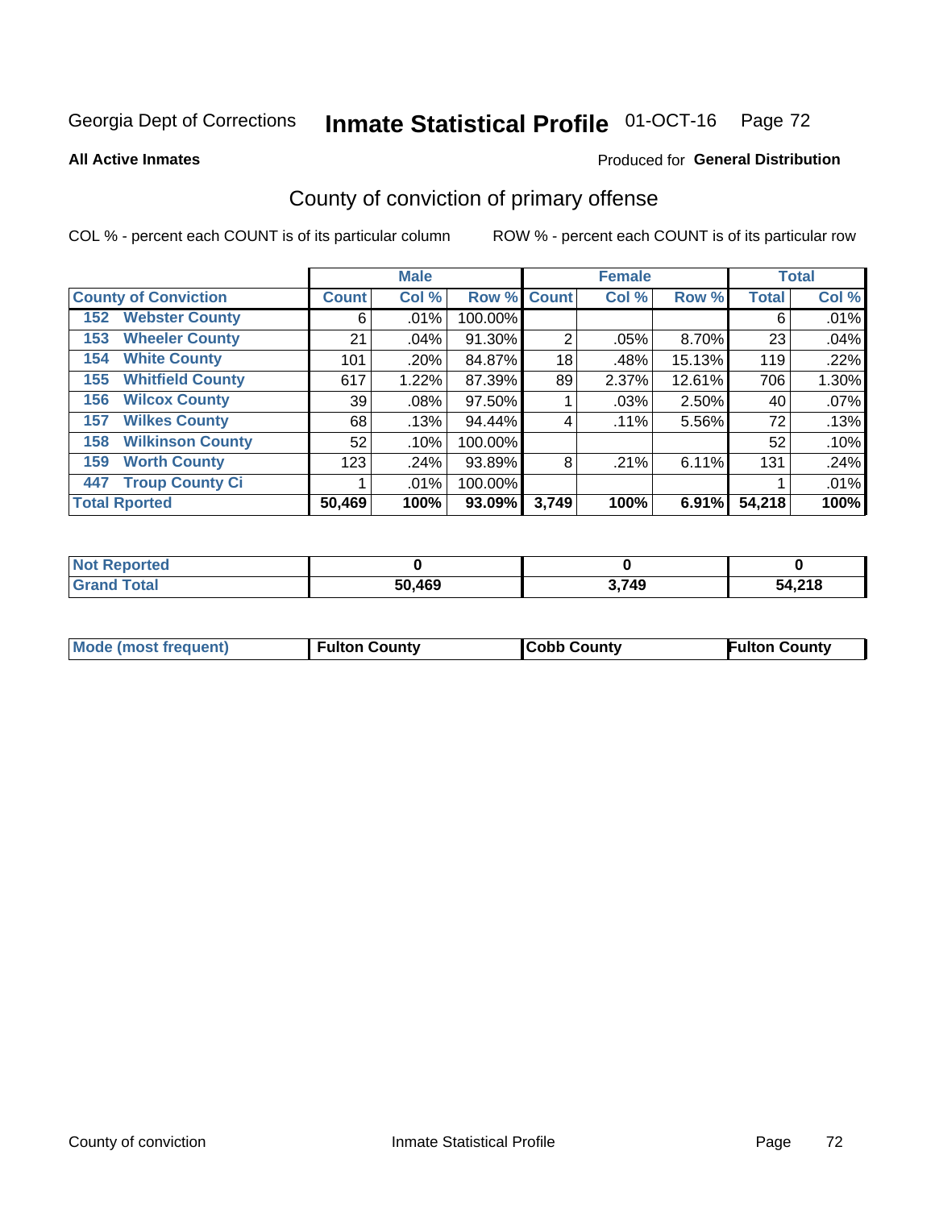Georgia Dept of Corrections **Inmate Statistical Profile** 01-OCT-16

**All Active Inmates**

Produced for **General Distribution**

## County of conviction of primary offense

COL % - percent each COUNT is of its particular column

ROW % - percent each COUNT is of its particular row

| | Male | | | Female | | | Total | |
|---|---|---|---|---|---|---|---|---|
| **County of Conviction** | **Count** | **Col %** | **Row %** | **Count** | **Col %** | **Row %** | **Total** | **Col %** |
| 152 Webster County | 6 | .01% | 100.00% | | | | 6 | .01% |
| 153 Wheeler County | 21 | .04% | 91.30% | 2 | .05% | 8.70% | 23 | .04% |
| 154 White County | 101 | .20% | 84.87% | 18 | .48% | 15.13% | 119 | .22% |
| 155 Whitfield County | 617 | 1.22% | 87.39% | 89 | 2.37% | 12.61% | 706 | 1.30% |
| 156 Wilcox County | 39 | .08% | 97.50% | 1 | .03% | 2.50% | 40 | .07% |
| 157 Wilkes County | 68 | .13% | 94.44% | 4 | .11% | 5.56% | 72 | .13% |
| 158 Wilkinson County | 52 | .10% | 100.00% | | | | 52 | .10% |
| 159 Worth County | 123 | .24% | 93.89% | 8 | .21% | 6.11% | 131 | .24% |
| 447 Troup County Ci | 1 | .01% | 100.00% | | | | 1 | .01% |
| **Total Rported** | **50,469** | **100%** | **93.09%** | **3,749** | **100%** | **6.91%** | **54,218** | **100%** |

| | Male | Female | Total |
|---|---|---|---|
| Not Reported | 0 | 0 | 0 |
| Grand Total | 50,469 | 3,749 | 54,218 |

| | Male | Female | Total |
|---|---|---|---|
| Mode (most frequent) | Fulton County | Cobb County | Fulton County |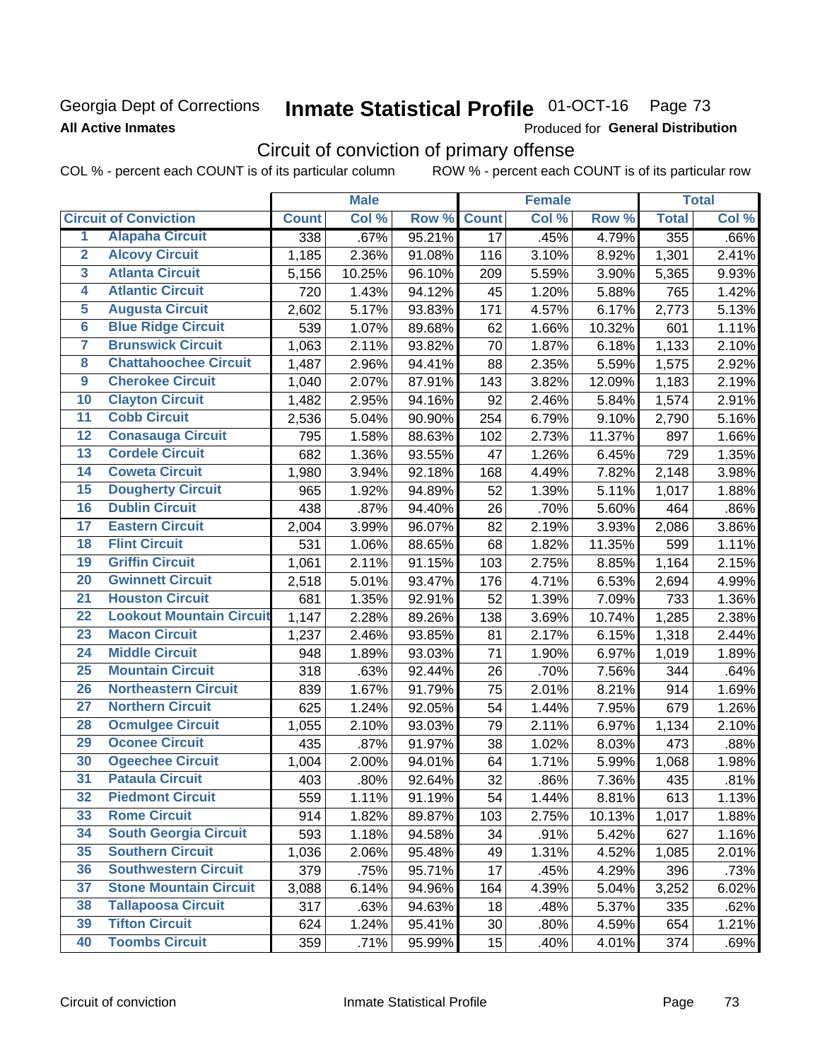Georgia Dept of Corrections

**All Active Inmates**

# Inmate Statistical Profile 01-OCT-16 Page 73

Produced for **General Distribution**

## Circuit of conviction of primary offense

COL % - percent each COUNT is of its particular column ROW % - percent each COUNT is of its particular row

| | Circuit of Conviction | Male | | | Female | | | Total | |
|---|---|---|---|---|---|---|---|---|---|
| | | Count | Col % | Row % | Count | Col % | Row % | Total | Col % |
| 1 | Alapaha Circuit | 338 | .67% | 95.21% | 17 | .45% | 4.79% | 355 | .66% |
| 2 | Alcovy Circuit | 1,185 | 2.36% | 91.08% | 116 | 3.10% | 8.92% | 1,301 | 2.41% |
| 3 | Atlanta Circuit | 5,156 | 10.25% | 96.10% | 209 | 5.59% | 3.90% | 5,365 | 9.93% |
| 4 | Atlantic Circuit | 720 | 1.43% | 94.12% | 45 | 1.20% | 5.88% | 765 | 1.42% |
| 5 | Augusta Circuit | 2,602 | 5.17% | 93.83% | 171 | 4.57% | 6.17% | 2,773 | 5.13% |
| 6 | Blue Ridge Circuit | 539 | 1.07% | 89.68% | 62 | 1.66% | 10.32% | 601 | 1.11% |
| 7 | Brunswick Circuit | 1,063 | 2.11% | 93.82% | 70 | 1.87% | 6.18% | 1,133 | 2.10% |
| 8 | Chattahoochee Circuit | 1,487 | 2.96% | 94.41% | 88 | 2.35% | 5.59% | 1,575 | 2.92% |
| 9 | Cherokee Circuit | 1,040 | 2.07% | 87.91% | 143 | 3.82% | 12.09% | 1,183 | 2.19% |
| 10 | Clayton Circuit | 1,482 | 2.95% | 94.16% | 92 | 2.46% | 5.84% | 1,574 | 2.91% |
| 11 | Cobb Circuit | 2,536 | 5.04% | 90.90% | 254 | 6.79% | 9.10% | 2,790 | 5.16% |
| 12 | Conasauga Circuit | 795 | 1.58% | 88.63% | 102 | 2.73% | 11.37% | 897 | 1.66% |
| 13 | Cordele Circuit | 682 | 1.36% | 93.55% | 47 | 1.26% | 6.45% | 729 | 1.35% |
| 14 | Coweta Circuit | 1,980 | 3.94% | 92.18% | 168 | 4.49% | 7.82% | 2,148 | 3.98% |
| 15 | Dougherty Circuit | 965 | 1.92% | 94.89% | 52 | 1.39% | 5.11% | 1,017 | 1.88% |
| 16 | Dublin Circuit | 438 | .87% | 94.40% | 26 | .70% | 5.60% | 464 | .86% |
| 17 | Eastern Circuit | 2,004 | 3.99% | 96.07% | 82 | 2.19% | 3.93% | 2,086 | 3.86% |
| 18 | Flint Circuit | 531 | 1.06% | 88.65% | 68 | 1.82% | 11.35% | 599 | 1.11% |
| 19 | Griffin Circuit | 1,061 | 2.11% | 91.15% | 103 | 2.75% | 8.85% | 1,164 | 2.15% |
| 20 | Gwinnett Circuit | 2,518 | 5.01% | 93.47% | 176 | 4.71% | 6.53% | 2,694 | 4.99% |
| 21 | Houston Circuit | 681 | 1.35% | 92.91% | 52 | 1.39% | 7.09% | 733 | 1.36% |
| 22 | Lookout Mountain Circuit | 1,147 | 2.28% | 89.26% | 138 | 3.69% | 10.74% | 1,285 | 2.38% |
| 23 | Macon Circuit | 1,237 | 2.46% | 93.85% | 81 | 2.17% | 6.15% | 1,318 | 2.44% |
| 24 | Middle Circuit | 948 | 1.89% | 93.03% | 71 | 1.90% | 6.97% | 1,019 | 1.89% |
| 25 | Mountain Circuit | 318 | .63% | 92.44% | 26 | .70% | 7.56% | 344 | .64% |
| 26 | Northeastern Circuit | 839 | 1.67% | 91.79% | 75 | 2.01% | 8.21% | 914 | 1.69% |
| 27 | Northern Circuit | 625 | 1.24% | 92.05% | 54 | 1.44% | 7.95% | 679 | 1.26% |
| 28 | Ocmulgee Circuit | 1,055 | 2.10% | 93.03% | 79 | 2.11% | 6.97% | 1,134 | 2.10% |
| 29 | Oconee Circuit | 435 | .87% | 91.97% | 38 | 1.02% | 8.03% | 473 | .88% |
| 30 | Ogeechee Circuit | 1,004 | 2.00% | 94.01% | 64 | 1.71% | 5.99% | 1,068 | 1.98% |
| 31 | Pataula Circuit | 403 | .80% | 92.64% | 32 | .86% | 7.36% | 435 | .81% |
| 32 | Piedmont Circuit | 559 | 1.11% | 91.19% | 54 | 1.44% | 8.81% | 613 | 1.13% |
| 33 | Rome Circuit | 914 | 1.82% | 89.87% | 103 | 2.75% | 10.13% | 1,017 | 1.88% |
| 34 | South Georgia Circuit | 593 | 1.18% | 94.58% | 34 | .91% | 5.42% | 627 | 1.16% |
| 35 | Southern Circuit | 1,036 | 2.06% | 95.48% | 49 | 1.31% | 4.52% | 1,085 | 2.01% |
| 36 | Southwestern Circuit | 379 | .75% | 95.71% | 17 | .45% | 4.29% | 396 | .73% |
| 37 | Stone Mountain Circuit | 3,088 | 6.14% | 94.96% | 164 | 4.39% | 5.04% | 3,252 | 6.02% |
| 38 | Tallapoosa Circuit | 317 | .63% | 94.63% | 18 | .48% | 5.37% | 335 | .62% |
| 39 | Tifton Circuit | 624 | 1.24% | 95.41% | 30 | .80% | 4.59% | 654 | 1.21% |
| 40 | Toombs Circuit | 359 | .71% | 95.99% | 15 | .40% | 4.01% | 374 | .69% |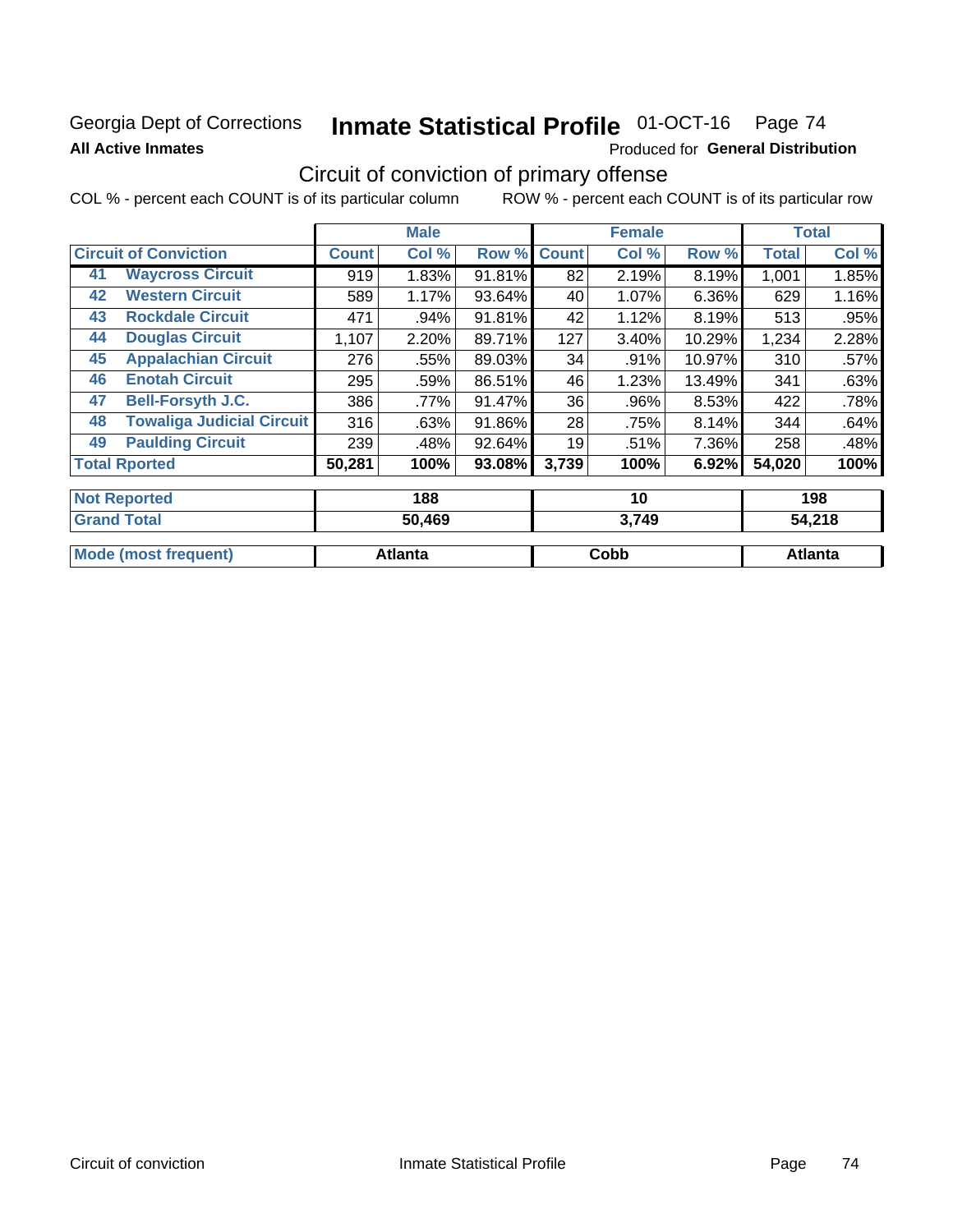Georgia Dept of Corrections **Inmate Statistical Profile** 01-OCT-16 Page 74

**All Active Inmates**

Produced for **General Distribution**

## Circuit of conviction of primary offense

COL % - percent each COUNT is of its particular column ROW % - percent each COUNT is of its particular row

| Circuit of Conviction | | Male | | | Female | | | Total | |
|---|---|---|---|---|---|---|---|---|---|
| | | Count | Col % | Row % | Count | Col % | Row % | Total | Col % |
| 41 | Waycross Circuit | 919 | 1.83% | 91.81% | 82 | 2.19% | 8.19% | 1,001 | 1.85% |
| 42 | Western Circuit | 589 | 1.17% | 93.64% | 40 | 1.07% | 6.36% | 629 | 1.16% |
| 43 | Rockdale Circuit | 471 | .94% | 91.81% | 42 | 1.12% | 8.19% | 513 | .95% |
| 44 | Douglas Circuit | 1,107 | 2.20% | 89.71% | 127 | 3.40% | 10.29% | 1,234 | 2.28% |
| 45 | Appalachian Circuit | 276 | .55% | 89.03% | 34 | .91% | 10.97% | 310 | .57% |
| 46 | Enotah Circuit | 295 | .59% | 86.51% | 46 | 1.23% | 13.49% | 341 | .63% |
| 47 | Bell-Forsyth J.C. | 386 | .77% | 91.47% | 36 | .96% | 8.53% | 422 | .78% |
| 48 | Towaliga Judicial Circuit | 316 | .63% | 91.86% | 28 | .75% | 8.14% | 344 | .64% |
| 49 | Paulding Circuit | 239 | .48% | 92.64% | 19 | .51% | 7.36% | 258 | .48% |
| Total Rported | | 50,281 | 100% | 93.08% | 3,739 | 100% | 6.92% | 54,020 | 100% |
| Not Reported | | 188 | | | 10 | | | 198 | |
| Grand Total | | 50,469 | | | 3,749 | | | 54,218 | |
| Mode (most frequent) | | Atlanta | | | Cobb | | | Atlanta | |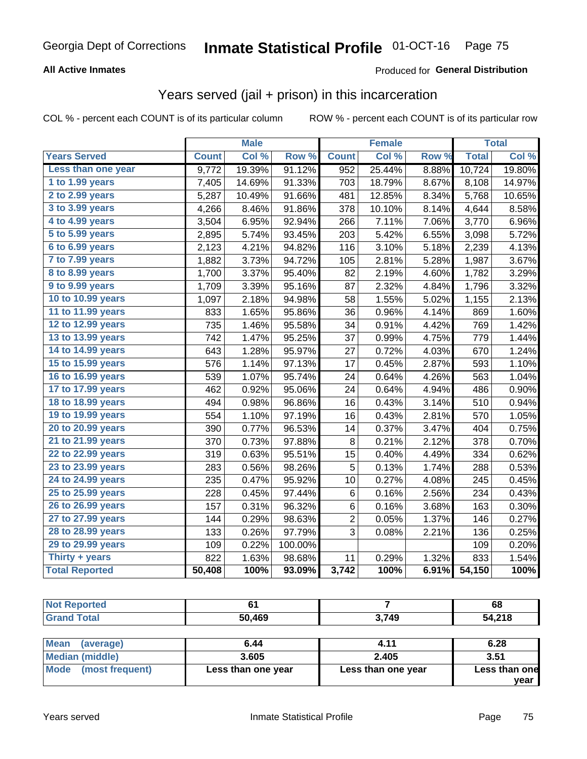Georgia Dept of Corrections **Inmate Statistical Profile** 01-OCT-16

**All Active Inmates**

Produced for **General Distribution**

## Years served (jail + prison) in this incarceration

COL % - percent each COUNT is of its particular column

ROW % - percent each COUNT is of its particular row

| | Male | | | Female | | | Total | |
|---|---|---|---|---|---|---|---|---|
| **Years Served** | **Count** | **Col %** | **Row %** | **Count** | **Col %** | **Row %** | **Total** | **Col %** |
| Less than one year | 9,772 | 19.39% | 91.12% | 952 | 25.44% | 8.88% | 10,724 | 19.80% |
| 1 to 1.99 years | 7,405 | 14.69% | 91.33% | 703 | 18.79% | 8.67% | 8,108 | 14.97% |
| 2 to 2.99 years | 5,287 | 10.49% | 91.66% | 481 | 12.85% | 8.34% | 5,768 | 10.65% |
| 3 to 3.99 years | 4,266 | 8.46% | 91.86% | 378 | 10.10% | 8.14% | 4,644 | 8.58% |
| 4 to 4.99 years | 3,504 | 6.95% | 92.94% | 266 | 7.11% | 7.06% | 3,770 | 6.96% |
| 5 to 5.99 years | 2,895 | 5.74% | 93.45% | 203 | 5.42% | 6.55% | 3,098 | 5.72% |
| 6 to 6.99 years | 2,123 | 4.21% | 94.82% | 116 | 3.10% | 5.18% | 2,239 | 4.13% |
| 7 to 7.99 years | 1,882 | 3.73% | 94.72% | 105 | 2.81% | 5.28% | 1,987 | 3.67% |
| 8 to 8.99 years | 1,700 | 3.37% | 95.40% | 82 | 2.19% | 4.60% | 1,782 | 3.29% |
| 9 to 9.99 years | 1,709 | 3.39% | 95.16% | 87 | 2.32% | 4.84% | 1,796 | 3.32% |
| 10 to 10.99 years | 1,097 | 2.18% | 94.98% | 58 | 1.55% | 5.02% | 1,155 | 2.13% |
| 11 to 11.99 years | 833 | 1.65% | 95.86% | 36 | 0.96% | 4.14% | 869 | 1.60% |
| 12 to 12.99 years | 735 | 1.46% | 95.58% | 34 | 0.91% | 4.42% | 769 | 1.42% |
| 13 to 13.99 years | 742 | 1.47% | 95.25% | 37 | 0.99% | 4.75% | 779 | 1.44% |
| 14 to 14.99 years | 643 | 1.28% | 95.97% | 27 | 0.72% | 4.03% | 670 | 1.24% |
| 15 to 15.99 years | 576 | 1.14% | 97.13% | 17 | 0.45% | 2.87% | 593 | 1.10% |
| 16 to 16.99 years | 539 | 1.07% | 95.74% | 24 | 0.64% | 4.26% | 563 | 1.04% |
| 17 to 17.99 years | 462 | 0.92% | 95.06% | 24 | 0.64% | 4.94% | 486 | 0.90% |
| 18 to 18.99 years | 494 | 0.98% | 96.86% | 16 | 0.43% | 3.14% | 510 | 0.94% |
| 19 to 19.99 years | 554 | 1.10% | 97.19% | 16 | 0.43% | 2.81% | 570 | 1.05% |
| 20 to 20.99 years | 390 | 0.77% | 96.53% | 14 | 0.37% | 3.47% | 404 | 0.75% |
| 21 to 21.99 years | 370 | 0.73% | 97.88% | 8 | 0.21% | 2.12% | 378 | 0.70% |
| 22 to 22.99 years | 319 | 0.63% | 95.51% | 15 | 0.40% | 4.49% | 334 | 0.62% |
| 23 to 23.99 years | 283 | 0.56% | 98.26% | 5 | 0.13% | 1.74% | 288 | 0.53% |
| 24 to 24.99 years | 235 | 0.47% | 95.92% | 10 | 0.27% | 4.08% | 245 | 0.45% |
| 25 to 25.99 years | 228 | 0.45% | 97.44% | 6 | 0.16% | 2.56% | 234 | 0.43% |
| 26 to 26.99 years | 157 | 0.31% | 96.32% | 6 | 0.16% | 3.68% | 163 | 0.30% |
| 27 to 27.99 years | 144 | 0.29% | 98.63% | 2 | 0.05% | 1.37% | 146 | 0.27% |
| 28 to 28.99 years | 133 | 0.26% | 97.79% | 3 | 0.08% | 2.21% | 136 | 0.25% |
| 29 to 29.99 years | 109 | 0.22% | 100.00% | | | | 109 | 0.20% |
| Thirty + years | 822 | 1.63% | 98.68% | 11 | 0.29% | 1.32% | 833 | 1.54% |
| **Total Reported** | **50,408** | **100%** | **93.09%** | **3,742** | **100%** | **6.91%** | **54,150** | **100%** |

| | Male | Female | Total |
|---|---|---|---|
| Not Reported | 61 | 7 | 68 |
| Grand Total | 50,469 | 3,749 | 54,218 |

| | Male | Female | Total |
|---|---|---|---|
| Mean (average) | 6.44 | 4.11 | 6.28 |
| Median (middle) | 3.605 | 2.405 | 3.51 |
| Mode (most frequent) | Less than one year | Less than one year | Less than one year |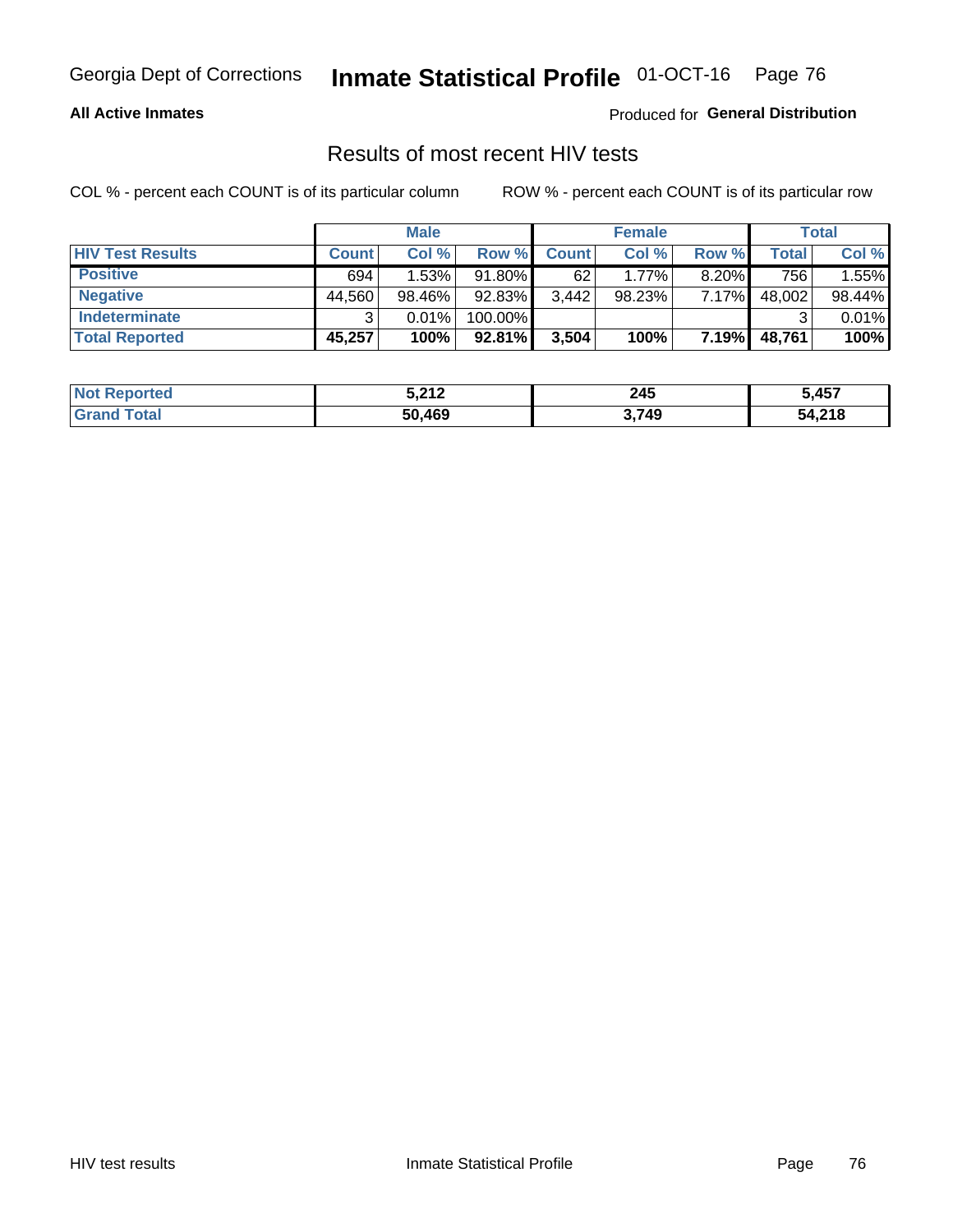Georgia Dept of Corrections **Inmate Statistical Profile** 01-OCT-16

**All Active Inmates**

Produced for **General Distribution**

## Results of most recent HIV tests

COL % - percent each COUNT is of its particular column

ROW % - percent each COUNT is of its particular row

| | Male | | | Female | | | Total | |
|---|---|---|---|---|---|---|---|---|
| **HIV Test Results** | **Count** | **Col %** | **Row %** | **Count** | **Col %** | **Row %** | **Total** | **Col %** |
| **Positive** | 694 | 1.53% | 91.80% | 62 | 1.77% | 8.20% | 756 | 1.55% |
| **Negative** | 44,560 | 98.46% | 92.83% | 3,442 | 98.23% | 7.17% | 48,002 | 98.44% |
| **Indeterminate** | 3 | 0.01% | 100.00% | | | | 3 | 0.01% |
| **Total Reported** | **45,257** | **100%** | **92.81%** | **3,504** | **100%** | **7.19%** | **48,761** | **100%** |

| | Male | Female | Total |
|---|---|---|---|
| **Not Reported** | **5,212** | **245** | **5,457** |
| **Grand Total** | **50,469** | **3,749** | **54,218** |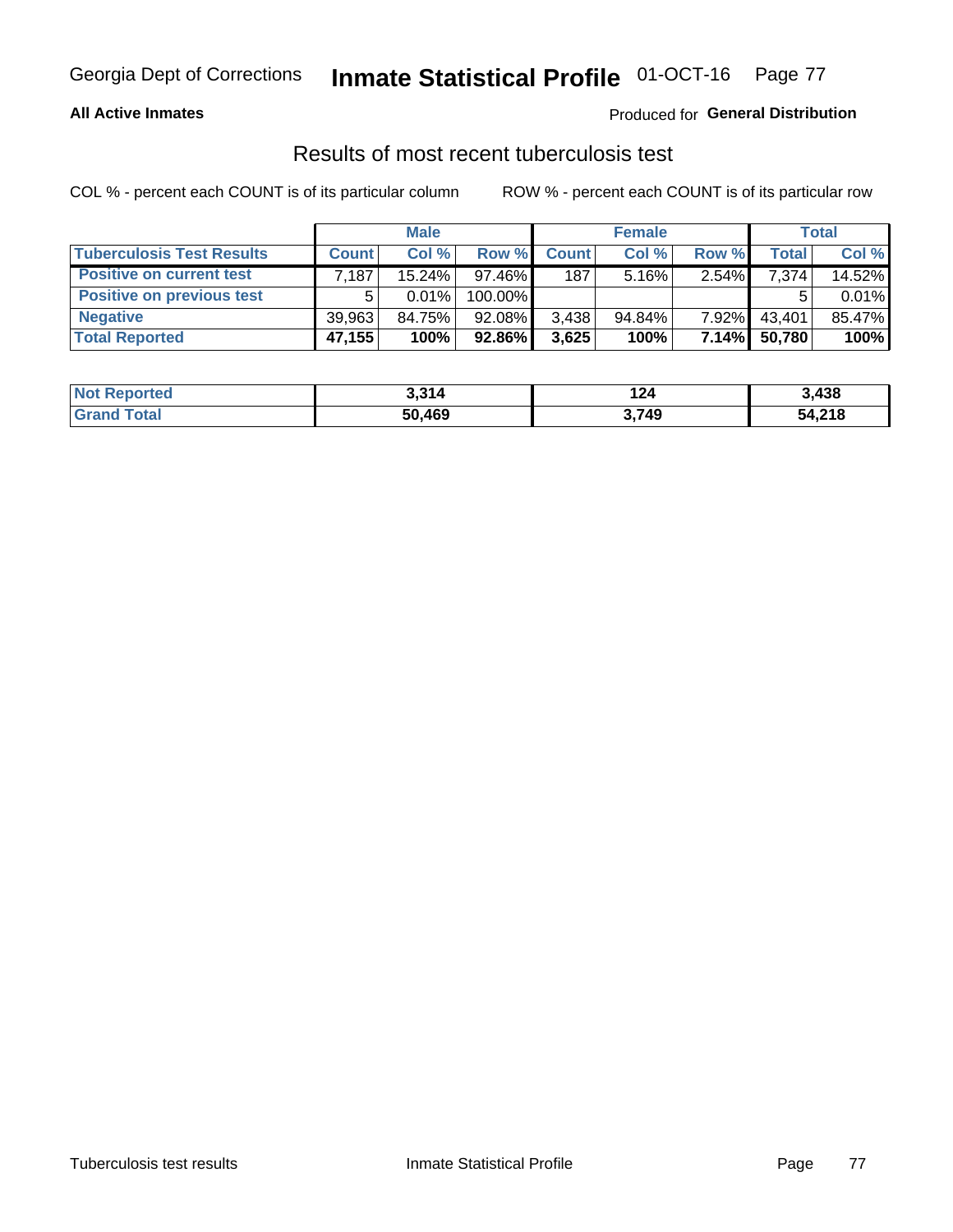Georgia Dept of Corrections **Inmate Statistical Profile** 01-OCT-16

**All Active Inmates**

Produced for **General Distribution**

## Results of most recent tuberculosis test

COL % - percent each COUNT is of its particular column ROW % - percent each COUNT is of its particular row

| | Male | | | Female | | | Total | |
|---|---|---|---|---|---|---|---|---|
| **Tuberculosis Test Results** | **Count** | **Col %** | **Row %** | **Count** | **Col %** | **Row %** | **Total** | **Col %** |
| **Positive on current test** | 7,187 | 15.24% | 97.46% | 187 | 5.16% | 2.54% | 7,374 | 14.52% |
| **Positive on previous test** | 5 | 0.01% | 100.00% | | | | 5 | 0.01% |
| **Negative** | 39,963 | 84.75% | 92.08% | 3,438 | 94.84% | 7.92% | 43,401 | 85.47% |
| **Total Reported** | **47,155** | **100%** | **92.86%** | **3,625** | **100%** | **7.14%** | **50,780** | **100%** |

| | Male | Female | Total |
|---|---|---|---|
| **Not Reported** | **3,314** | **124** | **3,438** |
| **Grand Total** | **50,469** | **3,749** | **54,218** |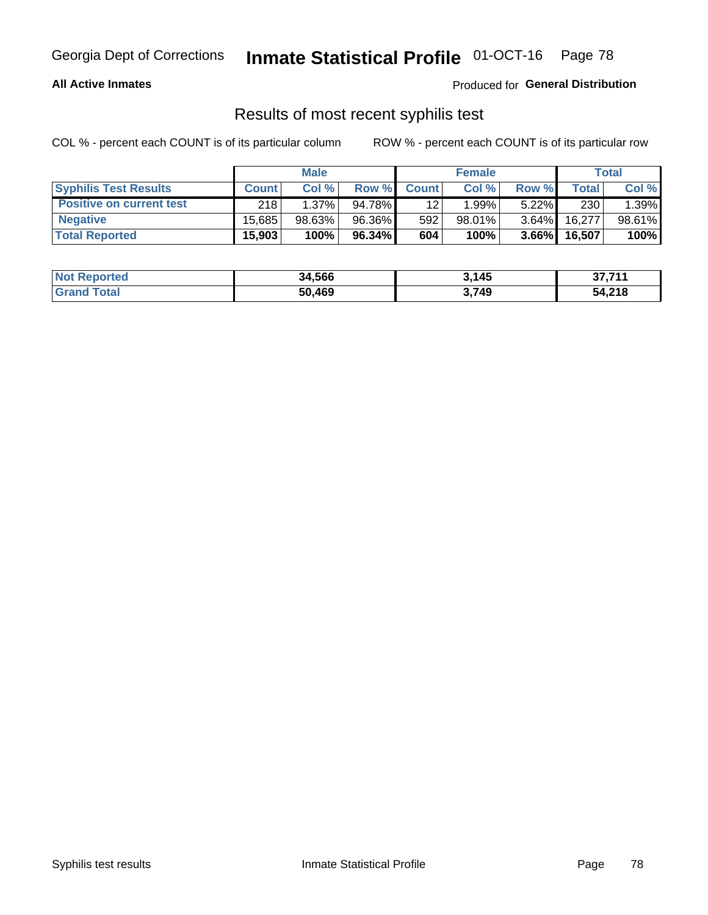**All Active Inmates** | Produced for **General Distribution**

## Results of most recent syphilis test

COL % - percent each COUNT is of its particular column   ROW % - percent each COUNT is of its particular row

| | Male | | | Female | | | Total | |
|---|---|---|---|---|---|---|---|---|
| **Syphilis Test Results** | **Count** | **Col %** | **Row %** | **Count** | **Col %** | **Row %** | **Total** | **Col %** |
| **Positive on current test** | 218 | 1.37% | 94.78% | 12 | 1.99% | 5.22% | 230 | 1.39% |
| **Negative** | 15,685 | 98.63% | 96.36% | 592 | 98.01% | 3.64% | 16,277 | 98.61% |
| **Total Reported** | **15,903** | **100%** | **96.34%** | **604** | **100%** | **3.66%** | **16,507** | **100%** |

| | Male | Female | Total |
|---|---|---|---|
| **Not Reported** | **34,566** | **3,145** | **37,711** |
| **Grand Total** | **50,469** | **3,749** | **54,218** |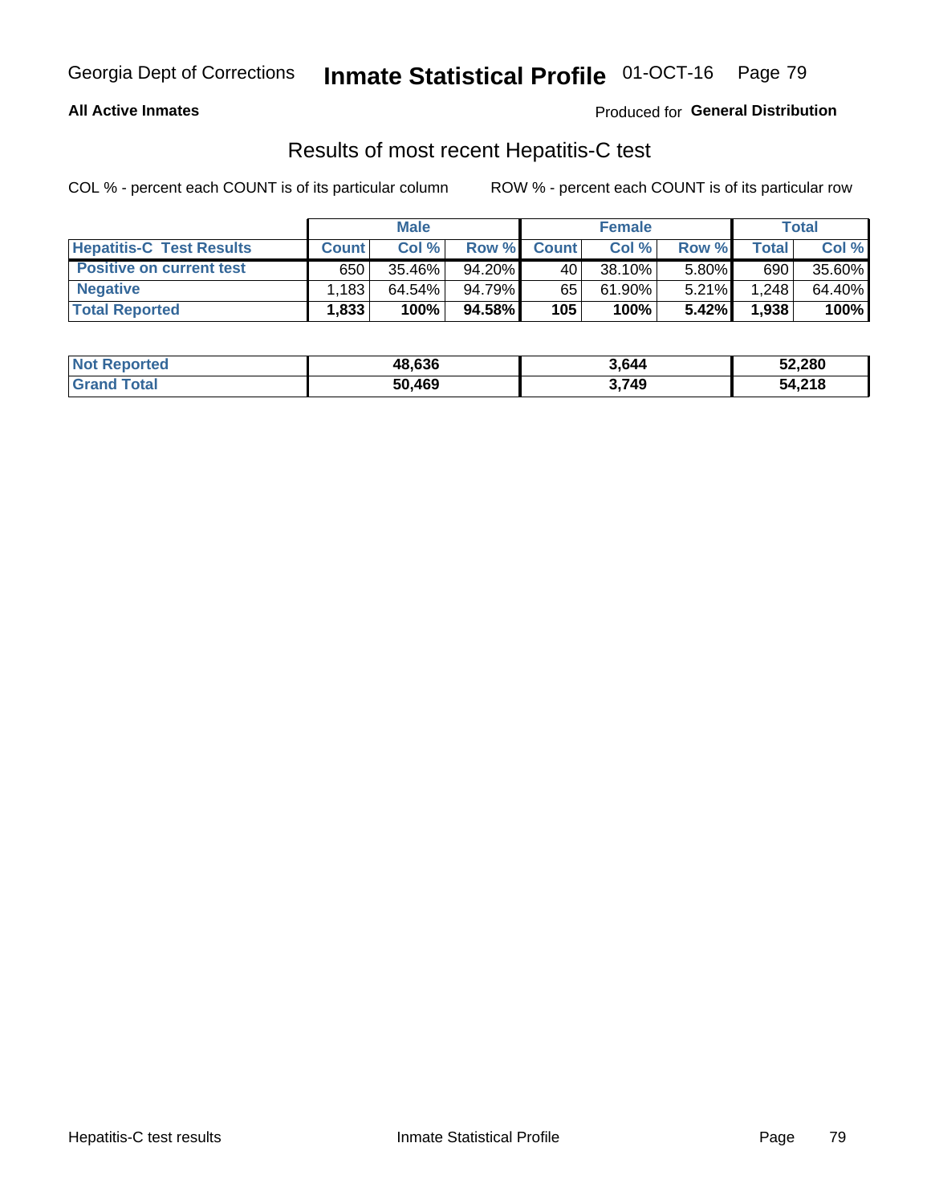Georgia Dept of Corrections **Inmate Statistical Profile** 01-OCT-16

**All Active Inmates**

Produced for **General Distribution**

## Results of most recent Hepatitis-C test

COL % - percent each COUNT is of its particular column

ROW % - percent each COUNT is of its particular row

| | Male | | | Female | | | Total | |
|---|---|---|---|---|---|---|---|---|
| **Hepatitis-C Test Results** | **Count** | **Col %** | **Row %** | **Count** | **Col %** | **Row %** | **Total** | **Col %** |
| **Positive on current test** | 650 | 35.46% | 94.20% | 40 | 38.10% | 5.80% | 690 | 35.60% |
| **Negative** | 1,183 | 64.54% | 94.79% | 65 | 61.90% | 5.21% | 1,248 | 64.40% |
| **Total Reported** | **1,833** | **100%** | **94.58%** | **105** | **100%** | **5.42%** | **1,938** | **100%** |

| | Male | Female | Total |
|---|---|---|---|
| **Not Reported** | **48,636** | **3,644** | **52,280** |
| **Grand Total** | **50,469** | **3,749** | **54,218** |

Hepatitis-C test results